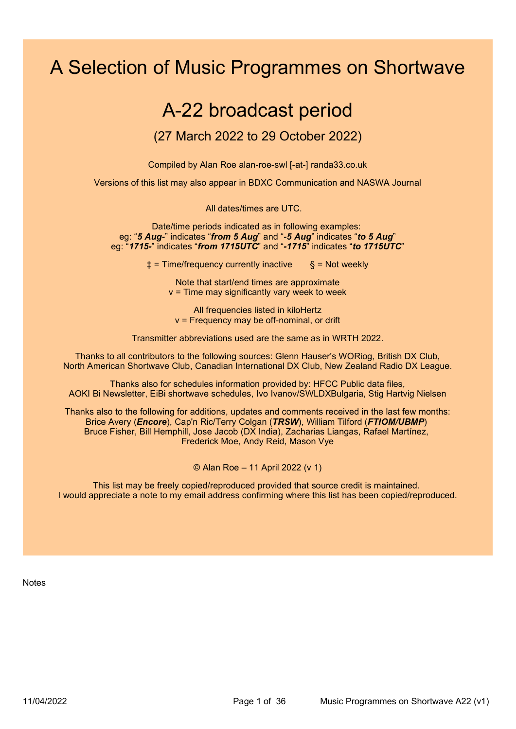# A Selection of Music Programmes on Shortwave

## A-22 broadcast period

### (27 March 2022 to 29 October 2022)

Compiled by Alan Roe alan-roe-swl [-at-] randa33.co.uk

Versions of this list may also appear in BDXC Communication and NASWA Journal

All dates/times are UTC.

Date/time periods indicated as in following examples:
eg: "***5 Aug-***" indicates "***from 5 Aug***" and "***-5 Aug***" indicates "***to 5 Aug***"
eg: "***1715-***" indicates "***from 1715UTC***" and "***-1715***" indicates "***to 1715UTC***"

‡ = Time/frequency currently inactive     § = Not weekly

Note that start/end times are approximate
v = Time may significantly vary week to week

All frequencies listed in kiloHertz
v = Frequency may be off-nominal, or drift

Transmitter abbreviations used are the same as in WRTH 2022.

Thanks to all contributors to the following sources: Glenn Hauser's WORiog, British DX Club, North American Shortwave Club, Canadian International DX Club, New Zealand Radio DX League.

Thanks also for schedules information provided by: HFCC Public data files, AOKI Bi Newsletter, EiBi shortwave schedules, Ivo Ivanov/SWLDXBulgaria, Stig Hartvig Nielsen

Thanks also to the following for additions, updates and comments received in the last few months:
Brice Avery (***Encore***), Cap'n Ric/Terry Colgan (***TRSW***), William Tilford (***FTIOM/UBMP***)
Bruce Fisher, Bill Hemphill, Jose Jacob (DX India), Zacharias Liangas, Rafael Martínez, Frederick Moe, Andy Reid, Mason Vye

© Alan Roe – 11 April 2022 (v 1)

This list may be freely copied/reproduced provided that source credit is maintained.
I would appreciate a note to my email address confirming where this list has been copied/reproduced.

Notes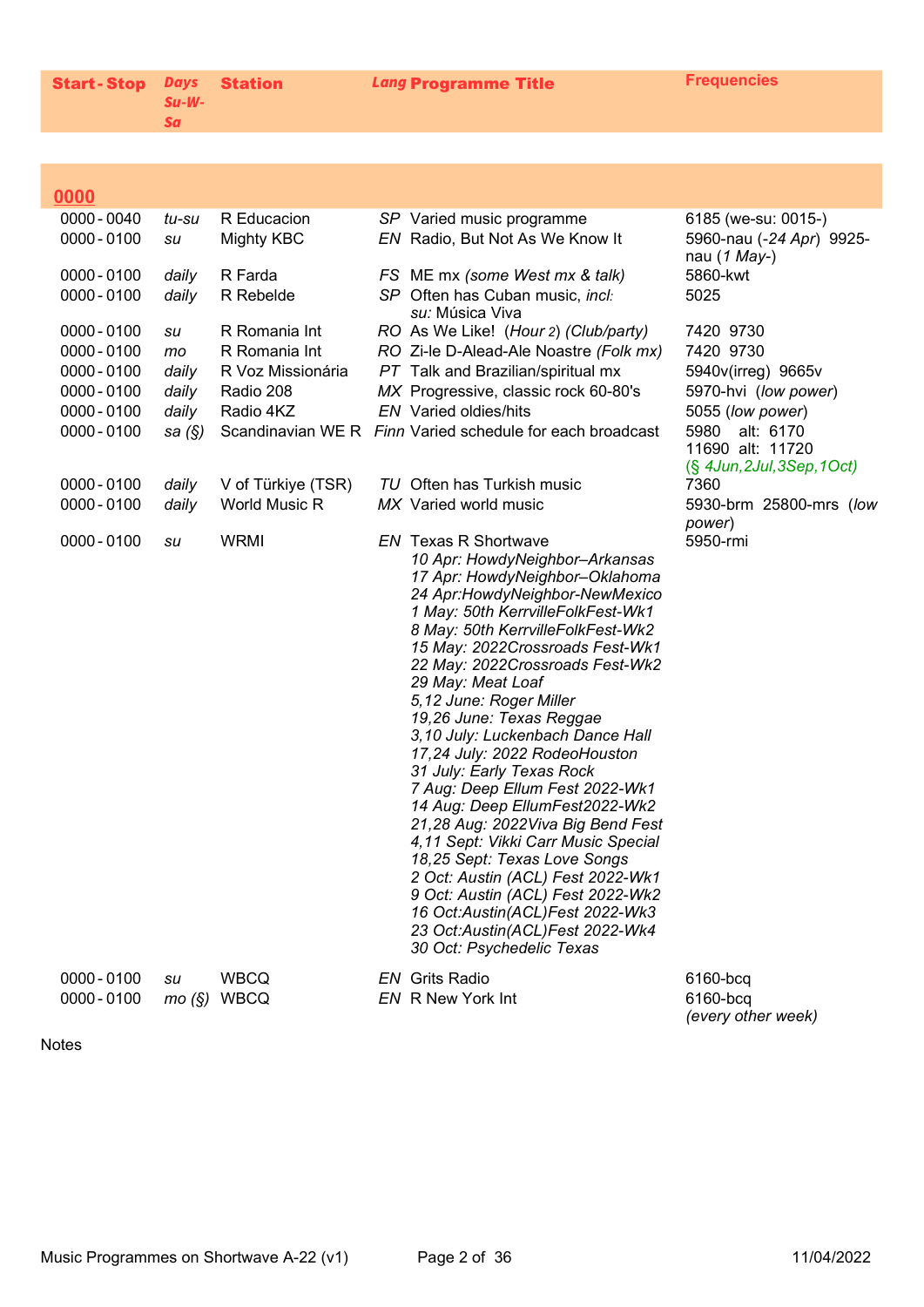| Start - Stop | Days Su-W-Sa | Station | Lang | Programme Title | Frequencies |
|---|---|---|---|---|---|
| **0000** | | | | | |
| 0000 - 0040 | *tu-su* | R Educacion | *SP* | Varied music programme | 6185 (we-su: 0015-) |
| 0000 - 0100 | *su* | Mighty KBC | *EN* | Radio, But Not As We Know It | 5960-nau (*-24 Apr*) 9925-nau (*1 May-*) |
| 0000 - 0100 | *daily* | R Farda | *FS* | ME mx *(some West mx & talk)* | 5860-kwt |
| 0000 - 0100 | *daily* | R Rebelde | *SP* | Often has Cuban music, *incl: su:* Música Viva | 5025 |
| 0000 - 0100 | *su* | R Romania Int | *RO* | As We Like! (*Hour 2*) *(Club/party)* | 7420 9730 |
| 0000 - 0100 | *mo* | R Romania Int | *RO* | Zi-le D-Alead-Ale Noastre *(Folk mx)* | 7420 9730 |
| 0000 - 0100 | *daily* | R Voz Missionária | *PT* | Talk and Brazilian/spiritual mx | 5940v(irreg) 9665v |
| 0000 - 0100 | *daily* | Radio 208 | *MX* | Progressive, classic rock 60-80's | 5970-hvi (*low power*) |
| 0000 - 0100 | *daily* | Radio 4KZ | *EN* | Varied oldies/hits | 5055 (*low power*) |
| 0000 - 0100 | *sa (§)* | Scandinavian WE R | *Finn* | Varied schedule for each broadcast | 5980 alt: 6170 11690 alt: 11720 (*§ 4Jun,2Jul,3Sep,1Oct*) |
| 0000 - 0100 | *daily* | V of Türkiye (TSR) | *TU* | Often has Turkish music | 7360 |
| 0000 - 0100 | *daily* | World Music R | *MX* | Varied world music | 5930-brm 25800-mrs (*low power*) |
| 0000 - 0100 | *su* | WRMI | *EN* | Texas R Shortwave *10 Apr: HowdyNeighbor–Arkansas 17 Apr: HowdyNeighbor–Oklahoma 24 Apr:HowdyNeighbor-NewMexico 1 May: 50th KerrvilleFolkFest-Wk1 8 May: 50th KerrvilleFolkFest-Wk2 15 May: 2022Crossroads Fest-Wk1 22 May: 2022Crossroads Fest-Wk2 29 May: Meat Loaf 5,12 June: Roger Miller 19,26 June: Texas Reggae 3,10 July: Luckenbach Dance Hall 17,24 July: 2022 RodeoHouston 31 July: Early Texas Rock 7 Aug: Deep Ellum Fest 2022-Wk1 14 Aug: Deep EllumFest2022-Wk2 21,28 Aug: 2022Viva Big Bend Fest 4,11 Sept: Vikki Carr Music Special 18,25 Sept: Texas Love Songs 2 Oct: Austin (ACL) Fest 2022-Wk1 9 Oct: Austin (ACL) Fest 2022-Wk2 16 Oct:Austin(ACL)Fest 2022-Wk3 23 Oct:Austin(ACL)Fest 2022-Wk4 30 Oct: Psychedelic Texas* | 5950-rmi |
| 0000 - 0100 | *su* | WBCQ | *EN* | Grits Radio | 6160-bcq |
| 0000 - 0100 | *mo (§)* | WBCQ | *EN* | R New York Int | 6160-bcq *(every other week)* |

Notes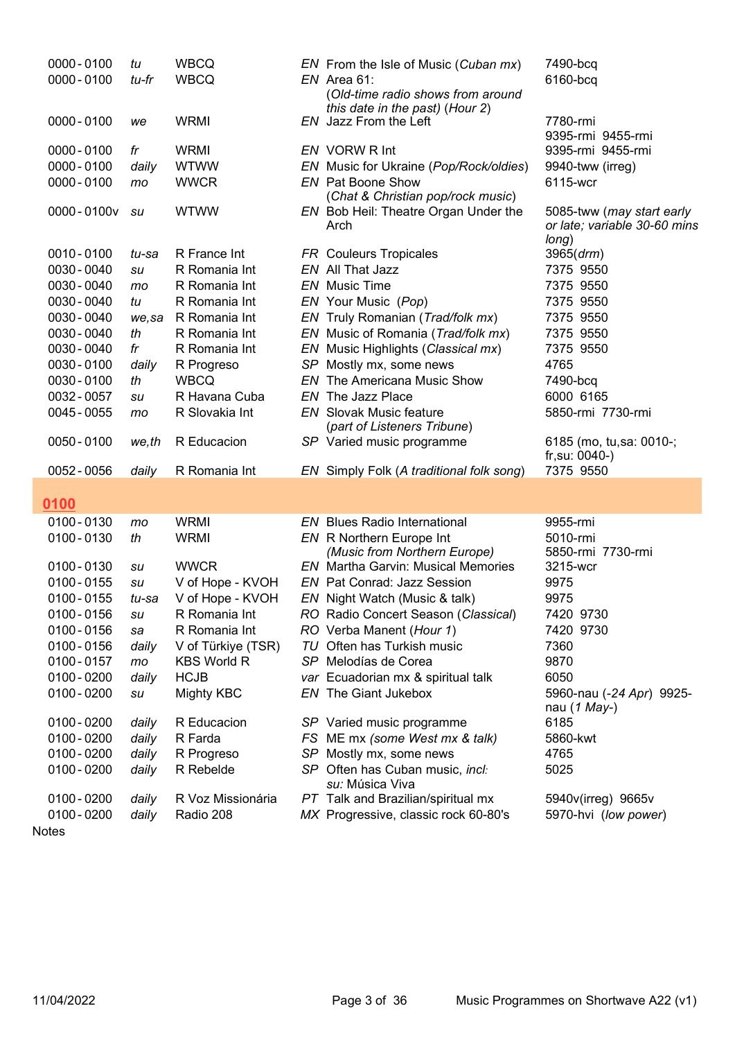| | | | | | |
|---|---|---|---|---|---|
| 0000 - 0100 | *tu* | WBCQ | *EN* | From the Isle of Music (*Cuban mx*) | 7490-bcq |
| 0000 - 0100 | *tu-fr* | WBCQ | *EN* | Area 61: (*Old-time radio shows from around this date in the past*) (*Hour 2*) | 6160-bcq |
| 0000 - 0100 | *we* | WRMI | *EN* | Jazz From the Left | 7780-rmi 9395-rmi 9455-rmi |
| 0000 - 0100 | *fr* | WRMI | *EN* | VORW R Int | 9395-rmi 9455-rmi |
| 0000 - 0100 | *daily* | WTWW | *EN* | Music for Ukraine (*Pop/Rock/oldies*) | 9940-tww (irreg) |
| 0000 - 0100 | *mo* | WWCR | *EN* | Pat Boone Show (*Chat & Christian pop/rock music*) | 6115-wcr |
| 0000 - 0100v | *su* | WTWW | *EN* | Bob Heil: Theatre Organ Under the Arch | 5085-tww (*may start early or late; variable 30-60 mins long*) |
| 0010 - 0100 | *tu-sa* | R France Int | *FR* | Couleurs Tropicales | 3965(*drm*) |
| 0030 - 0040 | *su* | R Romania Int | *EN* | All That Jazz | 7375 9550 |
| 0030 - 0040 | *mo* | R Romania Int | *EN* | Music Time | 7375 9550 |
| 0030 - 0040 | *tu* | R Romania Int | *EN* | Your Music (*Pop*) | 7375 9550 |
| 0030 - 0040 | *we,sa* | R Romania Int | *EN* | Truly Romanian (*Trad/folk mx*) | 7375 9550 |
| 0030 - 0040 | *th* | R Romania Int | *EN* | Music of Romania (*Trad/folk mx*) | 7375 9550 |
| 0030 - 0040 | *fr* | R Romania Int | *EN* | Music Highlights (*Classical mx*) | 7375 9550 |
| 0030 - 0100 | *daily* | R Progreso | *SP* | Mostly mx, some news | 4765 |
| 0030 - 0100 | *th* | WBCQ | *EN* | The Americana Music Show | 7490-bcq |
| 0032 - 0057 | *su* | R Havana Cuba | *EN* | The Jazz Place | 6000 6165 |
| 0045 - 0055 | *mo* | R Slovakia Int | *EN* | Slovak Music feature (*part of Listeners Tribune*) | 5850-rmi 7730-rmi |
| 0050 - 0100 | *we,th* | R Educacion | *SP* | Varied music programme | 6185 (mo, tu,sa: 0010-; fr,su: 0040-) |
| 0052 - 0056 | *daily* | R Romania Int | *EN* | Simply Folk (*A traditional folk song*) | 7375 9550 |

## 0100

| | | | | | |
|---|---|---|---|---|---|
| 0100 - 0130 | *mo* | WRMI | *EN* | Blues Radio International | 9955-rmi |
| 0100 - 0130 | *th* | WRMI | *EN* | R Northern Europe Int (*Music from Northern Europe*) | 5010-rmi 5850-rmi 7730-rmi |
| 0100 - 0130 | *su* | WWCR | *EN* | Martha Garvin: Musical Memories | 3215-wcr |
| 0100 - 0155 | *su* | V of Hope - KVOH | *EN* | Pat Conrad: Jazz Session | 9975 |
| 0100 - 0155 | *tu-sa* | V of Hope - KVOH | *EN* | Night Watch (Music & talk) | 9975 |
| 0100 - 0156 | *su* | R Romania Int | *RO* | Radio Concert Season (*Classical*) | 7420 9730 |
| 0100 - 0156 | *sa* | R Romania Int | *RO* | Verba Manent (*Hour 1*) | 7420 9730 |
| 0100 - 0156 | *daily* | V of Türkiye (TSR) | *TU* | Often has Turkish music | 7360 |
| 0100 - 0157 | *mo* | KBS World R | *SP* | Melodías de Corea | 9870 |
| 0100 - 0200 | *daily* | HCJB | *var* | Ecuadorian mx & spiritual talk | 6050 |
| 0100 - 0200 | *su* | Mighty KBC | *EN* | The Giant Jukebox | 5960-nau (*-24 Apr*) 9925-nau (*1 May-*) |
| 0100 - 0200 | *daily* | R Educacion | *SP* | Varied music programme | 6185 |
| 0100 - 0200 | *daily* | R Farda | *FS* | ME mx (*some West mx & talk*) | 5860-kwt |
| 0100 - 0200 | *daily* | R Progreso | *SP* | Mostly mx, some news | 4765 |
| 0100 - 0200 | *daily* | R Rebelde | *SP* | Often has Cuban music, *incl: su:* Música Viva | 5025 |
| 0100 - 0200 | *daily* | R Voz Missionária | *PT* | Talk and Brazilian/spiritual mx | 5940v(irreg) 9665v |
| 0100 - 0200 | *daily* | Radio 208 | *MX* | Progressive, classic rock 60-80's | 5970-hvi (*low power*) |

Notes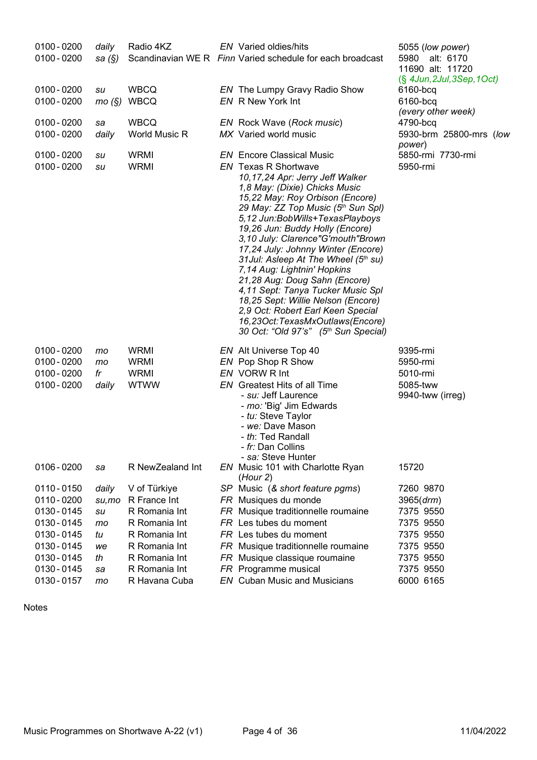| Time | Days | Station | Lang | Programme | Frequencies |
|---|---|---|---|---|---|
| 0100 - 0200 | *daily* | Radio 4KZ | *EN* | Varied oldies/hits | 5055 (*low power*) |
| 0100 - 0200 | *sa (§)* | Scandinavian WE R | *Finn* | Varied schedule for each broadcast | 5980 alt: 6170<br>11690 alt: 11720<br>*(§ 4Jun,2Jul,3Sep,1Oct)* |
| 0100 - 0200 | *su* | WBCQ | *EN* | The Lumpy Gravy Radio Show | 6160-bcq |
| 0100 - 0200 | *mo (§)* | WBCQ | *EN* | R New York Int | 6160-bcq<br>*(every other week)* |
| 0100 - 0200 | *sa* | WBCQ | *EN* | Rock Wave (*Rock music*) | 4790-bcq |
| 0100 - 0200 | *daily* | World Music R | *MX* | Varied world music | 5930-brm 25800-mrs (*low power*) |
| 0100 - 0200 | *su* | WRMI | *EN* | Encore Classical Music | 5850-rmi 7730-rmi |
| 0100 - 0200 | *su* | WRMI | *EN* | Texas R Shortwave<br>*10,17,24 Apr: Jerry Jeff Walker*<br>*1,8 May: (Dixie) Chicks Music*<br>*15,22 May: Roy Orbison (Encore)*<br>*29 May: ZZ Top Music (5th Sun Spl)*<br>*5,12 Jun:BobWills+TexasPlayboys*<br>*19,26 Jun: Buddy Holly (Encore)*<br>*3,10 July: Clarence"G'mouth"Brown*<br>*17,24 July: Johnny Winter (Encore)*<br>*31Jul: Asleep At The Wheel (5th su)*<br>*7,14 Aug: Lightnin' Hopkins*<br>*21,28 Aug: Doug Sahn (Encore)*<br>*4,11 Sept: Tanya Tucker Music Spl*<br>*18,25 Sept: Willie Nelson (Encore)*<br>*2,9 Oct: Robert Earl Keen Special*<br>*16,23Oct:TexasMxOutlaws(Encore)*<br>*30 Oct: "Old 97's" (5th Sun Special)* | 5950-rmi |
| 0100 - 0200 | *mo* | WRMI | *EN* | Alt Universe Top 40 | 9395-rmi |
| 0100 - 0200 | *mo* | WRMI | *EN* | Pop Shop R Show | 5950-rmi |
| 0100 - 0200 | *fr* | WRMI | *EN* | VORW R Int | 5010-rmi |
| 0100 - 0200 | *daily* | WTWW | *EN* | Greatest Hits of all Time<br>- *su:* Jeff Laurence<br>- *mo:* 'Big' Jim Edwards<br>- *tu:* Steve Taylor<br>- *we:* Dave Mason<br>- *th*: Ted Randall<br>- *fr:* Dan Collins<br>- *sa:* Steve Hunter | 5085-tww<br>9940-tww (irreg) |
| 0106 - 0200 | *sa* | R NewZealand Int | *EN* | Music 101 with Charlotte Ryan (*Hour 2*) | 15720 |
| 0110 - 0150 | *daily* | V of Türkiye | *SP* | Music (*& short feature pgms*) | 7260 9870 |
| 0110 - 0200 | *su,mo* | R France Int | *FR* | Musiques du monde | 3965(*drm*) |
| 0130 - 0145 | *su* | R Romania Int | *FR* | Musique traditionnelle roumaine | 7375 9550 |
| 0130 - 0145 | *mo* | R Romania Int | *FR* | Les tubes du moment | 7375 9550 |
| 0130 - 0145 | *tu* | R Romania Int | *FR* | Les tubes du moment | 7375 9550 |
| 0130 - 0145 | *we* | R Romania Int | *FR* | Musique traditionnelle roumaine | 7375 9550 |
| 0130 - 0145 | *th* | R Romania Int | *FR* | Musique classique roumaine | 7375 9550 |
| 0130 - 0145 | *sa* | R Romania Int | *FR* | Programme musical | 7375 9550 |
| 0130 - 0157 | *mo* | R Havana Cuba | *EN* | Cuban Music and Musicians | 6000 6165 |

Notes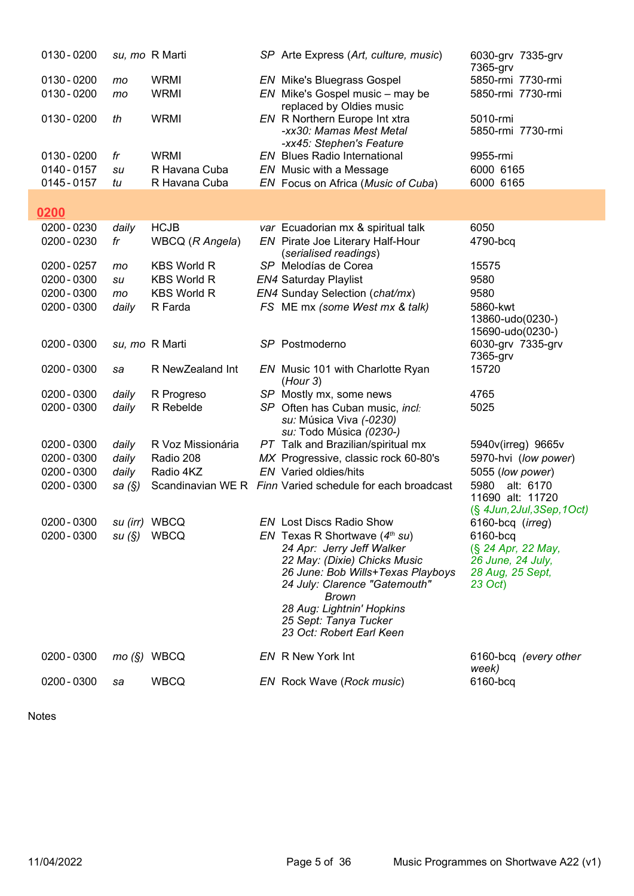| | | | | | |
|---|---|---|---|---|---|
| 0130 - 0200 | *su, mo* | R Marti | *SP* | Arte Express (*Art, culture, music*) | 6030-grv 7335-grv 7365-grv |
| 0130 - 0200 | *mo* | WRMI | *EN* | Mike's Bluegrass Gospel | 5850-rmi 7730-rmi |
| 0130 - 0200 | *mo* | WRMI | *EN* | Mike's Gospel music – may be replaced by Oldies music | 5850-rmi 7730-rmi |
| 0130 - 0200 | *th* | WRMI | *EN* | R Northern Europe Int xtra *-xx30: Mamas Mest Metal* *-xx45: Stephen's Feature* | 5010-rmi 5850-rmi 7730-rmi |
| 0130 - 0200 | *fr* | WRMI | *EN* | Blues Radio International | 9955-rmi |
| 0140 - 0157 | *su* | R Havana Cuba | *EN* | Music with a Message | 6000 6165 |
| 0145 - 0157 | *tu* | R Havana Cuba | *EN* | Focus on Africa (*Music of Cuba*) | 6000 6165 |

## 0200

| | | | | | |
|---|---|---|---|---|---|
| 0200 - 0230 | *daily* | HCJB | *var* | Ecuadorian mx & spiritual talk | 6050 |
| 0200 - 0230 | *fr* | WBCQ (*R Angela*) | *EN* | Pirate Joe Literary Half-Hour (*serialised readings*) | 4790-bcq |
| 0200 - 0257 | *mo* | KBS World R | *SP* | Melodías de Corea | 15575 |
| 0200 - 0300 | *su* | KBS World R | *EN4* | Saturday Playlist | 9580 |
| 0200 - 0300 | *mo* | KBS World R | *EN4* | Sunday Selection (*chat/mx*) | 9580 |
| 0200 - 0300 | *daily* | R Farda | *FS* | ME mx *(some West mx & talk)* | 5860-kwt 13860-udo(0230-) 15690-udo(0230-) |
| 0200 - 0300 | *su, mo* | R Marti | *SP* | Postmoderno | 6030-grv 7335-grv 7365-grv |
| 0200 - 0300 | *sa* | R NewZealand Int | *EN* | Music 101 with Charlotte Ryan (*Hour 3*) | 15720 |
| 0200 - 0300 | *daily* | R Progreso | *SP* | Mostly mx, some news | 4765 |
| 0200 - 0300 | *daily* | R Rebelde | *SP* | Often has Cuban music, *incl: su:* Música Viva *(-0230) su:* Todo Música *(0230-)* | 5025 |
| 0200 - 0300 | *daily* | R Voz Missionária | *PT* | Talk and Brazilian/spiritual mx | 5940v(irreg) 9665v |
| 0200 - 0300 | *daily* | Radio 208 | *MX* | Progressive, classic rock 60-80's | 5970-hvi (*low power*) |
| 0200 - 0300 | *daily* | Radio 4KZ | *EN* | Varied oldies/hits | 5055 (*low power*) |
| 0200 - 0300 | *sa (§)* | Scandinavian WE R | *Finn* | Varied schedule for each broadcast | 5980 alt: 6170 11690 alt: 11720 (*§ 4Jun,2Jul,3Sep,1Oct*) |
| 0200 - 0300 | *su (irr)* | WBCQ | *EN* | Lost Discs Radio Show | 6160-bcq (*irreg*) |
| 0200 - 0300 | *su (§)* | WBCQ | *EN* | Texas R Shortwave (*4th su*) *24 Apr: Jerry Jeff Walker* *22 May: (Dixie) Chicks Music* *26 June: Bob Wills+Texas Playboys* *24 July: Clarence "Gatemouth" Brown* *28 Aug: Lightnin' Hopkins* *25 Sept: Tanya Tucker* *23 Oct: Robert Earl Keen* | 6160-bcq (*§ 24 Apr, 22 May, 26 June, 24 July, 28 Aug, 25 Sept, 23 Oct*) |
| 0200 - 0300 | *mo (§)* | WBCQ | *EN* | R New York Int | 6160-bcq (*every other week*) |
| 0200 - 0300 | *sa* | WBCQ | *EN* | Rock Wave (*Rock music*) | 6160-bcq |

Notes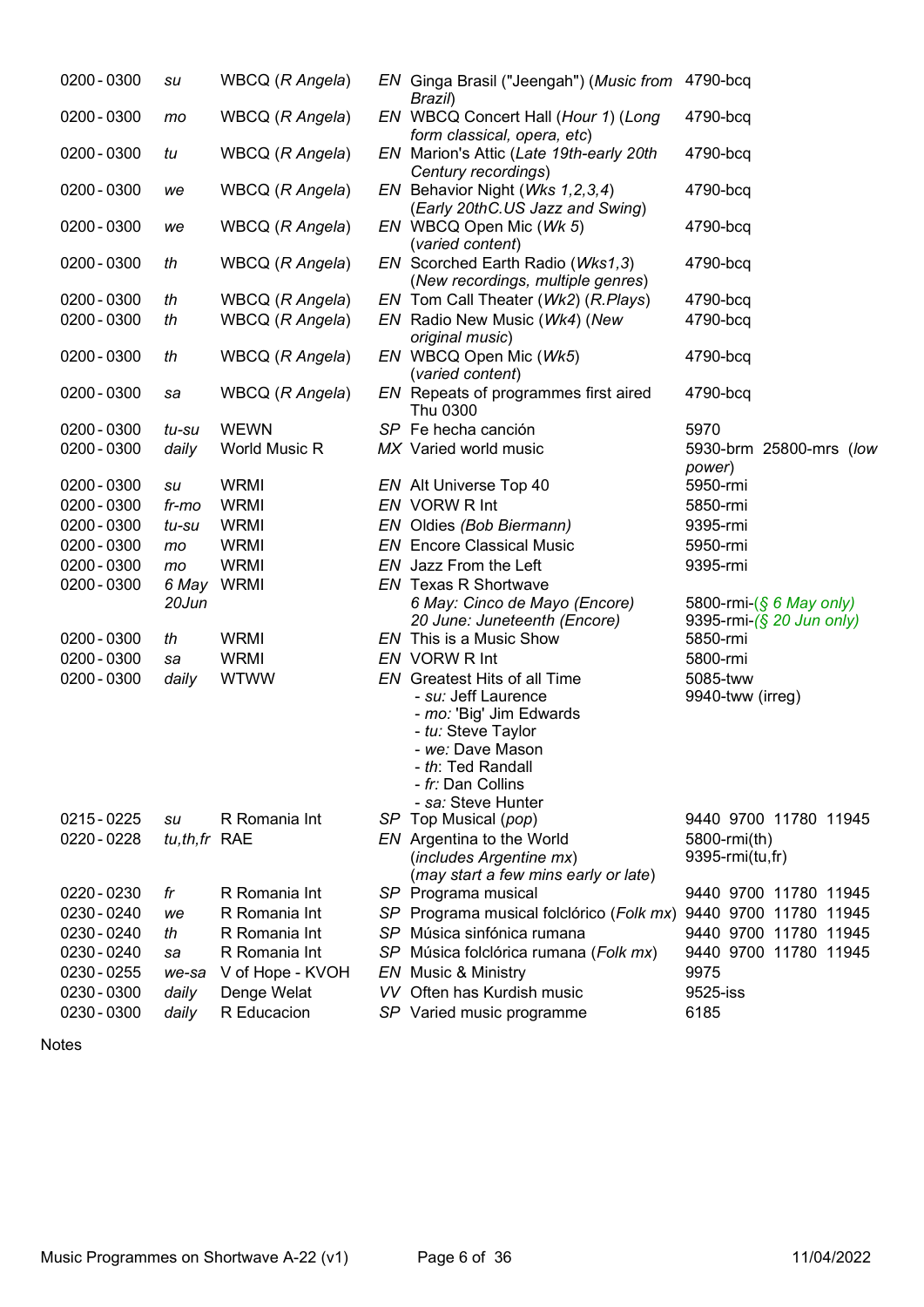| | | | | |
|---|---|---|---|---|
| 0200 - 0300 | *su* | WBCQ (*R Angela*) | *EN* Ginga Brasil ("Jeengah") (*Music from Brazil*) | 4790-bcq |
| 0200 - 0300 | *mo* | WBCQ (*R Angela*) | *EN* WBCQ Concert Hall (*Hour 1*) (*Long form classical, opera, etc*) | 4790-bcq |
| 0200 - 0300 | *tu* | WBCQ (*R Angela*) | *EN* Marion's Attic (*Late 19th-early 20th Century recordings*) | 4790-bcq |
| 0200 - 0300 | *we* | WBCQ (*R Angela*) | *EN* Behavior Night (*Wks 1,2,3,4*) (*Early 20thC.US Jazz and Swing*) | 4790-bcq |
| 0200 - 0300 | *we* | WBCQ (*R Angela*) | *EN* WBCQ Open Mic (*Wk 5*) (*varied content*) | 4790-bcq |
| 0200 - 0300 | *th* | WBCQ (*R Angela*) | *EN* Scorched Earth Radio (*Wks1,3*) (*New recordings, multiple genres*) | 4790-bcq |
| 0200 - 0300 | *th* | WBCQ (*R Angela*) | *EN* Tom Call Theater (*Wk2*) (*R.Plays*) | 4790-bcq |
| 0200 - 0300 | *th* | WBCQ (*R Angela*) | *EN* Radio New Music (*Wk4*) (*New original music*) | 4790-bcq |
| 0200 - 0300 | *th* | WBCQ (*R Angela*) | *EN* WBCQ Open Mic (*Wk5*) (*varied content*) | 4790-bcq |
| 0200 - 0300 | *sa* | WBCQ (*R Angela*) | *EN* Repeats of programmes first aired Thu 0300 | 4790-bcq |
| 0200 - 0300 | *tu-su* | WEWN | *SP* Fe hecha canción | 5970 |
| 0200 - 0300 | *daily* | World Music R | *MX* Varied world music | 5930-brm 25800-mrs (*low power*) |
| 0200 - 0300 | *su* | WRMI | *EN* Alt Universe Top 40 | 5950-rmi |
| 0200 - 0300 | *fr-mo* | WRMI | *EN* VORW R Int | 5850-rmi |
| 0200 - 0300 | *tu-su* | WRMI | *EN* Oldies *(Bob Biermann)* | 9395-rmi |
| 0200 - 0300 | *mo* | WRMI | *EN* Encore Classical Music | 5950-rmi |
| 0200 - 0300 | *mo* | WRMI | *EN* Jazz From the Left | 9395-rmi |
| 0200 - 0300 | *6 May 20Jun* | WRMI | *EN* Texas R Shortwave<br>*6 May: Cinco de Mayo (Encore)*<br>*20 June: Juneteenth (Encore)* | <br>5800-rmi-*(§ 6 May only)*<br>9395-rmi-*(§ 20 Jun only)* |
| 0200 - 0300 | *th* | WRMI | *EN* This is a Music Show | 5850-rmi |
| 0200 - 0300 | *sa* | WRMI | *EN* VORW R Int | 5800-rmi |
| 0200 - 0300 | *daily* | WTWW | *EN* Greatest Hits of all Time<br>- *su:* Jeff Laurence<br>- *mo:* 'Big' Jim Edwards<br>- *tu:* Steve Taylor<br>- *we:* Dave Mason<br>- *th*: Ted Randall<br>- *fr:* Dan Collins<br>- *sa:* Steve Hunter | 5085-tww<br>9940-tww (irreg) |
| 0215 - 0225 | *su* | R Romania Int | *SP* Top Musical (*pop*) | 9440 9700 11780 11945 |
| 0220 - 0228 | *tu,th,fr* | RAE | *EN* Argentina to the World (*includes Argentine mx*) (*may start a few mins early or late*) | 5800-rmi(th)<br>9395-rmi(tu,fr) |
| 0220 - 0230 | *fr* | R Romania Int | *SP* Programa musical | 9440 9700 11780 11945 |
| 0230 - 0240 | *we* | R Romania Int | *SP* Programa musical folclórico (*Folk mx*) | 9440 9700 11780 11945 |
| 0230 - 0240 | *th* | R Romania Int | *SP* Música sinfónica rumana | 9440 9700 11780 11945 |
| 0230 - 0240 | *sa* | R Romania Int | *SP* Música folclórica rumana (*Folk mx*) | 9440 9700 11780 11945 |
| 0230 - 0255 | *we-sa* | V of Hope - KVOH | *EN* Music & Ministry | 9975 |
| 0230 - 0300 | *daily* | Denge Welat | *VV* Often has Kurdish music | 9525-iss |
| 0230 - 0300 | *daily* | R Educacion | *SP* Varied music programme | 6185 |

Notes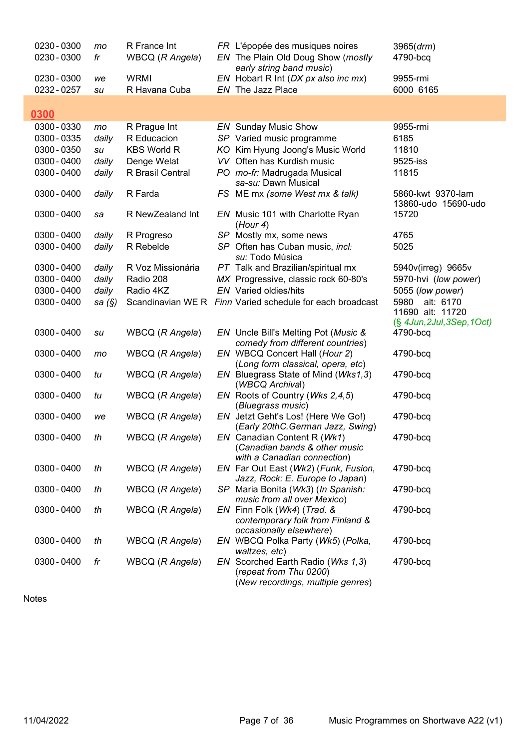| | | | | | |
|---|---|---|---|---|---|
| 0230 - 0300 | *mo* | R France Int | *FR* | L'épopée des musiques noires | 3965(*drm*) |
| 0230 - 0300 | *fr* | WBCQ (*R Angela*) | *EN* | The Plain Old Doug Show (*mostly early string band music*) | 4790-bcq |
| 0230 - 0300 | *we* | WRMI | *EN* | Hobart R Int (*DX px also inc mx*) | 9955-rmi |
| 0232 - 0257 | *su* | R Havana Cuba | *EN* | The Jazz Place | 6000 6165 |

## 0300

| | | | | | |
|---|---|---|---|---|---|
| 0300 - 0330 | *mo* | R Prague Int | *EN* | Sunday Music Show | 9955-rmi |
| 0300 - 0335 | *daily* | R Educacion | *SP* | Varied music programme | 6185 |
| 0300 - 0350 | *su* | KBS World R | *KO* | Kim Hyung Joong's Music World | 11810 |
| 0300 - 0400 | *daily* | Denge Welat | *VV* | Often has Kurdish music | 9525-iss |
| 0300 - 0400 | *daily* | R Brasil Central | *PO* | *mo-fr:* Madrugada Musical *sa-su:* Dawn Musical | 11815 |
| 0300 - 0400 | *daily* | R Farda | *FS* | ME mx *(some West mx & talk)* | 5860-kwt 9370-lam 13860-udo 15690-udo |
| 0300 - 0400 | *sa* | R NewZealand Int | *EN* | Music 101 with Charlotte Ryan (*Hour 4*) | 15720 |
| 0300 - 0400 | *daily* | R Progreso | *SP* | Mostly mx, some news | 4765 |
| 0300 - 0400 | *daily* | R Rebelde | *SP* | Often has Cuban music, *incl: su:* Todo Música | 5025 |
| 0300 - 0400 | *daily* | R Voz Missionária | *PT* | Talk and Brazilian/spiritual mx | 5940v(irreg) 9665v |
| 0300 - 0400 | *daily* | Radio 208 | *MX* | Progressive, classic rock 60-80's | 5970-hvi (*low power*) |
| 0300 - 0400 | *daily* | Radio 4KZ | *EN* | Varied oldies/hits | 5055 (*low power*) |
| 0300 - 0400 | *sa (§)* | Scandinavian WE R | *Finn* | Varied schedule for each broadcast | 5980 alt: 6170 11690 alt: 11720 (*§ 4Jun,2Jul,3Sep,1Oct)* |
| 0300 - 0400 | *su* | WBCQ (*R Angela*) | *EN* | Uncle Bill's Melting Pot (*Music & comedy from different countries*) | 4790-bcq |
| 0300 - 0400 | *mo* | WBCQ (*R Angela*) | *EN* | WBCQ Concert Hall (*Hour 2*) (*Long form classical, opera, etc*) | 4790-bcq |
| 0300 - 0400 | *tu* | WBCQ (*R Angela*) | *EN* | Bluegrass State of Mind (*Wks1,3*) (*WBCQ Archival*) | 4790-bcq |
| 0300 - 0400 | *tu* | WBCQ (*R Angela*) | *EN* | Roots of Country (*Wks 2,4,5*) (*Bluegrass music*) | 4790-bcq |
| 0300 - 0400 | *we* | WBCQ (*R Angela*) | *EN* | Jetzt Geht's Los! (Here We Go!) (*Early 20thC.German Jazz, Swing*) | 4790-bcq |
| 0300 - 0400 | *th* | WBCQ (*R Angela*) | *EN* | Canadian Content R (*Wk1*) (*Canadian bands & other music with a Canadian connection*) | 4790-bcq |
| 0300 - 0400 | *th* | WBCQ (*R Angela*) | *EN* | Far Out East (*Wk2*) (*Funk, Fusion, Jazz, Rock: E. Europe to Japan*) | 4790-bcq |
| 0300 - 0400 | *th* | WBCQ (*R Angela*) | *SP* | Maria Bonita (*Wk3*) (*In Spanish: music from all over Mexico*) | 4790-bcq |
| 0300 - 0400 | *th* | WBCQ (*R Angela*) | *EN* | Finn Folk (*Wk4*) (*Trad. & contemporary folk from Finland & occasionally elsewhere*) | 4790-bcq |
| 0300 - 0400 | *th* | WBCQ (*R Angela*) | *EN* | WBCQ Polka Party (*Wk5*) (*Polka, waltzes, etc*) | 4790-bcq |
| 0300 - 0400 | *fr* | WBCQ (*R Angela*) | *EN* | Scorched Earth Radio (*Wks 1,3*) (*repeat from Thu 0200*) (*New recordings, multiple genres*) | 4790-bcq |

Notes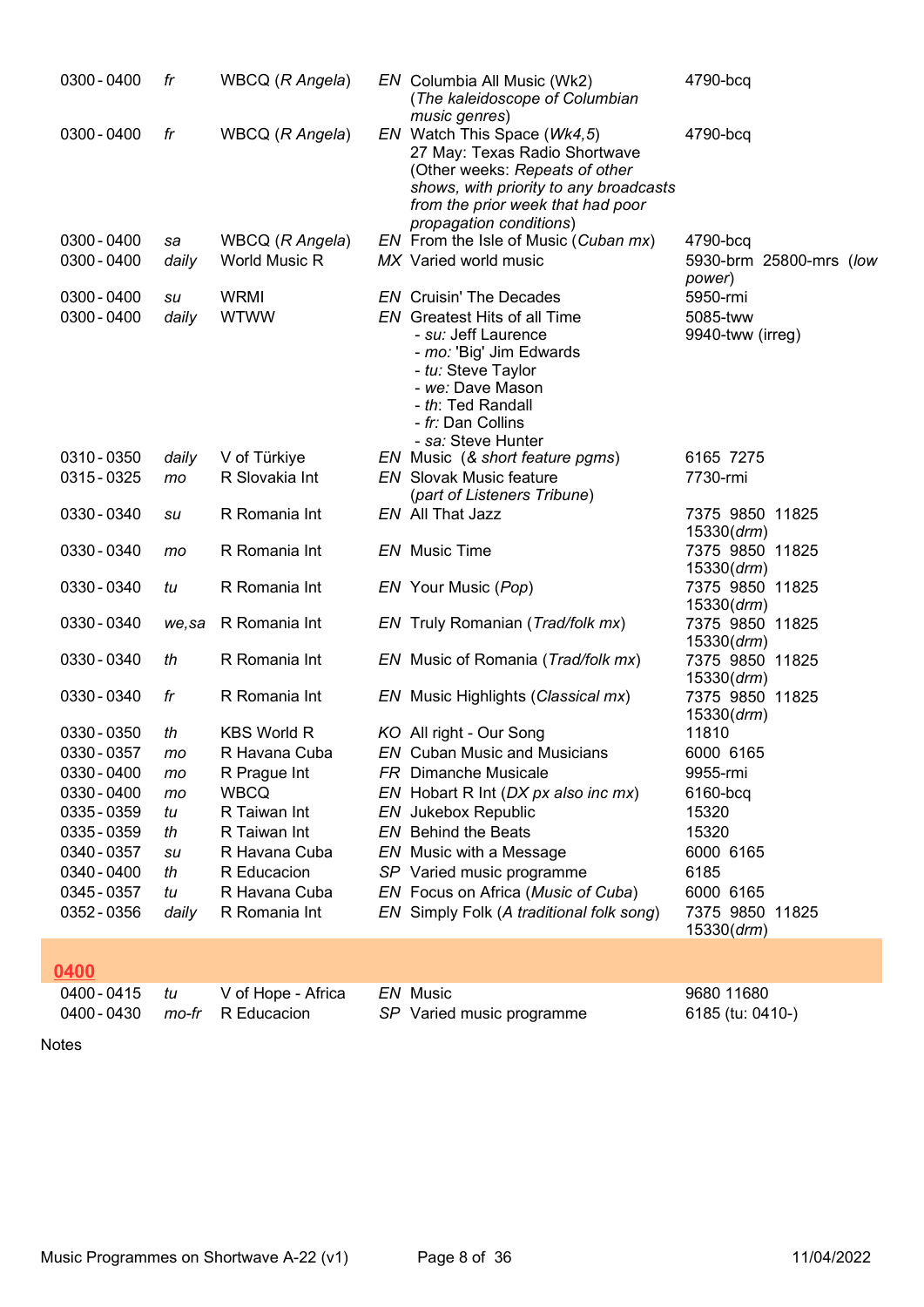| Time | Days | Station | Lang | Programme | Frequencies |
|---|---|---|---|---|---|
| 0300 - 0400 | *fr* | WBCQ (*R Angela*) | *EN* | Columbia All Music (Wk2) (*The kaleidoscope of Columbian music genres*) | 4790-bcq |
| 0300 - 0400 | *fr* | WBCQ (*R Angela*) | *EN* | Watch This Space (*Wk4,5*) 27 May: Texas Radio Shortwave (Other weeks: *Repeats of other shows, with priority to any broadcasts from the prior week that had poor propagation conditions*) | 4790-bcq |
| 0300 - 0400 | *sa* | WBCQ (*R Angela*) | *EN* | From the Isle of Music (*Cuban mx*) | 4790-bcq |
| 0300 - 0400 | *daily* | World Music R | *MX* | Varied world music | 5930-brm 25800-mrs (*low power*) |
| 0300 - 0400 | *su* | WRMI | *EN* | Cruisin' The Decades | 5950-rmi |
| 0300 - 0400 | *daily* | WTWW | *EN* | Greatest Hits of all Time<br>- *su:* Jeff Laurence<br>- *mo:* 'Big' Jim Edwards<br>- *tu:* Steve Taylor<br>- *we:* Dave Mason<br>- *th*: Ted Randall<br>- *fr:* Dan Collins<br>- *sa:* Steve Hunter | 5085-tww<br>9940-tww (irreg) |
| 0310 - 0350 | *daily* | V of Türkiye | *EN* | Music (*& short feature pgms*) | 6165 7275 |
| 0315 - 0325 | *mo* | R Slovakia Int | *EN* | Slovak Music feature (*part of Listeners Tribune*) | 7730-rmi |
| 0330 - 0340 | *su* | R Romania Int | *EN* | All That Jazz | 7375 9850 11825 15330(*drm*) |
| 0330 - 0340 | *mo* | R Romania Int | *EN* | Music Time | 7375 9850 11825 15330(*drm*) |
| 0330 - 0340 | *tu* | R Romania Int | *EN* | Your Music (*Pop*) | 7375 9850 11825 15330(*drm*) |
| 0330 - 0340 | *we,sa* | R Romania Int | *EN* | Truly Romanian (*Trad/folk mx*) | 7375 9850 11825 15330(*drm*) |
| 0330 - 0340 | *th* | R Romania Int | *EN* | Music of Romania (*Trad/folk mx*) | 7375 9850 11825 15330(*drm*) |
| 0330 - 0340 | *fr* | R Romania Int | *EN* | Music Highlights (*Classical mx*) | 7375 9850 11825 15330(*drm*) |
| 0330 - 0350 | *th* | KBS World R | *KO* | All right - Our Song | 11810 |
| 0330 - 0357 | *mo* | R Havana Cuba | *EN* | Cuban Music and Musicians | 6000 6165 |
| 0330 - 0400 | *mo* | R Prague Int | *FR* | Dimanche Musicale | 9955-rmi |
| 0330 - 0400 | *mo* | WBCQ | *EN* | Hobart R Int (*DX px also inc mx*) | 6160-bcq |
| 0335 - 0359 | *tu* | R Taiwan Int | *EN* | Jukebox Republic | 15320 |
| 0335 - 0359 | *th* | R Taiwan Int | *EN* | Behind the Beats | 15320 |
| 0340 - 0357 | *su* | R Havana Cuba | *EN* | Music with a Message | 6000 6165 |
| 0340 - 0400 | *th* | R Educacion | *SP* | Varied music programme | 6185 |
| 0345 - 0357 | *tu* | R Havana Cuba | *EN* | Focus on Africa (*Music of Cuba*) | 6000 6165 |
| 0352 - 0356 | *daily* | R Romania Int | *EN* | Simply Folk (*A traditional folk song*) | 7375 9850 11825 15330(*drm*) |

## 0400

| Time | Days | Station | Lang | Programme | Frequencies |
|---|---|---|---|---|---|
| 0400 - 0415 | *tu* | V of Hope - Africa | *EN* | Music | 9680 11680 |
| 0400 - 0430 | *mo-fr* | R Educacion | *SP* | Varied music programme | 6185 (tu: 0410-) |

Notes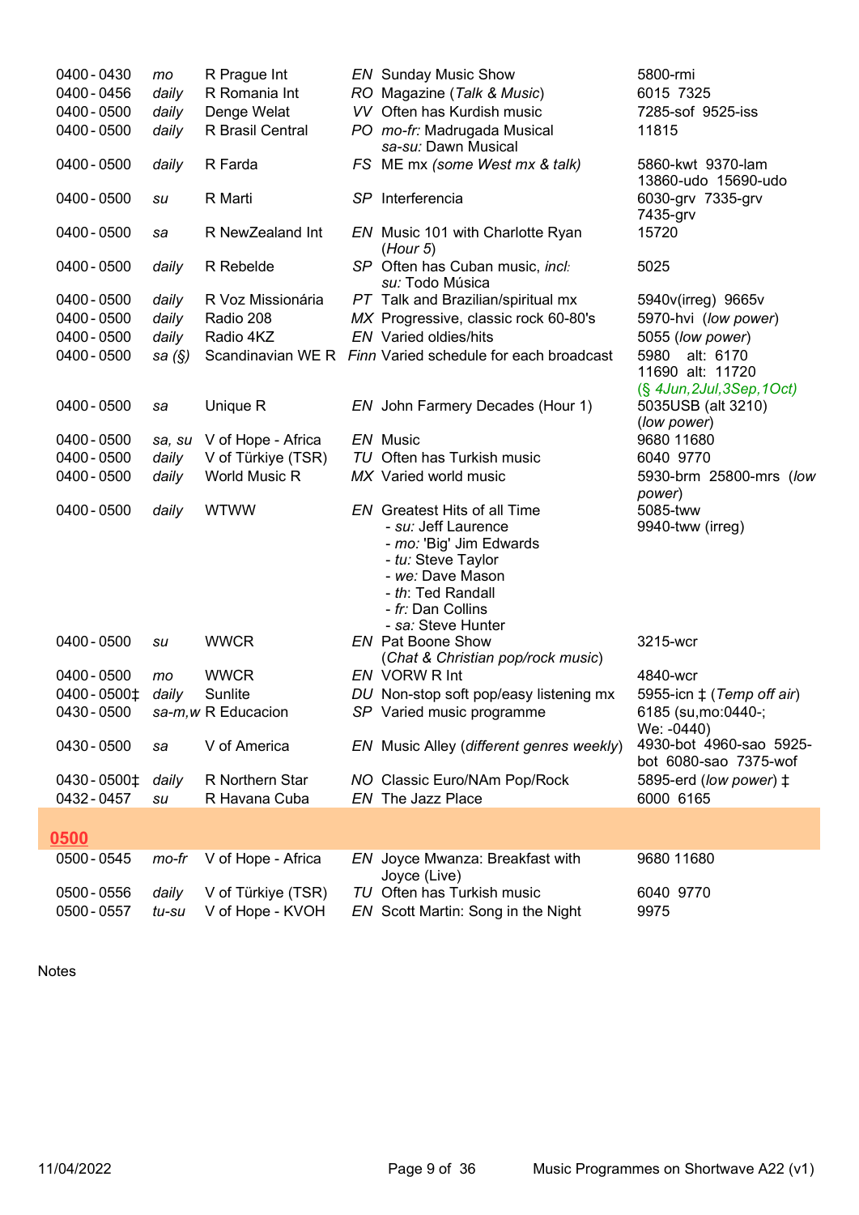| Time | Days | Station | Lang | Programme | Frequencies |
|---|---|---|---|---|---|
| 0400 - 0430 | *mo* | R Prague Int | *EN* | Sunday Music Show | 5800-rmi |
| 0400 - 0456 | *daily* | R Romania Int | *RO* | Magazine (*Talk & Music*) | 6015 7325 |
| 0400 - 0500 | *daily* | Denge Welat | *VV* | Often has Kurdish music | 7285-sof 9525-iss |
| 0400 - 0500 | *daily* | R Brasil Central | *PO* | *mo-fr:* Madrugada Musical *sa-su:* Dawn Musical | 11815 |
| 0400 - 0500 | *daily* | R Farda | *FS* | ME mx *(some West mx & talk)* | 5860-kwt 9370-lam 13860-udo 15690-udo |
| 0400 - 0500 | *su* | R Marti | *SP* | Interferencia | 6030-grv 7335-grv 7435-grv |
| 0400 - 0500 | *sa* | R NewZealand Int | *EN* | Music 101 with Charlotte Ryan (*Hour 5*) | 15720 |
| 0400 - 0500 | *daily* | R Rebelde | *SP* | Often has Cuban music, *incl: su:* Todo Música | 5025 |
| 0400 - 0500 | *daily* | R Voz Missionária | *PT* | Talk and Brazilian/spiritual mx | 5940v(irreg) 9665v |
| 0400 - 0500 | *daily* | Radio 208 | *MX* | Progressive, classic rock 60-80's | 5970-hvi (*low power*) |
| 0400 - 0500 | *daily* | Radio 4KZ | *EN* | Varied oldies/hits | 5055 (*low power*) |
| 0400 - 0500 | *sa (§)* | Scandinavian WE R | *Finn* | Varied schedule for each broadcast | 5980 alt: 6170 11690 alt: 11720 (*§ 4Jun,2Jul,3Sep,1Oct*) |
| 0400 - 0500 | *sa* | Unique R | *EN* | John Farmery Decades (Hour 1) | 5035USB (alt 3210) (*low power*) |
| 0400 - 0500 | *sa, su* | V of Hope - Africa | *EN* | Music | 9680 11680 |
| 0400 - 0500 | *daily* | V of Türkiye (TSR) | *TU* | Often has Turkish music | 6040 9770 |
| 0400 - 0500 | *daily* | World Music R | *MX* | Varied world music | 5930-brm 25800-mrs (*low power*) |
| 0400 - 0500 | *daily* | WTWW | *EN* | Greatest Hits of all Time - *su:* Jeff Laurence - *mo:* 'Big' Jim Edwards - *tu:* Steve Taylor - *we:* Dave Mason - *th*: Ted Randall - *fr:* Dan Collins - *sa:* Steve Hunter | 5085-tww 9940-tww (irreg) |
| 0400 - 0500 | *su* | WWCR | *EN* | Pat Boone Show (*Chat & Christian pop/rock music*) | 3215-wcr |
| 0400 - 0500 | *mo* | WWCR | *EN* | VORW R Int | 4840-wcr |
| 0400 - 0500‡ | *daily* | Sunlite | *DU* | Non-stop soft pop/easy listening mx | 5955-icn ‡ (*Temp off air*) |
| 0430 - 0500 | *sa-m,w* | R Educacion | *SP* | Varied music programme | 6185 (su,mo:0440-; We: -0440) |
| 0430 - 0500 | *sa* | V of America | *EN* | Music Alley (*different genres weekly*) | 4930-bot 4960-sao 5925-bot 6080-sao 7375-wof |
| 0430 - 0500‡ | *daily* | R Northern Star | *NO* | Classic Euro/NAm Pop/Rock | 5895-erd (*low power*) ‡ |
| 0432 - 0457 | *su* | R Havana Cuba | *EN* | The Jazz Place | 6000 6165 |

## 0500

| Time | Days | Station | Lang | Programme | Frequencies |
|---|---|---|---|---|---|
| 0500 - 0545 | *mo-fr* | V of Hope - Africa | *EN* | Joyce Mwanza: Breakfast with Joyce (Live) | 9680 11680 |
| 0500 - 0556 | *daily* | V of Türkiye (TSR) | *TU* | Often has Turkish music | 6040 9770 |
| 0500 - 0557 | *tu-su* | V of Hope - KVOH | *EN* | Scott Martin: Song in the Night | 9975 |

Notes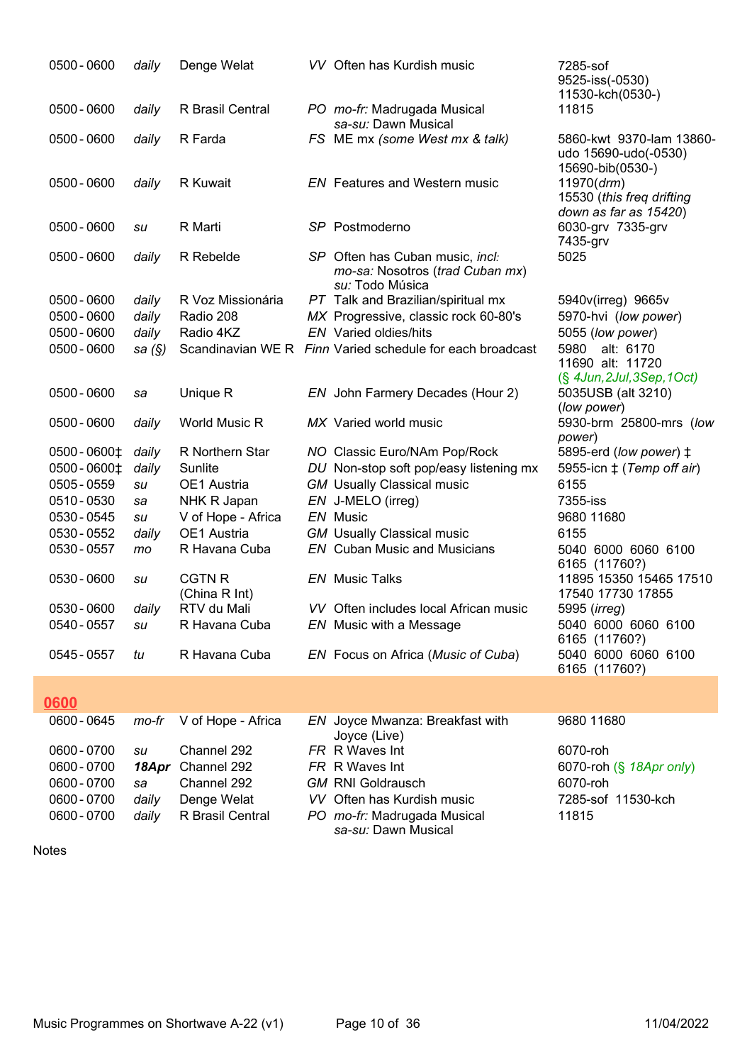| | | | | | |
|---|---|---|---|---|---|
| 0500 - 0600 | *daily* | Denge Welat | *VV* | Often has Kurdish music | 7285-sof 9525-iss(-0530) 11530-kch(0530-) |
| 0500 - 0600 | *daily* | R Brasil Central | *PO* | *mo-fr:* Madrugada Musical *sa-su:* Dawn Musical | 11815 |
| 0500 - 0600 | *daily* | R Farda | *FS* | ME mx *(some West mx & talk)* | 5860-kwt 9370-lam 13860-udo 15690-udo(-0530) 15690-bib(0530-) |
| 0500 - 0600 | *daily* | R Kuwait | *EN* | Features and Western music | 11970(*drm*) 15530 (*this freq drifting down as far as 15420*) |
| 0500 - 0600 | *su* | R Marti | *SP* | Postmoderno | 6030-grv 7335-grv 7435-grv |
| 0500 - 0600 | *daily* | R Rebelde | *SP* | Often has Cuban music, *incl: mo-sa:* Nosotros (*trad Cuban mx*) *su:* Todo Música | 5025 |
| 0500 - 0600 | *daily* | R Voz Missionária | *PT* | Talk and Brazilian/spiritual mx | 5940v(irreg) 9665v |
| 0500 - 0600 | *daily* | Radio 208 | *MX* | Progressive, classic rock 60-80's | 5970-hvi (*low power*) |
| 0500 - 0600 | *daily* | Radio 4KZ | *EN* | Varied oldies/hits | 5055 (*low power*) |
| 0500 - 0600 | *sa (§)* | Scandinavian WE R | *Finn* | Varied schedule for each broadcast | 5980 alt: 6170 11690 alt: 11720 (*§ 4Jun,2Jul,3Sep,1Oct*) |
| 0500 - 0600 | *sa* | Unique R | *EN* | John Farmery Decades (Hour 2) | 5035USB (alt 3210) (*low power*) |
| 0500 - 0600 | *daily* | World Music R | *MX* | Varied world music | 5930-brm 25800-mrs (*low power*) |
| 0500 - 0600‡ | *daily* | R Northern Star | *NO* | Classic Euro/NAm Pop/Rock | 5895-erd (*low power*) ‡ |
| 0500 - 0600‡ | *daily* | Sunlite | *DU* | Non-stop soft pop/easy listening mx | 5955-icn ‡ (*Temp off air*) |
| 0505 - 0559 | *su* | OE1 Austria | *GM* | Usually Classical music | 6155 |
| 0510 - 0530 | *sa* | NHK R Japan | *EN* | J-MELO (irreg) | 7355-iss |
| 0530 - 0545 | *su* | V of Hope - Africa | *EN* | Music | 9680 11680 |
| 0530 - 0552 | *daily* | OE1 Austria | *GM* | Usually Classical music | 6155 |
| 0530 - 0557 | *mo* | R Havana Cuba | *EN* | Cuban Music and Musicians | 5040 6000 6060 6100 6165 (11760?) |
| 0530 - 0600 | *su* | CGTN R (China R Int) | *EN* | Music Talks | 11895 15350 15465 17510 17540 17730 17855 |
| 0530 - 0600 | *daily* | RTV du Mali | *VV* | Often includes local African music | 5995 (*irreg*) |
| 0540 - 0557 | *su* | R Havana Cuba | *EN* | Music with a Message | 5040 6000 6060 6100 6165 (11760?) |
| 0545 - 0557 | *tu* | R Havana Cuba | *EN* | Focus on Africa (*Music of Cuba*) | 5040 6000 6060 6100 6165 (11760?) |

## 0600

| | | | | | |
|---|---|---|---|---|---|
| 0600 - 0645 | *mo-fr* | V of Hope - Africa | *EN* | Joyce Mwanza: Breakfast with Joyce (Live) | 9680 11680 |
| 0600 - 0700 | *su* | Channel 292 | *FR* | R Waves Int | 6070-roh |
| 0600 - 0700 | ***18Apr*** | Channel 292 | *FR* | R Waves Int | 6070-roh (*§ 18Apr only*) |
| 0600 - 0700 | *sa* | Channel 292 | *GM* | RNI Goldrausch | 6070-roh |
| 0600 - 0700 | *daily* | Denge Welat | *VV* | Often has Kurdish music | 7285-sof 11530-kch |
| 0600 - 0700 | *daily* | R Brasil Central | *PO* | *mo-fr:* Madrugada Musical *sa-su:* Dawn Musical | 11815 |

Notes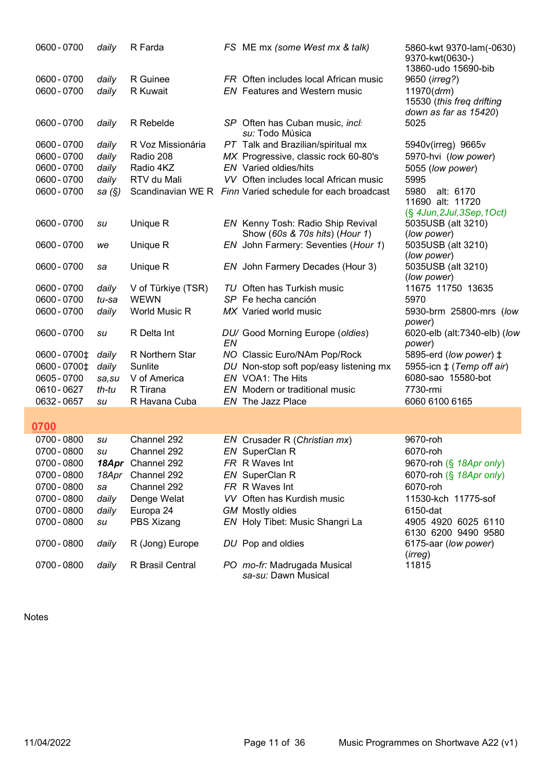| Time | Days | Station | Lang | Programme | Frequencies |
|---|---|---|---|---|---|
| 0600 - 0700 | *daily* | R Farda | *FS* | ME mx *(some West mx & talk)* | 5860-kwt 9370-lam(-0630) 9370-kwt(0630-) 13860-udo 15690-bib |
| 0600 - 0700 | *daily* | R Guinee | *FR* | Often includes local African music | 9650 (*irreg?*) |
| 0600 - 0700 | *daily* | R Kuwait | *EN* | Features and Western music | 11970(*drm*) 15530 (*this freq drifting down as far as 15420*) |
| 0600 - 0700 | *daily* | R Rebelde | *SP* | Often has Cuban music, *incl: su:* Todo Música | 5025 |
| 0600 - 0700 | *daily* | R Voz Missionária | *PT* | Talk and Brazilian/spiritual mx | 5940v(irreg) 9665v |
| 0600 - 0700 | *daily* | Radio 208 | *MX* | Progressive, classic rock 60-80's | 5970-hvi (*low power*) |
| 0600 - 0700 | *daily* | Radio 4KZ | *EN* | Varied oldies/hits | 5055 (*low power*) |
| 0600 - 0700 | *daily* | RTV du Mali | *VV* | Often includes local African music | 5995 |
| 0600 - 0700 | *sa (§)* | Scandinavian WE R | *Finn* | Varied schedule for each broadcast | 5980 alt: 6170 11690 alt: 11720 (*§ 4Jun,2Jul,3Sep,1Oct*) |
| 0600 - 0700 | *su* | Unique R | *EN* | Kenny Tosh: Radio Ship Revival Show (*60s & 70s hits*) (*Hour 1*) | 5035USB (alt 3210) (*low power*) |
| 0600 - 0700 | *we* | Unique R | *EN* | John Farmery: Seventies (*Hour 1*) | 5035USB (alt 3210) (*low power*) |
| 0600 - 0700 | *sa* | Unique R | *EN* | John Farmery Decades (Hour 3) | 5035USB (alt 3210) (*low power*) |
| 0600 - 0700 | *daily* | V of Türkiye (TSR) | *TU* | Often has Turkish music | 11675 11750 13635 |
| 0600 - 0700 | *tu-sa* | WEWN | *SP* | Fe hecha canción | 5970 |
| 0600 - 0700 | *daily* | World Music R | *MX* | Varied world music | 5930-brm 25800-mrs (*low power*) |
| 0600 - 0700 | *su* | R Delta Int | *DU/ EN* | Good Morning Europe (*oldies*) | 6020-elb (alt:7340-elb) (*low power*) |
| 0600 - 0700‡ | *daily* | R Northern Star | *NO* | Classic Euro/NAm Pop/Rock | 5895-erd (*low power*) ‡ |
| 0600 - 0700‡ | *daily* | Sunlite | *DU* | Non-stop soft pop/easy listening mx | 5955-icn ‡ (*Temp off air*) |
| 0605 - 0700 | *sa,su* | V of America | *EN* | VOA1: The Hits | 6080-sao 15580-bot |
| 0610 - 0627 | *th-tu* | R Tirana | *EN* | Modern or traditional music | 7730-rmi |
| 0632 - 0657 | *su* | R Havana Cuba | *EN* | The Jazz Place | 6060 6100 6165 |

## 0700

| Time | Days | Station | Lang | Programme | Frequencies |
|---|---|---|---|---|---|
| 0700 - 0800 | *su* | Channel 292 | *EN* | Crusader R (*Christian mx*) | 9670-roh |
| 0700 - 0800 | *su* | Channel 292 | *EN* | SuperClan R | 6070-roh |
| 0700 - 0800 | ***18Apr*** | Channel 292 | *FR* | R Waves Int | 9670-roh (*§ 18Apr only*) |
| 0700 - 0800 | *18Apr* | Channel 292 | *EN* | SuperClan R | 6070-roh (*§ 18Apr only*) |
| 0700 - 0800 | *sa* | Channel 292 | *FR* | R Waves Int | 6070-roh |
| 0700 - 0800 | *daily* | Denge Welat | *VV* | Often has Kurdish music | 11530-kch 11775-sof |
| 0700 - 0800 | *daily* | Europa 24 | *GM* | Mostly oldies | 6150-dat |
| 0700 - 0800 | *su* | PBS Xizang | *EN* | Holy Tibet: Music Shangri La | 4905 4920 6025 6110 6130 6200 9490 9580 |
| 0700 - 0800 | *daily* | R (Jong) Europe | *DU* | Pop and oldies | 6175-aar (*low power*) (*irreg*) |
| 0700 - 0800 | *daily* | R Brasil Central | *PO* | *mo-fr:* Madrugada Musical *sa-su:* Dawn Musical | 11815 |

Notes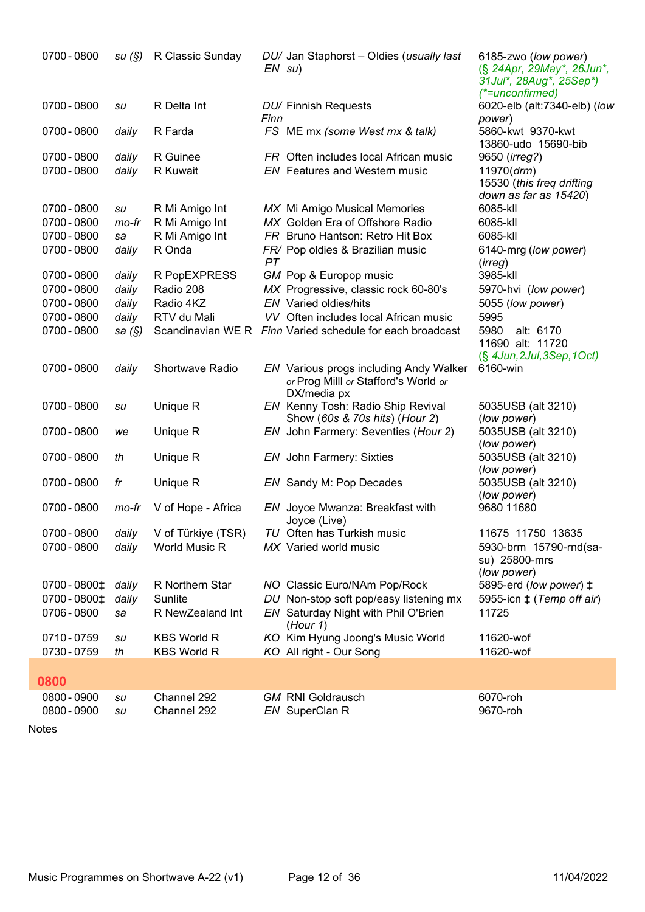| | | | | | |
|---|---|---|---|---|---|
| 0700 - 0800 | *su (§)* | R Classic Sunday | *DU/ EN* | Jan Staphorst – Oldies (*usually last su*) | 6185-zwo (*low power*) (*§ 24Apr, 29May*, 26Jun*, 31Jul*, 28Aug*, 25Sep*) (*=unconfirmed)* |
| 0700 - 0800 | *su* | R Delta Int | *DU/ Finn* | Finnish Requests | 6020-elb (alt:7340-elb) (*low power*) |
| 0700 - 0800 | *daily* | R Farda | *FS* | ME mx *(some West mx & talk)* | 5860-kwt 9370-kwt 13860-udo 15690-bib |
| 0700 - 0800 | *daily* | R Guinee | *FR* | Often includes local African music | 9650 (*irreg?*) |
| 0700 - 0800 | *daily* | R Kuwait | *EN* | Features and Western music | 11970(*drm*) 15530 (*this freq drifting down as far as 15420*) |
| 0700 - 0800 | *su* | R Mi Amigo Int | *MX* | Mi Amigo Musical Memories | 6085-kll |
| 0700 - 0800 | *mo-fr* | R Mi Amigo Int | *MX* | Golden Era of Offshore Radio | 6085-kll |
| 0700 - 0800 | *sa* | R Mi Amigo Int | *FR* | Bruno Hantson: Retro Hit Box | 6085-kll |
| 0700 - 0800 | *daily* | R Onda | *FR/ PT* | Pop oldies & Brazilian music | 6140-mrg (*low power*) (*irreg*) |
| 0700 - 0800 | *daily* | R PopEXPRESS | *GM* | Pop & Europop music | 3985-kll |
| 0700 - 0800 | *daily* | Radio 208 | *MX* | Progressive, classic rock 60-80's | 5970-hvi (*low power*) |
| 0700 - 0800 | *daily* | Radio 4KZ | *EN* | Varied oldies/hits | 5055 (*low power*) |
| 0700 - 0800 | *daily* | RTV du Mali | *VV* | Often includes local African music | 5995 |
| 0700 - 0800 | *sa (§)* | Scandinavian WE R | *Finn* | Varied schedule for each broadcast | 5980 alt: 6170 11690 alt: 11720 (*§ 4Jun,2Jul,3Sep,1Oct*) |
| 0700 - 0800 | *daily* | Shortwave Radio | *EN* | Various progs including Andy Walker *or* Prog Milll *or* Stafford's World *or* DX/media px | 6160-win |
| 0700 - 0800 | *su* | Unique R | *EN* | Kenny Tosh: Radio Ship Revival Show (*60s & 70s hits*) (*Hour 2*) | 5035USB (alt 3210) (*low power*) |
| 0700 - 0800 | *we* | Unique R | *EN* | John Farmery: Seventies (*Hour 2*) | 5035USB (alt 3210) (*low power*) |
| 0700 - 0800 | *th* | Unique R | *EN* | John Farmery: Sixties | 5035USB (alt 3210) (*low power*) |
| 0700 - 0800 | *fr* | Unique R | *EN* | Sandy M: Pop Decades | 5035USB (alt 3210) (*low power*) |
| 0700 - 0800 | *mo-fr* | V of Hope - Africa | *EN* | Joyce Mwanza: Breakfast with Joyce (Live) | 9680 11680 |
| 0700 - 0800 | *daily* | V of Türkiye (TSR) | *TU* | Often has Turkish music | 11675 11750 13635 |
| 0700 - 0800 | *daily* | World Music R | *MX* | Varied world music | 5930-brm 15790-rnd(sa-su) 25800-mrs (*low power*) |
| 0700 - 0800‡ | *daily* | R Northern Star | *NO* | Classic Euro/NAm Pop/Rock | 5895-erd (*low power*) ‡ |
| 0700 - 0800‡ | *daily* | Sunlite | *DU* | Non-stop soft pop/easy listening mx | 5955-icn ‡ (*Temp off air*) |
| 0706 - 0800 | *sa* | R NewZealand Int | *EN* | Saturday Night with Phil O'Brien (*Hour 1*) | 11725 |
| 0710 - 0759 | *su* | KBS World R | *KO* | Kim Hyung Joong's Music World | 11620-wof |
| 0730 - 0759 | *th* | KBS World R | *KO* | All right - Our Song | 11620-wof |

## 0800

| | | | | | |
|---|---|---|---|---|---|
| 0800 - 0900 | *su* | Channel 292 | *GM* | RNI Goldrausch | 6070-roh |
| 0800 - 0900 | *su* | Channel 292 | *EN* | SuperClan R | 9670-roh |

Notes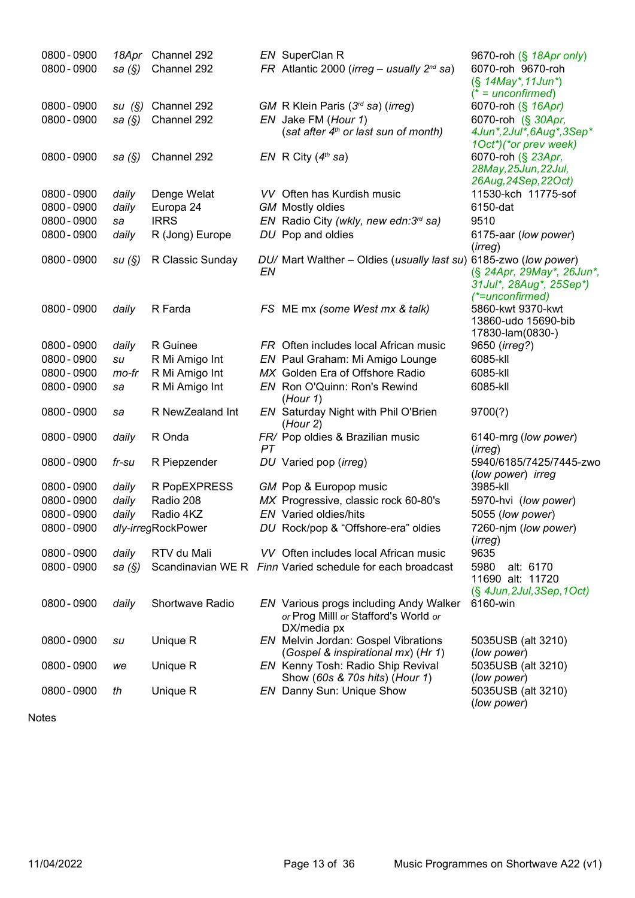| | | | | | |
|---|---|---|---|---|---|
| 0800 - 0900 | *18Apr* | Channel 292 | *EN* | SuperClan R | 9670-roh (*§ 18Apr only*) |
| 0800 - 0900 | *sa (§)* | Channel 292 | *FR* | Atlantic 2000 (*irreg – usually 2nd sa*) | 6070-roh 9670-roh (*§ 14May\*,11Jun\**) (*\* = unconfirmed*) |
| 0800 - 0900 | *su (§)* | Channel 292 | *GM* | R Klein Paris (*3rd sa*) (*irreg*) | 6070-roh (*§ 16Apr*) |
| 0800 - 0900 | *sa (§)* | Channel 292 | *EN* | Jake FM (*Hour 1*) (*sat after 4th or last sun of month*) | 6070-roh (*§ 30Apr, 4Jun\*,2Jul\*,6Aug\*,3Sep\* 1Oct\*)(\*or prev week)*) |
| 0800 - 0900 | *sa (§)* | Channel 292 | *EN* | R City (*4th sa*) | 6070-roh (*§ 23Apr, 28May,25Jun,22Jul, 26Aug,24Sep,22Oct*) |
| 0800 - 0900 | *daily* | Denge Welat | *VV* | Often has Kurdish music | 11530-kch 11775-sof |
| 0800 - 0900 | *daily* | Europa 24 | *GM* | Mostly oldies | 6150-dat |
| 0800 - 0900 | *sa* | IRRS | *EN* | Radio City (*wkly, new edn:3rd sa*) | 9510 |
| 0800 - 0900 | *daily* | R (Jong) Europe | *DU* | Pop and oldies | 6175-aar (*low power*) (*irreg*) |
| 0800 - 0900 | *su (§)* | R Classic Sunday | *DU/ EN* | Mart Walther – Oldies (*usually last su*) | 6185-zwo (*low power*) (*§ 24Apr, 29May\*, 26Jun\*, 31Jul\*, 28Aug\*, 25Sep\*) (\*=unconfirmed)*) |
| 0800 - 0900 | *daily* | R Farda | *FS* | ME mx (*some West mx & talk*) | 5860-kwt 9370-kwt 13860-udo 15690-bib 17830-lam(0830-) |
| 0800 - 0900 | *daily* | R Guinee | *FR* | Often includes local African music | 9650 (*irreg?*) |
| 0800 - 0900 | *su* | R Mi Amigo Int | *EN* | Paul Graham: Mi Amigo Lounge | 6085-kll |
| 0800 - 0900 | *mo-fr* | R Mi Amigo Int | *MX* | Golden Era of Offshore Radio | 6085-kll |
| 0800 - 0900 | *sa* | R Mi Amigo Int | *EN* | Ron O'Quinn: Ron's Rewind (*Hour 1*) | 6085-kll |
| 0800 - 0900 | *sa* | R NewZealand Int | *EN* | Saturday Night with Phil O'Brien (*Hour 2*) | 9700(?) |
| 0800 - 0900 | *daily* | R Onda | *FR/ PT* | Pop oldies & Brazilian music | 6140-mrg (*low power*) (*irreg*) |
| 0800 - 0900 | *fr-su* | R Piepzender | *DU* | Varied pop (*irreg*) | 5940/6185/7425/7445-zwo (*low power*) *irreg* |
| 0800 - 0900 | *daily* | R PopEXPRESS | *GM* | Pop & Europop music | 3985-kll |
| 0800 - 0900 | *daily* | Radio 208 | *MX* | Progressive, classic rock 60-80's | 5970-hvi (*low power*) |
| 0800 - 0900 | *daily* | Radio 4KZ | *EN* | Varied oldies/hits | 5055 (*low power*) |
| 0800 - 0900 | *dly-irreg* | RockPower | *DU* | Rock/pop & "Offshore-era" oldies | 7260-njm (*low power*) (*irreg*) |
| 0800 - 0900 | *daily* | RTV du Mali | *VV* | Often includes local African music | 9635 |
| 0800 - 0900 | *sa (§)* | Scandinavian WE R | *Finn* | Varied schedule for each broadcast | 5980 alt: 6170 11690 alt: 11720 (*§ 4Jun,2Jul,3Sep,1Oct*) |
| 0800 - 0900 | *daily* | Shortwave Radio | *EN* | Various progs including Andy Walker *or* Prog Milll *or* Stafford's World *or* DX/media px | 6160-win |
| 0800 - 0900 | *su* | Unique R | *EN* | Melvin Jordan: Gospel Vibrations (*Gospel & inspirational mx*) (*Hr 1*) | 5035USB (alt 3210) (*low power*) |
| 0800 - 0900 | *we* | Unique R | *EN* | Kenny Tosh: Radio Ship Revival Show (*60s & 70s hits*) (*Hour 1*) | 5035USB (alt 3210) (*low power*) |
| 0800 - 0900 | *th* | Unique R | *EN* | Danny Sun: Unique Show | 5035USB (alt 3210) (*low power*) |

Notes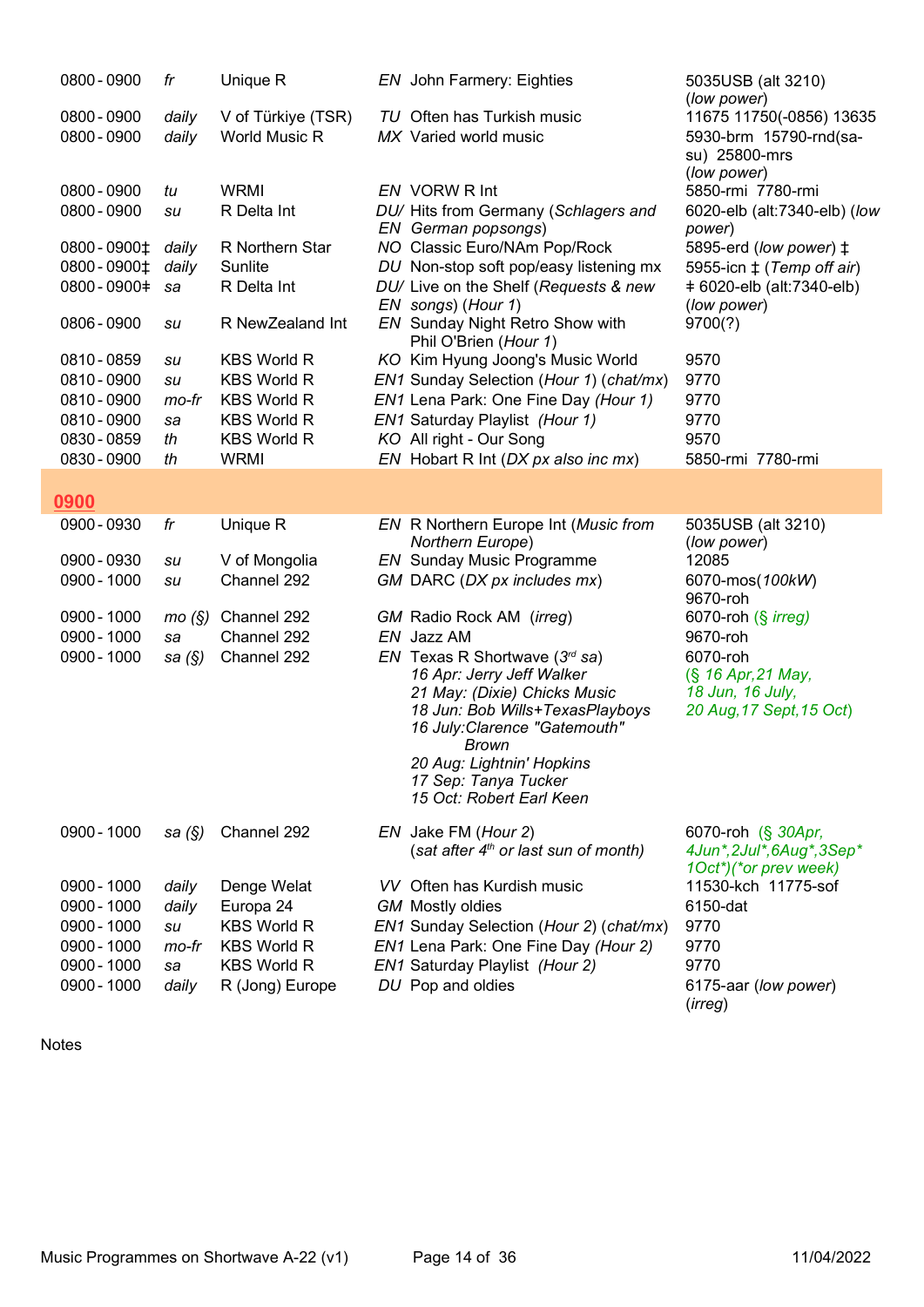| Time | Days | Station | Programme | Frequency |
|---|---|---|---|---|
| 0800 - 0900 | *fr* | Unique R | *EN* John Farmery: Eighties | 5035USB (alt 3210) (*low power*) |
| 0800 - 0900 | *daily* | V of Türkiye (TSR) | *TU* Often has Turkish music | 11675 11750(-0856) 13635 |
| 0800 - 0900 | *daily* | World Music R | *MX* Varied world music | 5930-brm 15790-rnd(sa-su) 25800-mrs (*low power*) |
| 0800 - 0900 | *tu* | WRMI | *EN* VORW R Int | 5850-rmi 7780-rmi |
| 0800 - 0900 | *su* | R Delta Int | *DU/ EN* Hits from Germany (*Schlagers and German popsongs*) | 6020-elb (alt:7340-elb) (*low power*) |
| 0800 - 0900‡ | *daily* | R Northern Star | *NO* Classic Euro/NAm Pop/Rock | 5895-erd (*low power*) ‡ |
| 0800 - 0900‡ | *daily* | Sunlite | *DU* Non-stop soft pop/easy listening mx | 5955-icn ‡ (*Temp off air*) |
| 0800 - 0900ǂ | *sa* | R Delta Int | *DU/ EN* Live on the Shelf (*Requests & new songs*) (*Hour 1*) | ǂ 6020-elb (alt:7340-elb) (*low power*) |
| 0806 - 0900 | *su* | R NewZealand Int | *EN* Sunday Night Retro Show with Phil O'Brien (*Hour 1*) | 9700(?) |
| 0810 - 0859 | *su* | KBS World R | *KO* Kim Hyung Joong's Music World | 9570 |
| 0810 - 0900 | *su* | KBS World R | *EN1* Sunday Selection (*Hour 1*) (*chat/mx*) | 9770 |
| 0810 - 0900 | *mo-fr* | KBS World R | *EN1* Lena Park: One Fine Day (*Hour 1*) | 9770 |
| 0810 - 0900 | *sa* | KBS World R | *EN1* Saturday Playlist (*Hour 1*) | 9770 |
| 0830 - 0859 | *th* | KBS World R | *KO* All right - Our Song | 9570 |
| 0830 - 0900 | *th* | WRMI | *EN* Hobart R Int (*DX px also inc mx*) | 5850-rmi 7780-rmi |

## 0900

| Time | Days | Station | Programme | Frequency |
|---|---|---|---|---|
| 0900 - 0930 | *fr* | Unique R | *EN* R Northern Europe Int (*Music from Northern Europe*) | 5035USB (alt 3210) (*low power*) |
| 0900 - 0930 | *su* | V of Mongolia | *EN* Sunday Music Programme | 12085 |
| 0900 - 1000 | *su* | Channel 292 | *GM* DARC (*DX px includes mx*) | 6070-mos(*100kW*) 9670-roh |
| 0900 - 1000 | *mo (§)* | Channel 292 | *GM* Radio Rock AM (*irreg*) | 6070-roh (*§ irreg*) |
| 0900 - 1000 | *sa* | Channel 292 | *EN* Jazz AM | 9670-roh |
| 0900 - 1000 | *sa (§)* | Channel 292 | *EN* Texas R Shortwave (*3rd sa*) *16 Apr: Jerry Jeff Walker; 21 May: (Dixie) Chicks Music; 18 Jun: Bob Wills+TexasPlayboys; 16 July: Clarence "Gatemouth" Brown; 20 Aug: Lightnin' Hopkins; 17 Sep: Tanya Tucker; 15 Oct: Robert Earl Keen* | 6070-roh (*§ 16 Apr, 21 May, 18 Jun, 16 July, 20 Aug, 17 Sept, 15 Oct*) |
| 0900 - 1000 | *sa (§)* | Channel 292 | *EN* Jake FM (*Hour 2*) (*sat after 4th or last sun of month*) | 6070-roh (*§ 30Apr, 4Jun\*, 2Jul\*, 6Aug\*, 3Sep\* 1Oct\**)(*\*or prev week*) |
| 0900 - 1000 | *daily* | Denge Welat | *VV* Often has Kurdish music | 11530-kch 11775-sof |
| 0900 - 1000 | *daily* | Europa 24 | *GM* Mostly oldies | 6150-dat |
| 0900 - 1000 | *su* | KBS World R | *EN1* Sunday Selection (*Hour 2*) (*chat/mx*) | 9770 |
| 0900 - 1000 | *mo-fr* | KBS World R | *EN1* Lena Park: One Fine Day (*Hour 2*) | 9770 |
| 0900 - 1000 | *sa* | KBS World R | *EN1* Saturday Playlist (*Hour 2*) | 9770 |
| 0900 - 1000 | *daily* | R (Jong) Europe | *DU* Pop and oldies | 6175-aar (*low power*) (*irreg*) |

Notes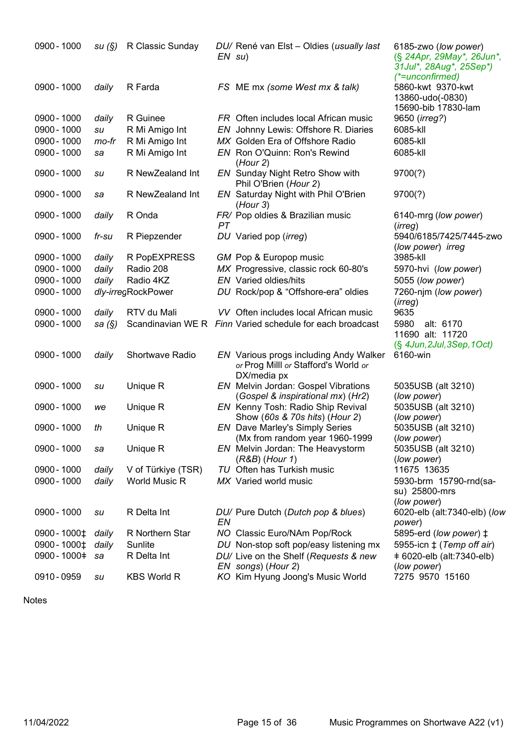| | | | | | |
|---|---|---|---|---|---|
| 0900 - 1000 | *su (§)* | R Classic Sunday | *DU/ EN* | René van Elst – Oldies (*usually last su*) | 6185-zwo (*low power*) (*§ 24Apr, 29May\*, 26Jun\*, 31Jul\*, 28Aug\*, 25Sep\**) (*\*=unconfirmed*) |
| 0900 - 1000 | *daily* | R Farda | *FS* | ME mx (*some West mx & talk*) | 5860-kwt 9370-kwt 13860-udo(-0830) 15690-bib 17830-lam |
| 0900 - 1000 | *daily* | R Guinee | *FR* | Often includes local African music | 9650 (*irreg?*) |
| 0900 - 1000 | *su* | R Mi Amigo Int | *EN* | Johnny Lewis: Offshore R. Diaries | 6085-kll |
| 0900 - 1000 | *mo-fr* | R Mi Amigo Int | *MX* | Golden Era of Offshore Radio | 6085-kll |
| 0900 - 1000 | *sa* | R Mi Amigo Int | *EN* | Ron O'Quinn: Ron's Rewind (*Hour 2*) | 6085-kll |
| 0900 - 1000 | *su* | R NewZealand Int | *EN* | Sunday Night Retro Show with Phil O'Brien (*Hour 2*) | 9700(?) |
| 0900 - 1000 | *sa* | R NewZealand Int | *EN* | Saturday Night with Phil O'Brien (*Hour 3*) | 9700(?) |
| 0900 - 1000 | *daily* | R Onda | *FR/ PT* | Pop oldies & Brazilian music | 6140-mrg (*low power*) (*irreg*) |
| 0900 - 1000 | *fr-su* | R Piepzender | *DU* | Varied pop (*irreg*) | 5940/6185/7425/7445-zwo (*low power*) *irreg* |
| 0900 - 1000 | *daily* | R PopEXPRESS | *GM* | Pop & Europop music | 3985-kll |
| 0900 - 1000 | *daily* | Radio 208 | *MX* | Progressive, classic rock 60-80's | 5970-hvi (*low power*) |
| 0900 - 1000 | *daily* | Radio 4KZ | *EN* | Varied oldies/hits | 5055 (*low power*) |
| 0900 - 1000 | *dly-irreg* | RockPower | *DU* | Rock/pop & "Offshore-era" oldies | 7260-njm (*low power*) (*irreg*) |
| 0900 - 1000 | *daily* | RTV du Mali | *VV* | Often includes local African music | 9635 |
| 0900 - 1000 | *sa (§)* | Scandinavian WE R | *Finn* | Varied schedule for each broadcast | 5980 alt: 6170 11690 alt: 11720 (*§ 4Jun,2Jul,3Sep,1Oct*) |
| 0900 - 1000 | *daily* | Shortwave Radio | *EN* | Various progs including Andy Walker *or* Prog Milll *or* Stafford's World *or* DX/media px | 6160-win |
| 0900 - 1000 | *su* | Unique R | *EN* | Melvin Jordan: Gospel Vibrations (*Gospel & inspirational mx*) (*Hr2*) | 5035USB (alt 3210) (*low power*) |
| 0900 - 1000 | *we* | Unique R | *EN* | Kenny Tosh: Radio Ship Revival Show (*60s & 70s hits*) (*Hour 2*) | 5035USB (alt 3210) (*low power*) |
| 0900 - 1000 | *th* | Unique R | *EN* | Dave Marley's Simply Series (Mx from random year 1960-1999 | 5035USB (alt 3210) (*low power*) |
| 0900 - 1000 | *sa* | Unique R | *EN* | Melvin Jordan: The Heavystorm (*R&B*) (*Hour 1*) | 5035USB (alt 3210) (*low power*) |
| 0900 - 1000 | *daily* | V of Türkiye (TSR) | *TU* | Often has Turkish music | 11675 13635 |
| 0900 - 1000 | *daily* | World Music R | *MX* | Varied world music | 5930-brm 15790-rnd(sa-su) 25800-mrs (*low power*) |
| 0900 - 1000 | *su* | R Delta Int | *DU/ EN* | Pure Dutch (*Dutch pop & blues*) | 6020-elb (alt:7340-elb) (*low power*) |
| 0900 - 1000‡ | *daily* | R Northern Star | *NO* | Classic Euro/NAm Pop/Rock | 5895-erd (*low power*) ‡ |
| 0900 - 1000‡ | *daily* | Sunlite | *DU* | Non-stop soft pop/easy listening mx | 5955-icn ‡ (*Temp off air*) |
| 0900 - 1000ǂ | *sa* | R Delta Int | *DU/ EN* | Live on the Shelf (*Requests & new songs*) (*Hour 2*) | ǂ 6020-elb (alt:7340-elb) (*low power*) |
| 0910 - 0959 | *su* | KBS World R | *KO* | Kim Hyung Joong's Music World | 7275 9570 15160 |

Notes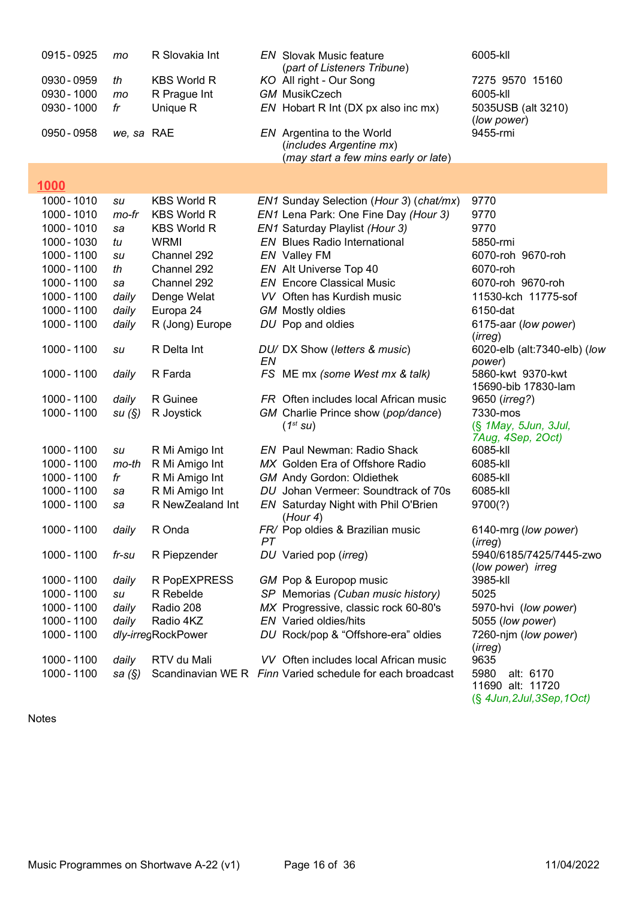| | | | | | |
|---|---|---|---|---|---|
| 0915 - 0925 | *mo* | R Slovakia Int | *EN* | Slovak Music feature (*part of Listeners Tribune*) | 6005-kll |
| 0930 - 0959 | *th* | KBS World R | *KO* | All right - Our Song | 7275 9570 15160 |
| 0930 - 1000 | *mo* | R Prague Int | *GM* | MusikCzech | 6005-kll |
| 0930 - 1000 | *fr* | Unique R | *EN* | Hobart R Int (DX px also inc mx) | 5035USB (alt 3210) (*low power*) |
| 0950 - 0958 | *we, sa* | RAE | *EN* | Argentina to the World (*includes Argentine mx*) (*may start a few mins early or late*) | 9455-rmi |

## 1000

| | | | | | |
|---|---|---|---|---|---|
| 1000 - 1010 | *su* | KBS World R | *EN1* | Sunday Selection (*Hour 3*) (*chat/mx*) | 9770 |
| 1000 - 1010 | *mo-fr* | KBS World R | *EN1* | Lena Park: One Fine Day (*Hour 3*) | 9770 |
| 1000 - 1010 | *sa* | KBS World R | *EN1* | Saturday Playlist (*Hour 3*) | 9770 |
| 1000 - 1030 | *tu* | WRMI | *EN* | Blues Radio International | 5850-rmi |
| 1000 - 1100 | *su* | Channel 292 | *EN* | Valley FM | 6070-roh 9670-roh |
| 1000 - 1100 | *th* | Channel 292 | *EN* | Alt Universe Top 40 | 6070-roh |
| 1000 - 1100 | *sa* | Channel 292 | *EN* | Encore Classical Music | 6070-roh 9670-roh |
| 1000 - 1100 | *daily* | Denge Welat | *VV* | Often has Kurdish music | 11530-kch 11775-sof |
| 1000 - 1100 | *daily* | Europa 24 | *GM* | Mostly oldies | 6150-dat |
| 1000 - 1100 | *daily* | R (Jong) Europe | *DU* | Pop and oldies | 6175-aar (*low power*) (*irreg*) |
| 1000 - 1100 | *su* | R Delta Int | *DU/ EN* | DX Show (*letters & music*) | 6020-elb (alt:7340-elb) (*low power*) |
| 1000 - 1100 | *daily* | R Farda | *FS* | ME mx (*some West mx & talk*) | 5860-kwt 9370-kwt 15690-bib 17830-lam |
| 1000 - 1100 | *daily* | R Guinee | *FR* | Often includes local African music | 9650 (*irreg?*) |
| 1000 - 1100 | *su (§)* | R Joystick | *GM* | Charlie Prince show (*pop/dance*) (*1st su*) | 7330-mos (*§ 1May, 5Jun, 3Jul, 7Aug, 4Sep, 2Oct*) |
| 1000 - 1100 | *su* | R Mi Amigo Int | *EN* | Paul Newman: Radio Shack | 6085-kll |
| 1000 - 1100 | *mo-th* | R Mi Amigo Int | *MX* | Golden Era of Offshore Radio | 6085-kll |
| 1000 - 1100 | *fr* | R Mi Amigo Int | *GM* | Andy Gordon: Oldiethek | 6085-kll |
| 1000 - 1100 | *sa* | R Mi Amigo Int | *DU* | Johan Vermeer: Soundtrack of 70s | 6085-kll |
| 1000 - 1100 | *sa* | R NewZealand Int | *EN* | Saturday Night with Phil O'Brien (*Hour 4*) | 9700(?) |
| 1000 - 1100 | *daily* | R Onda | *FR/ PT* | Pop oldies & Brazilian music | 6140-mrg (*low power*) (*irreg*) |
| 1000 - 1100 | *fr-su* | R Piepzender | *DU* | Varied pop (*irreg*) | 5940/6185/7425/7445-zwo (*low power*) *irreg* |
| 1000 - 1100 | *daily* | R PopEXPRESS | *GM* | Pop & Europop music | 3985-kll |
| 1000 - 1100 | *su* | R Rebelde | *SP* | Memorias (*Cuban music history*) | 5025 |
| 1000 - 1100 | *daily* | Radio 208 | *MX* | Progressive, classic rock 60-80's | 5970-hvi (*low power*) |
| 1000 - 1100 | *daily* | Radio 4KZ | *EN* | Varied oldies/hits | 5055 (*low power*) |
| 1000 - 1100 | *dly-irreg* | RockPower | *DU* | Rock/pop & "Offshore-era" oldies | 7260-njm (*low power*) (*irreg*) |
| 1000 - 1100 | *daily* | RTV du Mali | *VV* | Often includes local African music | 9635 |
| 1000 - 1100 | *sa (§)* | Scandinavian WE R | *Finn* | Varied schedule for each broadcast | 5980 alt: 6170 11690 alt: 11720 (*§ 4Jun,2Jul,3Sep,1Oct*) |

Notes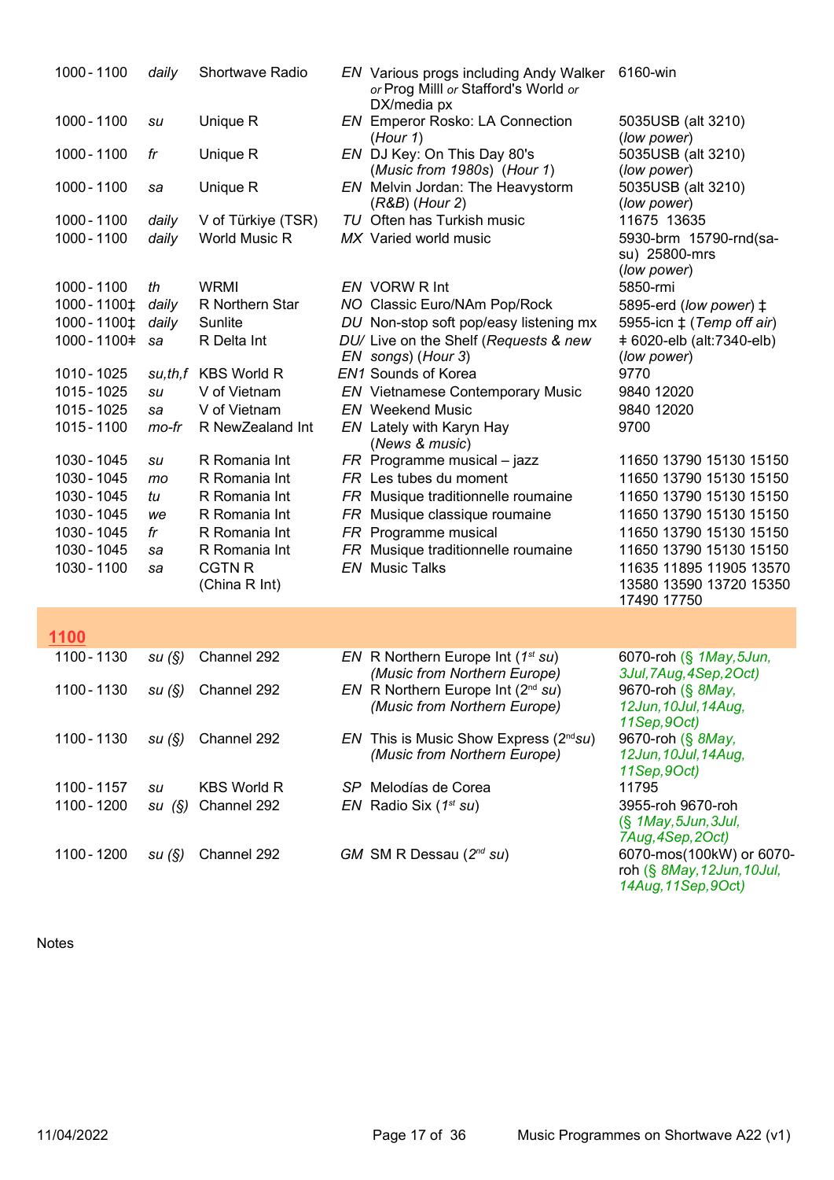| | | | | | |
|---|---|---|---|---|---|
| 1000 - 1100 | *daily* | Shortwave Radio | *EN* | Various progs including Andy Walker *or* Prog Milll *or* Stafford's World *or* DX/media px | 6160-win |
| 1000 - 1100 | *su* | Unique R | *EN* | Emperor Rosko: LA Connection (*Hour 1*) | 5035USB (alt 3210) (*low power*) |
| 1000 - 1100 | *fr* | Unique R | *EN* | DJ Key: On This Day 80's (*Music from 1980s*) (*Hour 1*) | 5035USB (alt 3210) (*low power*) |
| 1000 - 1100 | *sa* | Unique R | *EN* | Melvin Jordan: The Heavystorm (*R&B*) (*Hour 2*) | 5035USB (alt 3210) (*low power*) |
| 1000 - 1100 | *daily* | V of Türkiye (TSR) | *TU* | Often has Turkish music | 11675 13635 |
| 1000 - 1100 | *daily* | World Music R | *MX* | Varied world music | 5930-brm 15790-rnd(sa-su) 25800-mrs (*low power*) |
| 1000 - 1100 | *th* | WRMI | *EN* | VORW R Int | 5850-rmi |
| 1000 - 1100‡ | *daily* | R Northern Star | *NO* | Classic Euro/NAm Pop/Rock | 5895-erd (*low power*) ‡ |
| 1000 - 1100‡ | *daily* | Sunlite | *DU* | Non-stop soft pop/easy listening mx | 5955-icn ‡ (*Temp off air*) |
| 1000 - 1100ǂ | *sa* | R Delta Int | *DU/ EN* | Live on the Shelf (*Requests & new songs*) (*Hour 3*) | ǂ 6020-elb (alt:7340-elb) (*low power*) |
| 1010 - 1025 | *su,th,f* | KBS World R | *EN1* | Sounds of Korea | 9770 |
| 1015 - 1025 | *su* | V of Vietnam | *EN* | Vietnamese Contemporary Music | 9840 12020 |
| 1015 - 1025 | *sa* | V of Vietnam | *EN* | Weekend Music | 9840 12020 |
| 1015 - 1100 | *mo-fr* | R NewZealand Int | *EN* | Lately with Karyn Hay (*News & music*) | 9700 |
| 1030 - 1045 | *su* | R Romania Int | *FR* | Programme musical – jazz | 11650 13790 15130 15150 |
| 1030 - 1045 | *mo* | R Romania Int | *FR* | Les tubes du moment | 11650 13790 15130 15150 |
| 1030 - 1045 | *tu* | R Romania Int | *FR* | Musique traditionnelle roumaine | 11650 13790 15130 15150 |
| 1030 - 1045 | *we* | R Romania Int | *FR* | Musique classique roumaine | 11650 13790 15130 15150 |
| 1030 - 1045 | *fr* | R Romania Int | *FR* | Programme musical | 11650 13790 15130 15150 |
| 1030 - 1045 | *sa* | R Romania Int | *FR* | Musique traditionnelle roumaine | 11650 13790 15130 15150 |
| 1030 - 1100 | *sa* | CGTN R (China R Int) | *EN* | Music Talks | 11635 11895 11905 13570 13580 13590 13720 15350 17490 17750 |

## 1100

| | | | | | |
|---|---|---|---|---|---|
| 1100 - 1130 | *su (§)* | Channel 292 | *EN* | R Northern Europe Int (*1st su*) (*Music from Northern Europe*) | 6070-roh (§ *1May,5Jun, 3Jul,7Aug,4Sep,2Oct*) |
| 1100 - 1130 | *su (§)* | Channel 292 | *EN* | R Northern Europe Int (*2nd su*) (*Music from Northern Europe*) | 9670-roh (§ *8May, 12Jun,10Jul,14Aug, 11Sep,9Oct*) |
| 1100 - 1130 | *su (§)* | Channel 292 | *EN* | This is Music Show Express (*2nd su*) (*Music from Northern Europe*) | 9670-roh (§ *8May, 12Jun,10Jul,14Aug, 11Sep,9Oct*) |
| 1100 - 1157 | *su* | KBS World R | *SP* | Melodías de Corea | 11795 |
| 1100 - 1200 | *su (§)* | Channel 292 | *EN* | Radio Six (*1st su*) | 3955-roh 9670-roh (§ *1May,5Jun,3Jul, 7Aug,4Sep,2Oct*) |
| 1100 - 1200 | *su (§)* | Channel 292 | *GM* | SM R Dessau (*2nd su*) | 6070-mos(100kW) or 6070-roh (§ *8May,12Jun,10Jul, 14Aug,11Sep,9Oct*) |

Notes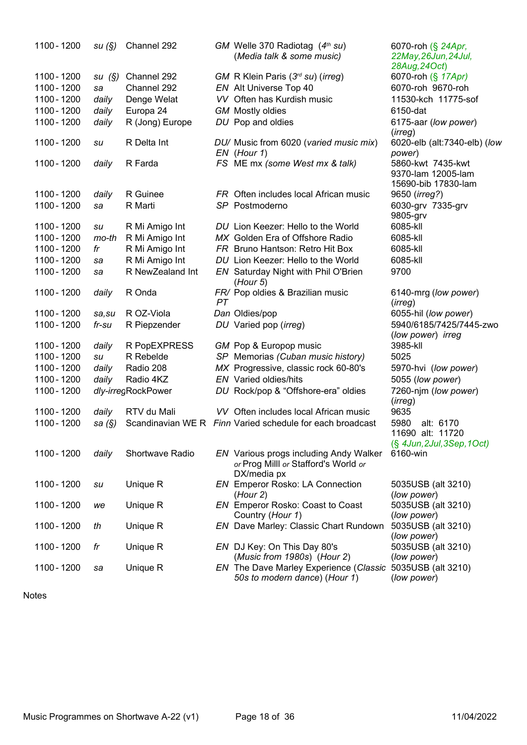| | | | | | |
|---|---|---|---|---|---|
| 1100 - 1200 | *su (§)* | Channel 292 | *GM* | Welle 370 Radiotag (*4th su*) (*Media talk & some music)* | 6070-roh (*§ 24Apr, 22May,26Jun,24Jul, 28Aug,24Oct*) |
| 1100 - 1200 | *su (§)* | Channel 292 | *GM* | R Klein Paris (*3rd su*) (*irreg*) | 6070-roh (*§ 17Apr)* |
| 1100 - 1200 | *sa* | Channel 292 | *EN* | Alt Universe Top 40 | 6070-roh 9670-roh |
| 1100 - 1200 | *daily* | Denge Welat | *VV* | Often has Kurdish music | 11530-kch 11775-sof |
| 1100 - 1200 | *daily* | Europa 24 | *GM* | Mostly oldies | 6150-dat |
| 1100 - 1200 | *daily* | R (Jong) Europe | *DU* | Pop and oldies | 6175-aar (*low power*) (*irreg*) |
| 1100 - 1200 | *su* | R Delta Int | *DU/ EN* | Music from 6020 (*varied music mix*) (*Hour 1*) | 6020-elb (alt:7340-elb) (*low power*) |
| 1100 - 1200 | *daily* | R Farda | *FS* | ME mx *(some West mx & talk)* | 5860-kwt 7435-kwt 9370-lam 12005-lam 15690-bib 17830-lam |
| 1100 - 1200 | *daily* | R Guinee | *FR* | Often includes local African music | 9650 (*irreg?*) |
| 1100 - 1200 | *sa* | R Marti | *SP* | Postmoderno | 6030-grv 7335-grv 9805-grv |
| 1100 - 1200 | *su* | R Mi Amigo Int | *DU* | Lion Keezer: Hello to the World | 6085-kll |
| 1100 - 1200 | *mo-th* | R Mi Amigo Int | *MX* | Golden Era of Offshore Radio | 6085-kll |
| 1100 - 1200 | *fr* | R Mi Amigo Int | *FR* | Bruno Hantson: Retro Hit Box | 6085-kll |
| 1100 - 1200 | *sa* | R Mi Amigo Int | *DU* | Lion Keezer: Hello to the World | 6085-kll |
| 1100 - 1200 | *sa* | R NewZealand Int | *EN* | Saturday Night with Phil O'Brien (*Hour 5*) | 9700 |
| 1100 - 1200 | *daily* | R Onda | *FR/ PT* | Pop oldies & Brazilian music | 6140-mrg (*low power*) (*irreg*) |
| 1100 - 1200 | *sa,su* | R OZ-Viola | *Dan* | Oldies/pop | 6055-hil (*low power*) |
| 1100 - 1200 | *fr-su* | R Piepzender | *DU* | Varied pop (*irreg*) | 5940/6185/7425/7445-zwo (*low power*) *irreg* |
| 1100 - 1200 | *daily* | R PopEXPRESS | *GM* | Pop & Europop music | 3985-kll |
| 1100 - 1200 | *su* | R Rebelde | *SP* | Memorias *(Cuban music history)* | 5025 |
| 1100 - 1200 | *daily* | Radio 208 | *MX* | Progressive, classic rock 60-80's | 5970-hvi (*low power*) |
| 1100 - 1200 | *daily* | Radio 4KZ | *EN* | Varied oldies/hits | 5055 (*low power*) |
| 1100 - 1200 | *dly-irreg* | RockPower | *DU* | Rock/pop & "Offshore-era" oldies | 7260-njm (*low power*) (*irreg*) |
| 1100 - 1200 | *daily* | RTV du Mali | *VV* | Often includes local African music | 9635 |
| 1100 - 1200 | *sa (§)* | Scandinavian WE R | *Finn* | Varied schedule for each broadcast | 5980 alt: 6170 11690 alt: 11720 (*§ 4Jun,2Jul,3Sep,1Oct)* |
| 1100 - 1200 | *daily* | Shortwave Radio | *EN* | Various progs including Andy Walker *or* Prog Milll *or* Stafford's World *or* DX/media px | 6160-win |
| 1100 - 1200 | *su* | Unique R | *EN* | Emperor Rosko: LA Connection (*Hour 2*) | 5035USB (alt 3210) (*low power*) |
| 1100 - 1200 | *we* | Unique R | *EN* | Emperor Rosko: Coast to Coast Country (*Hour 1*) | 5035USB (alt 3210) (*low power*) |
| 1100 - 1200 | *th* | Unique R | *EN* | Dave Marley: Classic Chart Rundown | 5035USB (alt 3210) (*low power*) |
| 1100 - 1200 | *fr* | Unique R | *EN* | DJ Key: On This Day 80's (*Music from 1980s*) (*Hour 2*) | 5035USB (alt 3210) (*low power*) |
| 1100 - 1200 | *sa* | Unique R | *EN* | The Dave Marley Experience (*Classic 50s to modern dance*) (*Hour 1*) | 5035USB (alt 3210) (*low power*) |

Notes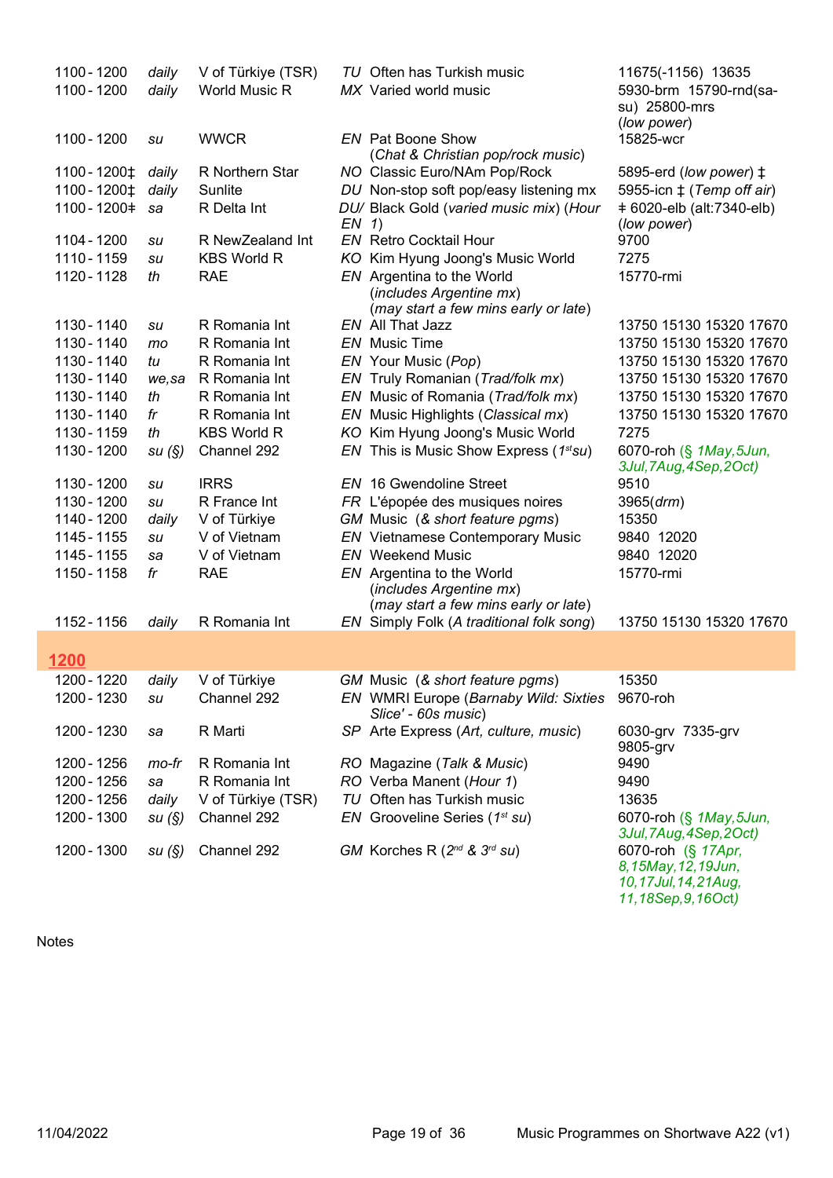| | | | | | |
|---|---|---|---|---|---|
| 1100 - 1200 | *daily* | V of Türkiye (TSR) | *TU* | Often has Turkish music | 11675(-1156) 13635 |
| 1100 - 1200 | *daily* | World Music R | *MX* | Varied world music | 5930-brm 15790-rnd(sa-su) 25800-mrs (*low power*) |
| 1100 - 1200 | *su* | WWCR | *EN* | Pat Boone Show (*Chat & Christian pop/rock music*) | 15825-wcr |
| 1100 - 1200‡ | *daily* | R Northern Star | *NO* | Classic Euro/NAm Pop/Rock | 5895-erd (*low power*) ‡ |
| 1100 - 1200‡ | *daily* | Sunlite | *DU* | Non-stop soft pop/easy listening mx | 5955-icn ‡ (*Temp off air*) |
| 1100 - 1200ǂ | *sa* | R Delta Int | *DU/ EN* | Black Gold (*varied music mix*) (*Hour 1*) | ǂ 6020-elb (alt:7340-elb) (*low power*) |
| 1104 - 1200 | *su* | R NewZealand Int | *EN* | Retro Cocktail Hour | 9700 |
| 1110 - 1159 | *su* | KBS World R | *KO* | Kim Hyung Joong's Music World | 7275 |
| 1120 - 1128 | *th* | RAE | *EN* | Argentina to the World (*includes Argentine mx*) (*may start a few mins early or late*) | 15770-rmi |
| 1130 - 1140 | *su* | R Romania Int | *EN* | All That Jazz | 13750 15130 15320 17670 |
| 1130 - 1140 | *mo* | R Romania Int | *EN* | Music Time | 13750 15130 15320 17670 |
| 1130 - 1140 | *tu* | R Romania Int | *EN* | Your Music (*Pop*) | 13750 15130 15320 17670 |
| 1130 - 1140 | *we,sa* | R Romania Int | *EN* | Truly Romanian (*Trad/folk mx*) | 13750 15130 15320 17670 |
| 1130 - 1140 | *th* | R Romania Int | *EN* | Music of Romania (*Trad/folk mx*) | 13750 15130 15320 17670 |
| 1130 - 1140 | *fr* | R Romania Int | *EN* | Music Highlights (*Classical mx*) | 13750 15130 15320 17670 |
| 1130 - 1159 | *th* | KBS World R | *KO* | Kim Hyung Joong's Music World | 7275 |
| 1130 - 1200 | *su (§)* | Channel 292 | *EN* | This is Music Show Express (*1st su*) | 6070-roh (*§ 1May,5Jun, 3Jul,7Aug,4Sep,2Oct*) |
| 1130 - 1200 | *su* | IRRS | *EN* | 16 Gwendoline Street | 9510 |
| 1130 - 1200 | *su* | R France Int | *FR* | L'épopée des musiques noires | 3965(*drm*) |
| 1140 - 1200 | *daily* | V of Türkiye | *GM* | Music (*& short feature pgms*) | 15350 |
| 1145 - 1155 | *su* | V of Vietnam | *EN* | Vietnamese Contemporary Music | 9840 12020 |
| 1145 - 1155 | *sa* | V of Vietnam | *EN* | Weekend Music | 9840 12020 |
| 1150 - 1158 | *fr* | RAE | *EN* | Argentina to the World (*includes Argentine mx*) (*may start a few mins early or late*) | 15770-rmi |
| 1152 - 1156 | *daily* | R Romania Int | *EN* | Simply Folk (*A traditional folk song*) | 13750 15130 15320 17670 |
| **1200** | | | | | |
| 1200 - 1220 | *daily* | V of Türkiye | *GM* | Music (*& short feature pgms*) | 15350 |
| 1200 - 1230 | *su* | Channel 292 | *EN* | WMRI Europe (*Barnaby Wild: Sixties Slice' - 60s music*) | 9670-roh |
| 1200 - 1230 | *sa* | R Marti | *SP* | Arte Express (*Art, culture, music*) | 6030-grv 7335-grv 9805-grv |
| 1200 - 1256 | *mo-fr* | R Romania Int | *RO* | Magazine (*Talk & Music*) | 9490 |
| 1200 - 1256 | *sa* | R Romania Int | *RO* | Verba Manent (*Hour 1*) | 9490 |
| 1200 - 1256 | *daily* | V of Türkiye (TSR) | *TU* | Often has Turkish music | 13635 |
| 1200 - 1300 | *su (§)* | Channel 292 | *EN* | Grooveline Series (*1st su*) | 6070-roh (*§ 1May,5Jun, 3Jul,7Aug,4Sep,2Oct*) |
| 1200 - 1300 | *su (§)* | Channel 292 | *GM* | Korches R (*2nd & 3rd su*) | 6070-roh (*§ 17Apr, 8,15May,12,19Jun, 10,17Jul,14,21Aug, 11,18Sep,9,16Oct*) |

Notes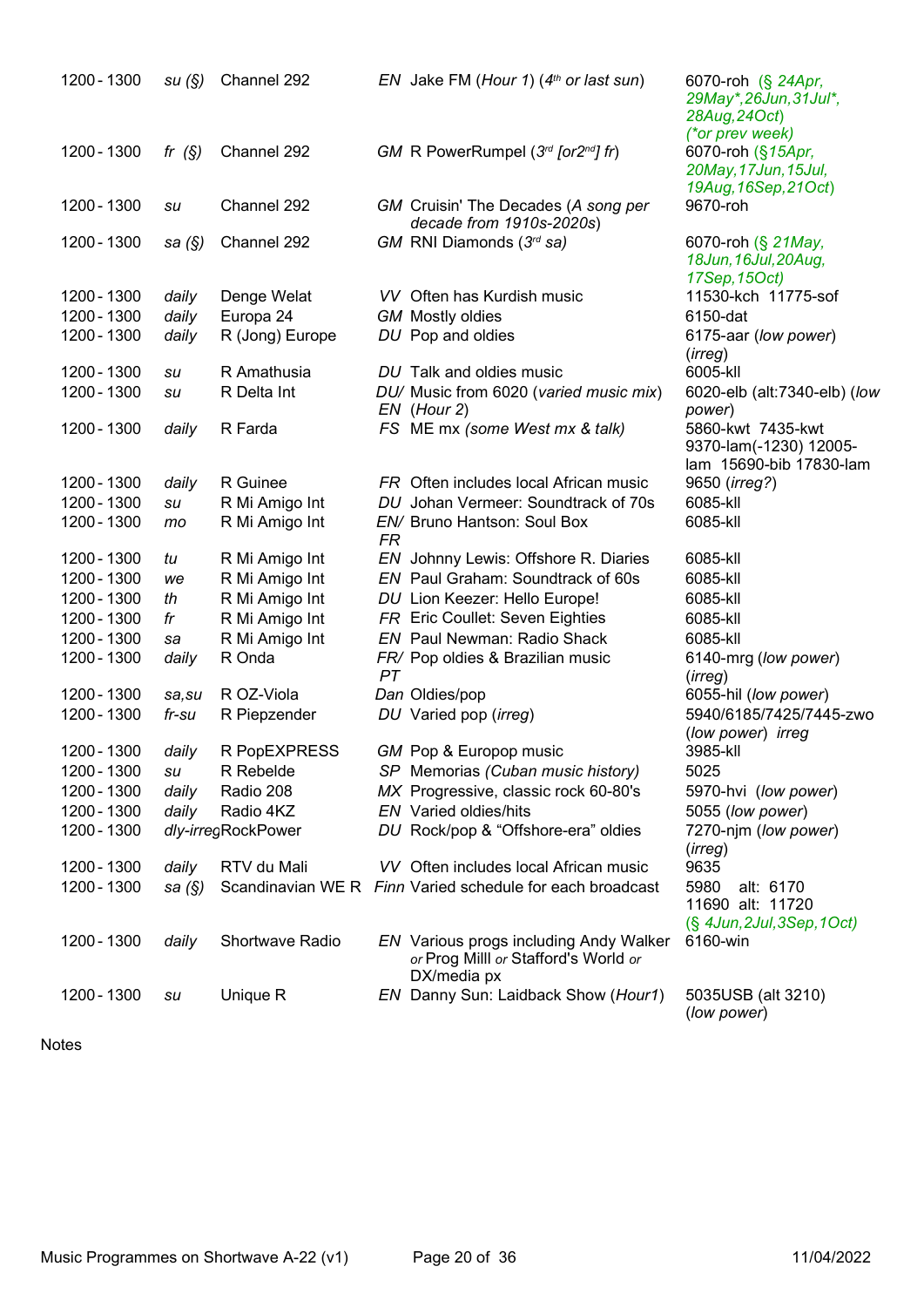| Time | Days | Station | Programme | Frequency |
|---|---|---|---|---|
| 1200 - 1300 | su (§) | Channel 292 | *EN* Jake FM (*Hour 1*) (*4th or last sun*) | 6070-roh (§ *24Apr, 29May\*,26Jun,31Jul\*, 28Aug,24Oct*) (*\*or prev week*) |
| 1200 - 1300 | fr (§) | Channel 292 | *GM* R PowerRumpel (*3rd [or2nd] fr*) | 6070-roh (§*15Apr, 20May,17Jun,15Jul, 19Aug,16Sep,21Oct*) |
| 1200 - 1300 | su | Channel 292 | *GM* Cruisin' The Decades (*A song per decade from 1910s-2020s*) | 9670-roh |
| 1200 - 1300 | sa (§) | Channel 292 | *GM* RNI Diamonds (*3rd sa*) | 6070-roh (§ *21May, 18Jun,16Jul,20Aug, 17Sep,15Oct*) |
| 1200 - 1300 | daily | Denge Welat | *VV* Often has Kurdish music | 11530-kch 11775-sof |
| 1200 - 1300 | daily | Europa 24 | *GM* Mostly oldies | 6150-dat |
| 1200 - 1300 | daily | R (Jong) Europe | *DU* Pop and oldies | 6175-aar (*low power*) (*irreg*) |
| 1200 - 1300 | su | R Amathusia | *DU* Talk and oldies music | 6005-kll |
| 1200 - 1300 | su | R Delta Int | *DU/ EN* Music from 6020 (*varied music mix*) (*Hour 2*) | 6020-elb (alt:7340-elb) (*low power*) |
| 1200 - 1300 | daily | R Farda | *FS* ME mx (*some West mx & talk*) | 5860-kwt 7435-kwt 9370-lam(-1230) 12005-lam 15690-bib 17830-lam |
| 1200 - 1300 | daily | R Guinee | *FR* Often includes local African music | 9650 (*irreg?*) |
| 1200 - 1300 | su | R Mi Amigo Int | *DU* Johan Vermeer: Soundtrack of 70s | 6085-kll |
| 1200 - 1300 | mo | R Mi Amigo Int | *EN/ FR* Bruno Hantson: Soul Box | 6085-kll |
| 1200 - 1300 | tu | R Mi Amigo Int | *EN* Johnny Lewis: Offshore R. Diaries | 6085-kll |
| 1200 - 1300 | we | R Mi Amigo Int | *EN* Paul Graham: Soundtrack of 60s | 6085-kll |
| 1200 - 1300 | th | R Mi Amigo Int | *DU* Lion Keezer: Hello Europe! | 6085-kll |
| 1200 - 1300 | fr | R Mi Amigo Int | *FR* Eric Coullet: Seven Eighties | 6085-kll |
| 1200 - 1300 | sa | R Mi Amigo Int | *EN* Paul Newman: Radio Shack | 6085-kll |
| 1200 - 1300 | daily | R Onda | *FR/ PT* Pop oldies & Brazilian music | 6140-mrg (*low power*) (*irreg*) |
| 1200 - 1300 | sa,su | R OZ-Viola | *Dan* Oldies/pop | 6055-hil (*low power*) |
| 1200 - 1300 | fr-su | R Piepzender | *DU* Varied pop (*irreg*) | 5940/6185/7425/7445-zwo (*low power*) irreg |
| 1200 - 1300 | daily | R PopEXPRESS | *GM* Pop & Europop music | 3985-kll |
| 1200 - 1300 | su | R Rebelde | *SP* Memorias (*Cuban music history*) | 5025 |
| 1200 - 1300 | daily | Radio 208 | *MX* Progressive, classic rock 60-80's | 5970-hvi (*low power*) |
| 1200 - 1300 | daily | Radio 4KZ | *EN* Varied oldies/hits | 5055 (*low power*) |
| 1200 - 1300 | dly-irreg | RockPower | *DU* Rock/pop & "Offshore-era" oldies | 7270-njm (*low power*) (*irreg*) |
| 1200 - 1300 | daily | RTV du Mali | *VV* Often includes local African music | 9635 |
| 1200 - 1300 | sa (§) | Scandinavian WE R | *Finn* Varied schedule for each broadcast | 5980 alt: 6170 11690 alt: 11720 (§ *4Jun,2Jul,3Sep,1Oct*) |
| 1200 - 1300 | daily | Shortwave Radio | *EN* Various progs including Andy Walker *or* Prog Milll *or* Stafford's World *or* DX/media px | 6160-win |
| 1200 - 1300 | su | Unique R | *EN* Danny Sun: Laidback Show (*Hour1*) | 5035USB (alt 3210) (*low power*) |

Notes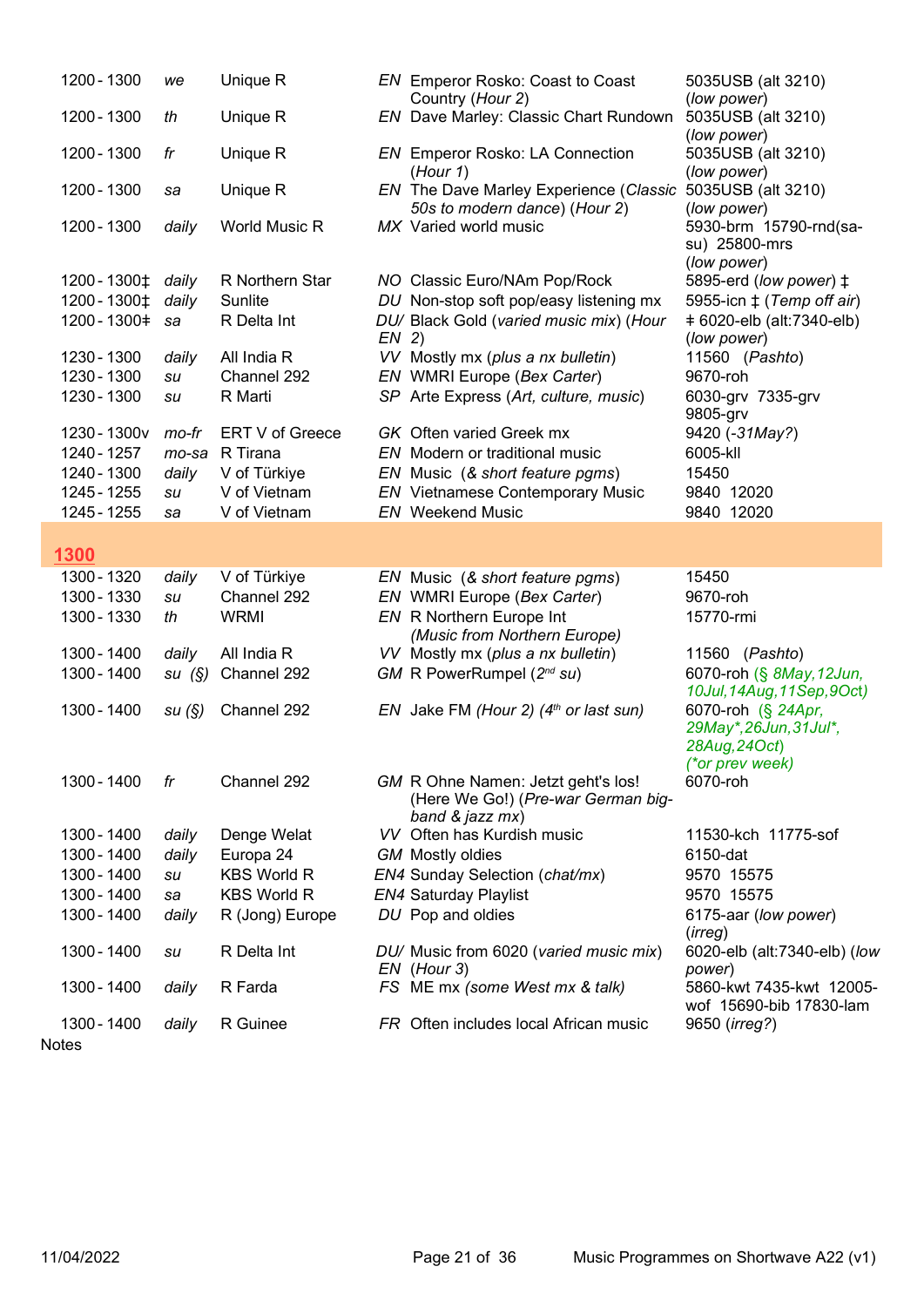| | | | | | |
|---|---|---|---|---|---|
| 1200 - 1300 | *we* | Unique R | *EN* | Emperor Rosko: Coast to Coast Country (*Hour 2*) | 5035USB (alt 3210) (*low power*) |
| 1200 - 1300 | *th* | Unique R | *EN* | Dave Marley: Classic Chart Rundown | 5035USB (alt 3210) (*low power*) |
| 1200 - 1300 | *fr* | Unique R | *EN* | Emperor Rosko: LA Connection (*Hour 1*) | 5035USB (alt 3210) (*low power*) |
| 1200 - 1300 | *sa* | Unique R | *EN* | The Dave Marley Experience (*Classic 50s to modern dance*) (*Hour 2*) | 5035USB (alt 3210) (*low power*) |
| 1200 - 1300 | *daily* | World Music R | *MX* | Varied world music | 5930-brm 15790-rnd(sa-su) 25800-mrs (*low power*) |
| 1200 - 1300‡ | *daily* | R Northern Star | *NO* | Classic Euro/NAm Pop/Rock | 5895-erd (*low power*) ‡ |
| 1200 - 1300‡ | *daily* | Sunlite | *DU* | Non-stop soft pop/easy listening mx | 5955-icn ‡ (*Temp off air*) |
| 1200 - 1300‡ | *sa* | R Delta Int | *DU/ EN* | Black Gold (*varied music mix*) (*Hour 2*) | ‡ 6020-elb (alt:7340-elb) (*low power*) |
| 1230 - 1300 | *daily* | All India R | *VV* | Mostly mx (*plus a nx bulletin*) | 11560 (*Pashto*) |
| 1230 - 1300 | *su* | Channel 292 | *EN* | WMRI Europe (*Bex Carter*) | 9670-roh |
| 1230 - 1300 | *su* | R Marti | *SP* | Arte Express (*Art, culture, music*) | 6030-grv 7335-grv 9805-grv |
| 1230 - 1300v | *mo-fr* | ERT V of Greece | *GK* | Often varied Greek mx | 9420 (*-31May?*) |
| 1240 - 1257 | *mo-sa* | R Tirana | *EN* | Modern or traditional music | 6005-kll |
| 1240 - 1300 | *daily* | V of Türkiye | *EN* | Music (*& short feature pgms*) | 15450 |
| 1245 - 1255 | *su* | V of Vietnam | *EN* | Vietnamese Contemporary Music | 9840 12020 |
| 1245 - 1255 | *sa* | V of Vietnam | *EN* | Weekend Music | 9840 12020 |

## 1300

| | | | | | |
|---|---|---|---|---|---|
| 1300 - 1320 | *daily* | V of Türkiye | *EN* | Music (*& short feature pgms*) | 15450 |
| 1300 - 1330 | *su* | Channel 292 | *EN* | WMRI Europe (*Bex Carter*) | 9670-roh |
| 1300 - 1330 | *th* | WRMI | *EN* | R Northern Europe Int (*Music from Northern Europe*) | 15770-rmi |
| 1300 - 1400 | *daily* | All India R | *VV* | Mostly mx (*plus a nx bulletin*) | 11560 (*Pashto*) |
| 1300 - 1400 | *su (§)* | Channel 292 | *GM* | R PowerRumpel (*2nd su*) | 6070-roh (*§ 8May,12Jun, 10Jul,14Aug,11Sep,9Oct*) |
| 1300 - 1400 | *su (§)* | Channel 292 | *EN* | Jake FM *(Hour 2) (4th or last sun)* | 6070-roh (*§ 24Apr, 29May*,26Jun,31Jul*, 28Aug,24Oct*) (*\*or prev week*) |
| 1300 - 1400 | *fr* | Channel 292 | *GM* | R Ohne Namen: Jetzt geht's los! (Here We Go!) (*Pre-war German big-band & jazz mx*) | 6070-roh |
| 1300 - 1400 | *daily* | Denge Welat | *VV* | Often has Kurdish music | 11530-kch 11775-sof |
| 1300 - 1400 | *daily* | Europa 24 | *GM* | Mostly oldies | 6150-dat |
| 1300 - 1400 | *su* | KBS World R | *EN4* | Sunday Selection (*chat/mx*) | 9570 15575 |
| 1300 - 1400 | *sa* | KBS World R | *EN4* | Saturday Playlist | 9570 15575 |
| 1300 - 1400 | *daily* | R (Jong) Europe | *DU* | Pop and oldies | 6175-aar (*low power*) (*irreg*) |
| 1300 - 1400 | *su* | R Delta Int | *DU/ EN* | Music from 6020 (*varied music mix*) (*Hour 3*) | 6020-elb (alt:7340-elb) (*low power*) |
| 1300 - 1400 | *daily* | R Farda | *FS* | ME mx *(some West mx & talk)* | 5860-kwt 7435-kwt 12005-wof 15690-bib 17830-lam |
| 1300 - 1400 | *daily* | R Guinee | *FR* | Often includes local African music | 9650 (*irreg?*) |

Notes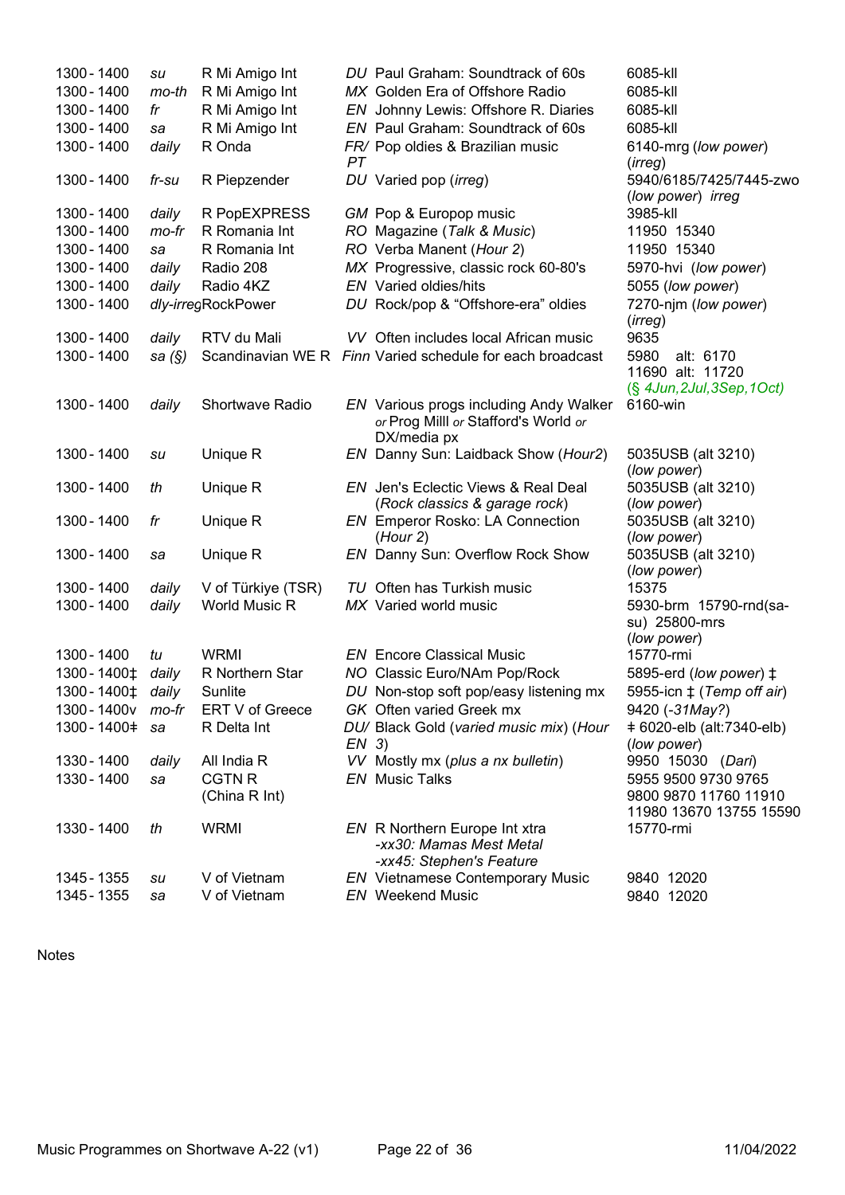| | | | | | |
|---|---|---|---|---|---|
| 1300 - 1400 | *su* | R Mi Amigo Int | *DU* | Paul Graham: Soundtrack of 60s | 6085-kll |
| 1300 - 1400 | *mo-th* | R Mi Amigo Int | *MX* | Golden Era of Offshore Radio | 6085-kll |
| 1300 - 1400 | *fr* | R Mi Amigo Int | *EN* | Johnny Lewis: Offshore R. Diaries | 6085-kll |
| 1300 - 1400 | *sa* | R Mi Amigo Int | *EN* | Paul Graham: Soundtrack of 60s | 6085-kll |
| 1300 - 1400 | *daily* | R Onda | *FR/ PT* | Pop oldies & Brazilian music | 6140-mrg (*low power*) (*irreg*) |
| 1300 - 1400 | *fr-su* | R Piepzender | *DU* | Varied pop (*irreg*) | 5940/6185/7425/7445-zwo (*low power*) *irreg* |
| 1300 - 1400 | *daily* | R PopEXPRESS | *GM* | Pop & Europop music | 3985-kll |
| 1300 - 1400 | *mo-fr* | R Romania Int | *RO* | Magazine (*Talk & Music*) | 11950 15340 |
| 1300 - 1400 | *sa* | R Romania Int | *RO* | Verba Manent (*Hour 2*) | 11950 15340 |
| 1300 - 1400 | *daily* | Radio 208 | *MX* | Progressive, classic rock 60-80's | 5970-hvi (*low power*) |
| 1300 - 1400 | *daily* | Radio 4KZ | *EN* | Varied oldies/hits | 5055 (*low power*) |
| 1300 - 1400 | *dly-irreg* | RockPower | *DU* | Rock/pop & "Offshore-era" oldies | 7270-njm (*low power*) (*irreg*) |
| 1300 - 1400 | *daily* | RTV du Mali | *VV* | Often includes local African music | 9635 |
| 1300 - 1400 | *sa (§)* | Scandinavian WE R | *Finn* | Varied schedule for each broadcast | 5980 alt: 6170<br>11690 alt: 11720<br>(*§ 4Jun,2Jul,3Sep,1Oct*) |
| 1300 - 1400 | *daily* | Shortwave Radio | *EN* | Various progs including Andy Walker *or* Prog Milll *or* Stafford's World *or* DX/media px | 6160-win |
| 1300 - 1400 | *su* | Unique R | *EN* | Danny Sun: Laidback Show (*Hour2*) | 5035USB (alt 3210) (*low power*) |
| 1300 - 1400 | *th* | Unique R | *EN* | Jen's Eclectic Views & Real Deal (*Rock classics & garage rock*) | 5035USB (alt 3210) (*low power*) |
| 1300 - 1400 | *fr* | Unique R | *EN* | Emperor Rosko: LA Connection (*Hour 2*) | 5035USB (alt 3210) (*low power*) |
| 1300 - 1400 | *sa* | Unique R | *EN* | Danny Sun: Overflow Rock Show | 5035USB (alt 3210) (*low power*) |
| 1300 - 1400 | *daily* | V of Türkiye (TSR) | *TU* | Often has Turkish music | 15375 |
| 1300 - 1400 | *daily* | World Music R | *MX* | Varied world music | 5930-brm 15790-rnd(sa-su) 25800-mrs (*low power*) |
| 1300 - 1400 | *tu* | WRMI | *EN* | Encore Classical Music | 15770-rmi |
| 1300 - 1400‡ | *daily* | R Northern Star | *NO* | Classic Euro/NAm Pop/Rock | 5895-erd (*low power*) ‡ |
| 1300 - 1400‡ | *daily* | Sunlite | *DU* | Non-stop soft pop/easy listening mx | 5955-icn ‡ (*Temp off air*) |
| 1300 - 1400v | *mo-fr* | ERT V of Greece | *GK* | Often varied Greek mx | 9420 (*-31May?*) |
| 1300 - 1400ǂ | *sa* | R Delta Int | *DU/ EN* | Black Gold (*varied music mix*) (*Hour 3*) | ǂ 6020-elb (alt:7340-elb) (*low power*) |
| 1330 - 1400 | *daily* | All India R | *VV* | Mostly mx (*plus a nx bulletin*) | 9950 15030 (*Dari*) |
| 1330 - 1400 | *sa* | CGTN R (China R Int) | *EN* | Music Talks | 5955 9500 9730 9765 9800 9870 11760 11910 11980 13670 13755 15590 |
| 1330 - 1400 | *th* | WRMI | *EN* | R Northern Europe Int xtra<br>*-xx30: Mamas Mest Metal*<br>*-xx45: Stephen's Feature* | 15770-rmi |
| 1345 - 1355 | *su* | V of Vietnam | *EN* | Vietnamese Contemporary Music | 9840 12020 |
| 1345 - 1355 | *sa* | V of Vietnam | *EN* | Weekend Music | 9840 12020 |

Notes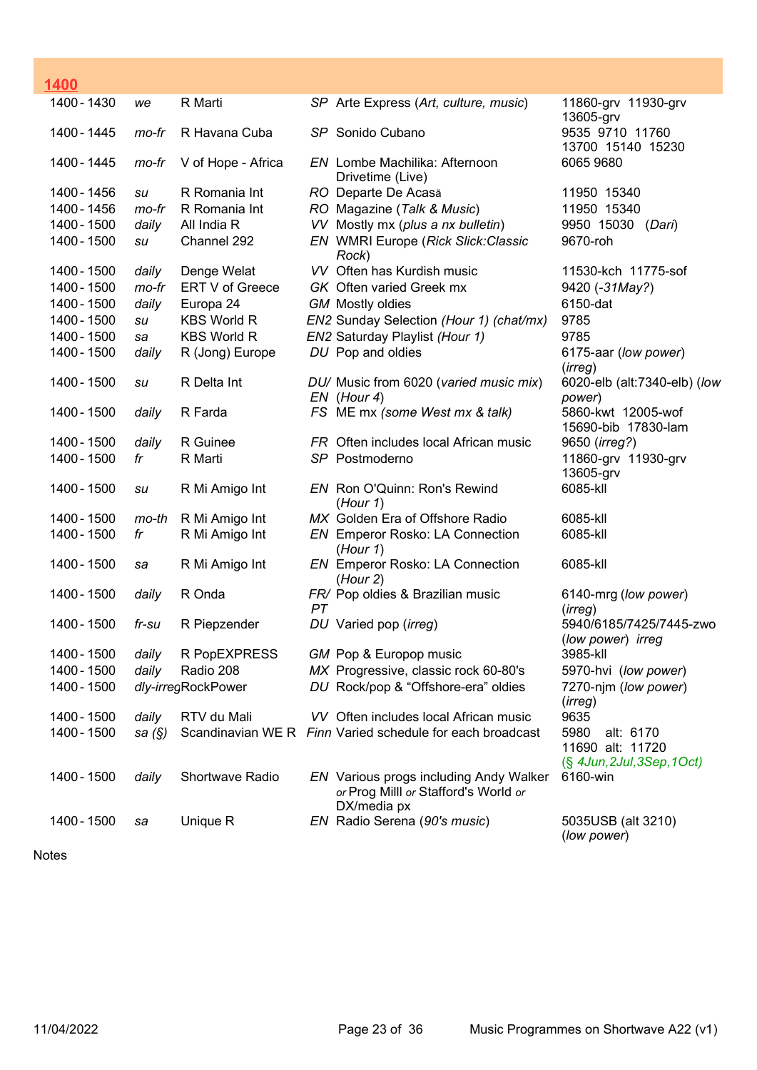## 1400

| | | | | | |
|---|---|---|---|---|---|
| 1400 - 1430 | *we* | R Marti | *SP* | Arte Express (*Art, culture, music*) | 11860-grv 11930-grv 13605-grv |
| 1400 - 1445 | *mo-fr* | R Havana Cuba | *SP* | Sonido Cubano | 9535 9710 11760 13700 15140 15230 |
| 1400 - 1445 | *mo-fr* | V of Hope - Africa | *EN* | Lombe Machilika: Afternoon Drivetime (Live) | 6065 9680 |
| 1400 - 1456 | *su* | R Romania Int | *RO* | Departe De Acasă | 11950 15340 |
| 1400 - 1456 | *mo-fr* | R Romania Int | *RO* | Magazine (*Talk & Music*) | 11950 15340 |
| 1400 - 1500 | *daily* | All India R | *VV* | Mostly mx (*plus a nx bulletin*) | 9950 15030 (*Dari*) |
| 1400 - 1500 | *su* | Channel 292 | *EN* | WMRI Europe (*Rick Slick:Classic Rock*) | 9670-roh |
| 1400 - 1500 | *daily* | Denge Welat | *VV* | Often has Kurdish music | 11530-kch 11775-sof |
| 1400 - 1500 | *mo-fr* | ERT V of Greece | *GK* | Often varied Greek mx | 9420 (*-31May?*) |
| 1400 - 1500 | *daily* | Europa 24 | *GM* | Mostly oldies | 6150-dat |
| 1400 - 1500 | *su* | KBS World R | *EN2* | Sunday Selection *(Hour 1) (chat/mx)* | 9785 |
| 1400 - 1500 | *sa* | KBS World R | *EN2* | Saturday Playlist *(Hour 1)* | 9785 |
| 1400 - 1500 | *daily* | R (Jong) Europe | *DU* | Pop and oldies | 6175-aar (*low power*) (*irreg*) |
| 1400 - 1500 | *su* | R Delta Int | *DU/ EN* | Music from 6020 (*varied music mix*) (*Hour 4*) | 6020-elb (alt:7340-elb) (*low power*) |
| 1400 - 1500 | *daily* | R Farda | *FS* | ME mx *(some West mx & talk)* | 5860-kwt 12005-wof 15690-bib 17830-lam |
| 1400 - 1500 | *daily* | R Guinee | *FR* | Often includes local African music | 9650 (*irreg?*) |
| 1400 - 1500 | *fr* | R Marti | *SP* | Postmoderno | 11860-grv 11930-grv 13605-grv |
| 1400 - 1500 | *su* | R Mi Amigo Int | *EN* | Ron O'Quinn: Ron's Rewind (*Hour 1*) | 6085-kll |
| 1400 - 1500 | *mo-th* | R Mi Amigo Int | *MX* | Golden Era of Offshore Radio | 6085-kll |
| 1400 - 1500 | *fr* | R Mi Amigo Int | *EN* | Emperor Rosko: LA Connection (*Hour 1*) | 6085-kll |
| 1400 - 1500 | *sa* | R Mi Amigo Int | *EN* | Emperor Rosko: LA Connection (*Hour 2*) | 6085-kll |
| 1400 - 1500 | *daily* | R Onda | *FR/ PT* | Pop oldies & Brazilian music | 6140-mrg (*low power*) (*irreg*) |
| 1400 - 1500 | *fr-su* | R Piepzender | *DU* | Varied pop (*irreg*) | 5940/6185/7425/7445-zwo (*low power*) *irreg* |
| 1400 - 1500 | *daily* | R PopEXPRESS | *GM* | Pop & Europop music | 3985-kll |
| 1400 - 1500 | *daily* | Radio 208 | *MX* | Progressive, classic rock 60-80's | 5970-hvi (*low power*) |
| 1400 - 1500 | *dly-irreg* | RockPower | *DU* | Rock/pop & "Offshore-era" oldies | 7270-njm (*low power*) (*irreg*) |
| 1400 - 1500 | *daily* | RTV du Mali | *VV* | Often includes local African music | 9635 |
| 1400 - 1500 | *sa (§)* | Scandinavian WE R | *Finn* | Varied schedule for each broadcast | 5980 alt: 6170 11690 alt: 11720 (*§ 4Jun,2Jul,3Sep,1Oct*) |
| 1400 - 1500 | *daily* | Shortwave Radio | *EN* | Various progs including Andy Walker *or* Prog Milll *or* Stafford's World *or* DX/media px | 6160-win |
| 1400 - 1500 | *sa* | Unique R | *EN* | Radio Serena (*90's music*) | 5035USB (alt 3210) (*low power*) |

Notes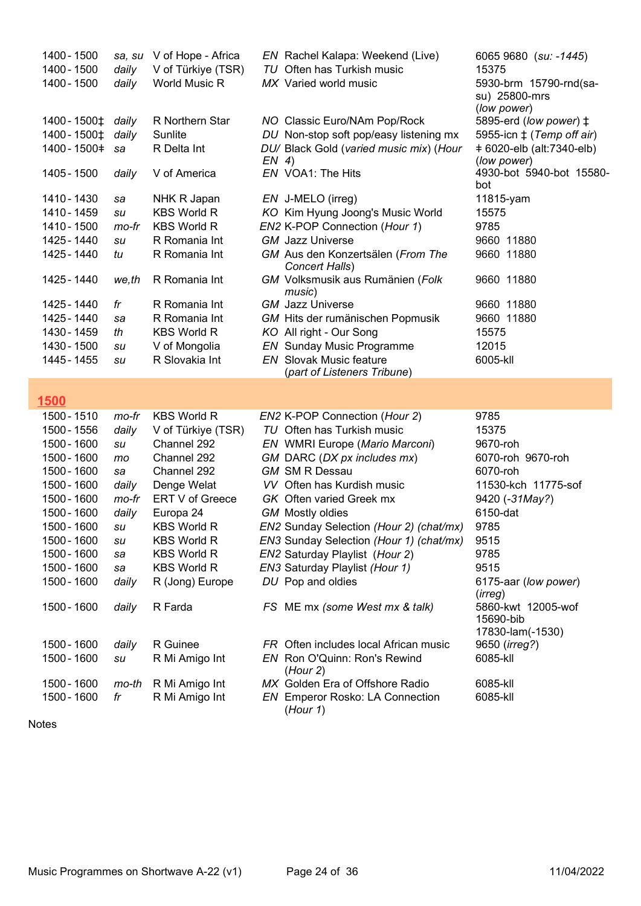| | | | | | |
|---|---|---|---|---|---|
| 1400 - 1500 | *sa, su* | V of Hope - Africa | *EN* | Rachel Kalapa: Weekend (Live) | 6065 9680 (*su: -1445*) |
| 1400 - 1500 | *daily* | V of Türkiye (TSR) | *TU* | Often has Turkish music | 15375 |
| 1400 - 1500 | *daily* | World Music R | *MX* | Varied world music | 5930-brm 15790-rnd(sa-su) 25800-mrs (*low power*) |
| 1400 - 1500‡ | *daily* | R Northern Star | *NO* | Classic Euro/NAm Pop/Rock | 5895-erd (*low power*) ‡ |
| 1400 - 1500‡ | *daily* | Sunlite | *DU* | Non-stop soft pop/easy listening mx | 5955-icn ‡ (*Temp off air*) |
| 1400 - 1500ǂ | *sa* | R Delta Int | *DU/ EN* | Black Gold (*varied music mix*) (*Hour 4*) | ǂ 6020-elb (alt:7340-elb) (*low power*) |
| 1405 - 1500 | *daily* | V of America | *EN* | VOA1: The Hits | 4930-bot 5940-bot 15580-bot |
| 1410 - 1430 | *sa* | NHK R Japan | *EN* | J-MELO (irreg) | 11815-yam |
| 1410 - 1459 | *su* | KBS World R | *KO* | Kim Hyung Joong's Music World | 15575 |
| 1410 - 1500 | *mo-fr* | KBS World R | *EN2* | K-POP Connection (*Hour 1*) | 9785 |
| 1425 - 1440 | *su* | R Romania Int | *GM* | Jazz Universe | 9660 11880 |
| 1425 - 1440 | *tu* | R Romania Int | *GM* | Aus den Konzertsälen (*From The Concert Halls*) | 9660 11880 |
| 1425 - 1440 | *we,th* | R Romania Int | *GM* | Volksmusik aus Rumänien (*Folk music*) | 9660 11880 |
| 1425 - 1440 | *fr* | R Romania Int | *GM* | Jazz Universe | 9660 11880 |
| 1425 - 1440 | *sa* | R Romania Int | *GM* | Hits der rumänischen Popmusik | 9660 11880 |
| 1430 - 1459 | *th* | KBS World R | *KO* | All right - Our Song | 15575 |
| 1430 - 1500 | *su* | V of Mongolia | *EN* | Sunday Music Programme | 12015 |
| 1445 - 1455 | *su* | R Slovakia Int | *EN* | Slovak Music feature (*part of Listeners Tribune*) | 6005-kll |

## 1500

| | | | | | |
|---|---|---|---|---|---|
| 1500 - 1510 | *mo-fr* | KBS World R | *EN2* | K-POP Connection (*Hour 2*) | 9785 |
| 1500 - 1556 | *daily* | V of Türkiye (TSR) | *TU* | Often has Turkish music | 15375 |
| 1500 - 1600 | *su* | Channel 292 | *EN* | WMRI Europe (*Mario Marconi*) | 9670-roh |
| 1500 - 1600 | *mo* | Channel 292 | *GM* | DARC (*DX px includes mx*) | 6070-roh 9670-roh |
| 1500 - 1600 | *sa* | Channel 292 | *GM* | SM R Dessau | 6070-roh |
| 1500 - 1600 | *daily* | Denge Welat | *VV* | Often has Kurdish music | 11530-kch 11775-sof |
| 1500 - 1600 | *mo-fr* | ERT V of Greece | *GK* | Often varied Greek mx | 9420 (*-31May?*) |
| 1500 - 1600 | *daily* | Europa 24 | *GM* | Mostly oldies | 6150-dat |
| 1500 - 1600 | *su* | KBS World R | *EN2* | Sunday Selection *(Hour 2) (chat/mx)* | 9785 |
| 1500 - 1600 | *su* | KBS World R | *EN3* | Sunday Selection *(Hour 1) (chat/mx)* | 9515 |
| 1500 - 1600 | *sa* | KBS World R | *EN2* | Saturday Playlist (*Hour 2*) | 9785 |
| 1500 - 1600 | *sa* | KBS World R | *EN3* | Saturday Playlist *(Hour 1)* | 9515 |
| 1500 - 1600 | *daily* | R (Jong) Europe | *DU* | Pop and oldies | 6175-aar (*low power*) (*irreg*) |
| 1500 - 1600 | *daily* | R Farda | *FS* | ME mx *(some West mx & talk)* | 5860-kwt 12005-wof 15690-bib 17830-lam(-1530) |
| 1500 - 1600 | *daily* | R Guinee | *FR* | Often includes local African music | 9650 (*irreg?*) |
| 1500 - 1600 | *su* | R Mi Amigo Int | *EN* | Ron O'Quinn: Ron's Rewind (*Hour 2*) | 6085-kll |
| 1500 - 1600 | *mo-th* | R Mi Amigo Int | *MX* | Golden Era of Offshore Radio | 6085-kll |
| 1500 - 1600 | *fr* | R Mi Amigo Int | *EN* | Emperor Rosko: LA Connection (*Hour 1*) | 6085-kll |

Notes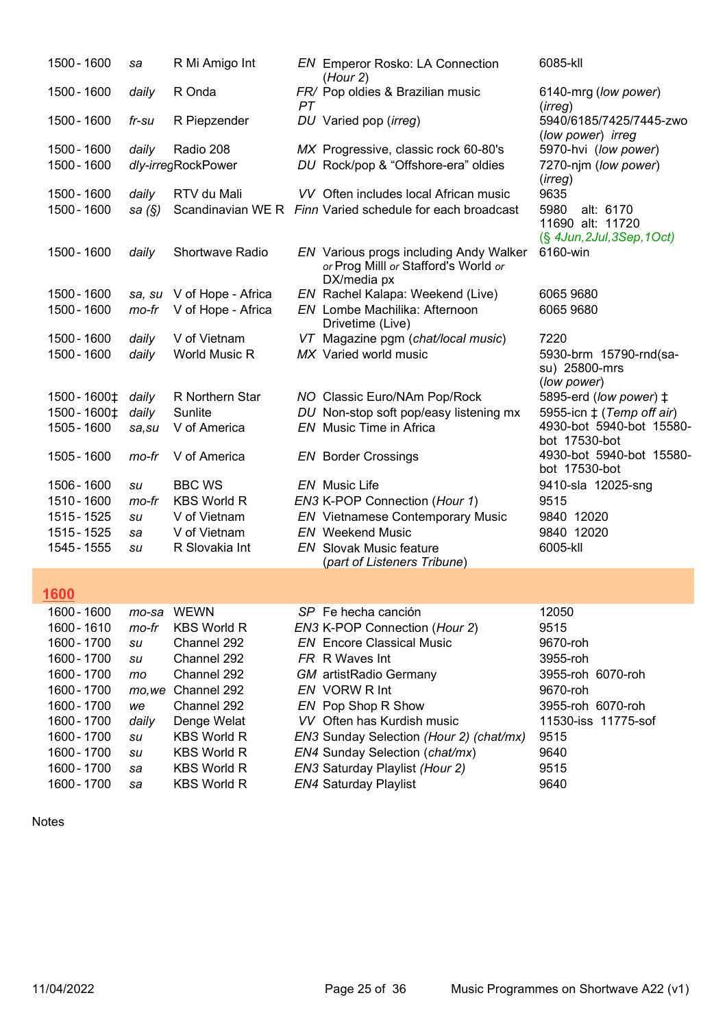| | | | | | |
|---|---|---|---|---|---|
| 1500 - 1600 | *sa* | R Mi Amigo Int | *EN* | Emperor Rosko: LA Connection (*Hour 2*) | 6085-kll |
| 1500 - 1600 | *daily* | R Onda | *FR/ PT* | Pop oldies & Brazilian music | 6140-mrg (*low power*) (*irreg*) |
| 1500 - 1600 | *fr-su* | R Piepzender | *DU* | Varied pop (*irreg*) | 5940/6185/7425/7445-zwo (*low power*) *irreg* |
| 1500 - 1600 | *daily* | Radio 208 | *MX* | Progressive, classic rock 60-80's | 5970-hvi (*low power*) |
| 1500 - 1600 | *dly-irreg* | RockPower | *DU* | Rock/pop & "Offshore-era" oldies | 7270-njm (*low power*) (*irreg*) |
| 1500 - 1600 | *daily* | RTV du Mali | *VV* | Often includes local African music | 9635 |
| 1500 - 1600 | *sa (§)* | Scandinavian WE R | *Finn* | Varied schedule for each broadcast | 5980 alt: 6170 11690 alt: 11720 (*§ 4Jun,2Jul,3Sep,1Oct*) |
| 1500 - 1600 | *daily* | Shortwave Radio | *EN* | Various progs including Andy Walker *or* Prog Milll *or* Stafford's World *or* DX/media px | 6160-win |
| 1500 - 1600 | *sa, su* | V of Hope - Africa | *EN* | Rachel Kalapa: Weekend (Live) | 6065 9680 |
| 1500 - 1600 | *mo-fr* | V of Hope - Africa | *EN* | Lombe Machilika: Afternoon Drivetime (Live) | 6065 9680 |
| 1500 - 1600 | *daily* | V of Vietnam | *VT* | Magazine pgm (*chat/local music*) | 7220 |
| 1500 - 1600 | *daily* | World Music R | *MX* | Varied world music | 5930-brm 15790-rnd(sa-su) 25800-mrs (*low power*) |
| 1500 - 1600‡ | *daily* | R Northern Star | *NO* | Classic Euro/NAm Pop/Rock | 5895-erd (*low power*) ‡ |
| 1500 - 1600‡ | *daily* | Sunlite | *DU* | Non-stop soft pop/easy listening mx | 5955-icn ‡ (*Temp off air*) |
| 1505 - 1600 | *sa,su* | V of America | *EN* | Music Time in Africa | 4930-bot 5940-bot 15580-bot 17530-bot |
| 1505 - 1600 | *mo-fr* | V of America | *EN* | Border Crossings | 4930-bot 5940-bot 15580-bot 17530-bot |
| 1506 - 1600 | *su* | BBC WS | *EN* | Music Life | 9410-sla 12025-sng |
| 1510 - 1600 | *mo-fr* | KBS World R | *EN3* | K-POP Connection (*Hour 1*) | 9515 |
| 1515 - 1525 | *su* | V of Vietnam | *EN* | Vietnamese Contemporary Music | 9840 12020 |
| 1515 - 1525 | *sa* | V of Vietnam | *EN* | Weekend Music | 9840 12020 |
| 1545 - 1555 | *su* | R Slovakia Int | *EN* | Slovak Music feature (*part of Listeners Tribune*) | 6005-kll |

## 1600

| | | | | | |
|---|---|---|---|---|---|
| 1600 - 1600 | *mo-sa* | WEWN | *SP* | Fe hecha canción | 12050 |
| 1600 - 1610 | *mo-fr* | KBS World R | *EN3* | K-POP Connection (*Hour 2*) | 9515 |
| 1600 - 1700 | *su* | Channel 292 | *EN* | Encore Classical Music | 9670-roh |
| 1600 - 1700 | *su* | Channel 292 | *FR* | R Waves Int | 3955-roh |
| 1600 - 1700 | *mo* | Channel 292 | *GM* | artistRadio Germany | 3955-roh 6070-roh |
| 1600 - 1700 | *mo,we* | Channel 292 | *EN* | VORW R Int | 9670-roh |
| 1600 - 1700 | *we* | Channel 292 | *EN* | Pop Shop R Show | 3955-roh 6070-roh |
| 1600 - 1700 | *daily* | Denge Welat | *VV* | Often has Kurdish music | 11530-iss 11775-sof |
| 1600 - 1700 | *su* | KBS World R | *EN3* | Sunday Selection *(Hour 2) (chat/mx)* | 9515 |
| 1600 - 1700 | *su* | KBS World R | *EN4* | Sunday Selection *(chat/mx)* | 9640 |
| 1600 - 1700 | *sa* | KBS World R | *EN3* | Saturday Playlist *(Hour 2)* | 9515 |
| 1600 - 1700 | *sa* | KBS World R | *EN4* | Saturday Playlist | 9640 |

Notes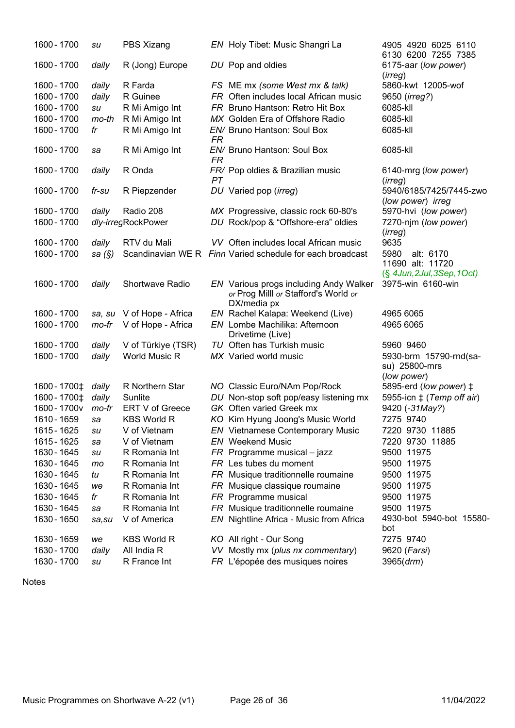| | | | | | |
|---|---|---|---|---|---|
| 1600 - 1700 | *su* | PBS Xizang | *EN* | Holy Tibet: Music Shangri La | 4905 4920 6025 6110 6130 6200 7255 7385 |
| 1600 - 1700 | *daily* | R (Jong) Europe | *DU* | Pop and oldies | 6175-aar (*low power*) (*irreg*) |
| 1600 - 1700 | *daily* | R Farda | *FS* | ME mx *(some West mx & talk)* | 5860-kwt 12005-wof |
| 1600 - 1700 | *daily* | R Guinee | *FR* | Often includes local African music | 9650 (*irreg?*) |
| 1600 - 1700 | *su* | R Mi Amigo Int | *FR* | Bruno Hantson: Retro Hit Box | 6085-kll |
| 1600 - 1700 | *mo-th* | R Mi Amigo Int | *MX* | Golden Era of Offshore Radio | 6085-kll |
| 1600 - 1700 | *fr* | R Mi Amigo Int | *EN/ FR* | Bruno Hantson: Soul Box | 6085-kll |
| 1600 - 1700 | *sa* | R Mi Amigo Int | *EN/ FR* | Bruno Hantson: Soul Box | 6085-kll |
| 1600 - 1700 | *daily* | R Onda | *FR/ PT* | Pop oldies & Brazilian music | 6140-mrg (*low power*) (*irreg*) |
| 1600 - 1700 | *fr-su* | R Piepzender | *DU* | Varied pop (*irreg*) | 5940/6185/7425/7445-zwo (*low power*) *irreg* |
| 1600 - 1700 | *daily* | Radio 208 | *MX* | Progressive, classic rock 60-80's | 5970-hvi (*low power*) |
| 1600 - 1700 | *dly-irreg* | RockPower | *DU* | Rock/pop & "Offshore-era" oldies | 7270-njm (*low power*) (*irreg*) |
| 1600 - 1700 | *daily* | RTV du Mali | *VV* | Often includes local African music | 9635 |
| 1600 - 1700 | *sa (§)* | Scandinavian WE R | *Finn* | Varied schedule for each broadcast | 5980 alt: 6170 11690 alt: 11720 (*§ 4Jun,2Jul,3Sep,1Oct)* |
| 1600 - 1700 | *daily* | Shortwave Radio | *EN* | Various progs including Andy Walker *or* Prog Milll *or* Stafford's World *or* DX/media px | 3975-win 6160-win |
| 1600 - 1700 | *sa, su* | V of Hope - Africa | *EN* | Rachel Kalapa: Weekend (Live) | 4965 6065 |
| 1600 - 1700 | *mo-fr* | V of Hope - Africa | *EN* | Lombe Machilika: Afternoon Drivetime (Live) | 4965 6065 |
| 1600 - 1700 | *daily* | V of Türkiye (TSR) | *TU* | Often has Turkish music | 5960 9460 |
| 1600 - 1700 | *daily* | World Music R | *MX* | Varied world music | 5930-brm 15790-rnd(sa-su) 25800-mrs (*low power*) |
| 1600 - 1700‡ | *daily* | R Northern Star | *NO* | Classic Euro/NAm Pop/Rock | 5895-erd (*low power*) ‡ |
| 1600 - 1700‡ | *daily* | Sunlite | *DU* | Non-stop soft pop/easy listening mx | 5955-icn ‡ (*Temp off air*) |
| 1600 - 1700v | *mo-fr* | ERT V of Greece | *GK* | Often varied Greek mx | 9420 (*-31May?*) |
| 1610 - 1659 | *sa* | KBS World R | *KO* | Kim Hyung Joong's Music World | 7275 9740 |
| 1615 - 1625 | *su* | V of Vietnam | *EN* | Vietnamese Contemporary Music | 7220 9730 11885 |
| 1615 - 1625 | *sa* | V of Vietnam | *EN* | Weekend Music | 7220 9730 11885 |
| 1630 - 1645 | *su* | R Romania Int | *FR* | Programme musical – jazz | 9500 11975 |
| 1630 - 1645 | *mo* | R Romania Int | *FR* | Les tubes du moment | 9500 11975 |
| 1630 - 1645 | *tu* | R Romania Int | *FR* | Musique traditionnelle roumaine | 9500 11975 |
| 1630 - 1645 | *we* | R Romania Int | *FR* | Musique classique roumaine | 9500 11975 |
| 1630 - 1645 | *fr* | R Romania Int | *FR* | Programme musical | 9500 11975 |
| 1630 - 1645 | *sa* | R Romania Int | *FR* | Musique traditionnelle roumaine | 9500 11975 |
| 1630 - 1650 | *sa,su* | V of America | *EN* | Nightline Africa - Music from Africa | 4930-bot 5940-bot 15580-bot |
| 1630 - 1659 | *we* | KBS World R | *KO* | All right - Our Song | 7275 9740 |
| 1630 - 1700 | *daily* | All India R | *VV* | Mostly mx (*plus nx commentary*) | 9620 (*Farsi*) |
| 1630 - 1700 | *su* | R France Int | *FR* | L'épopée des musiques noires | 3965(*drm*) |

Notes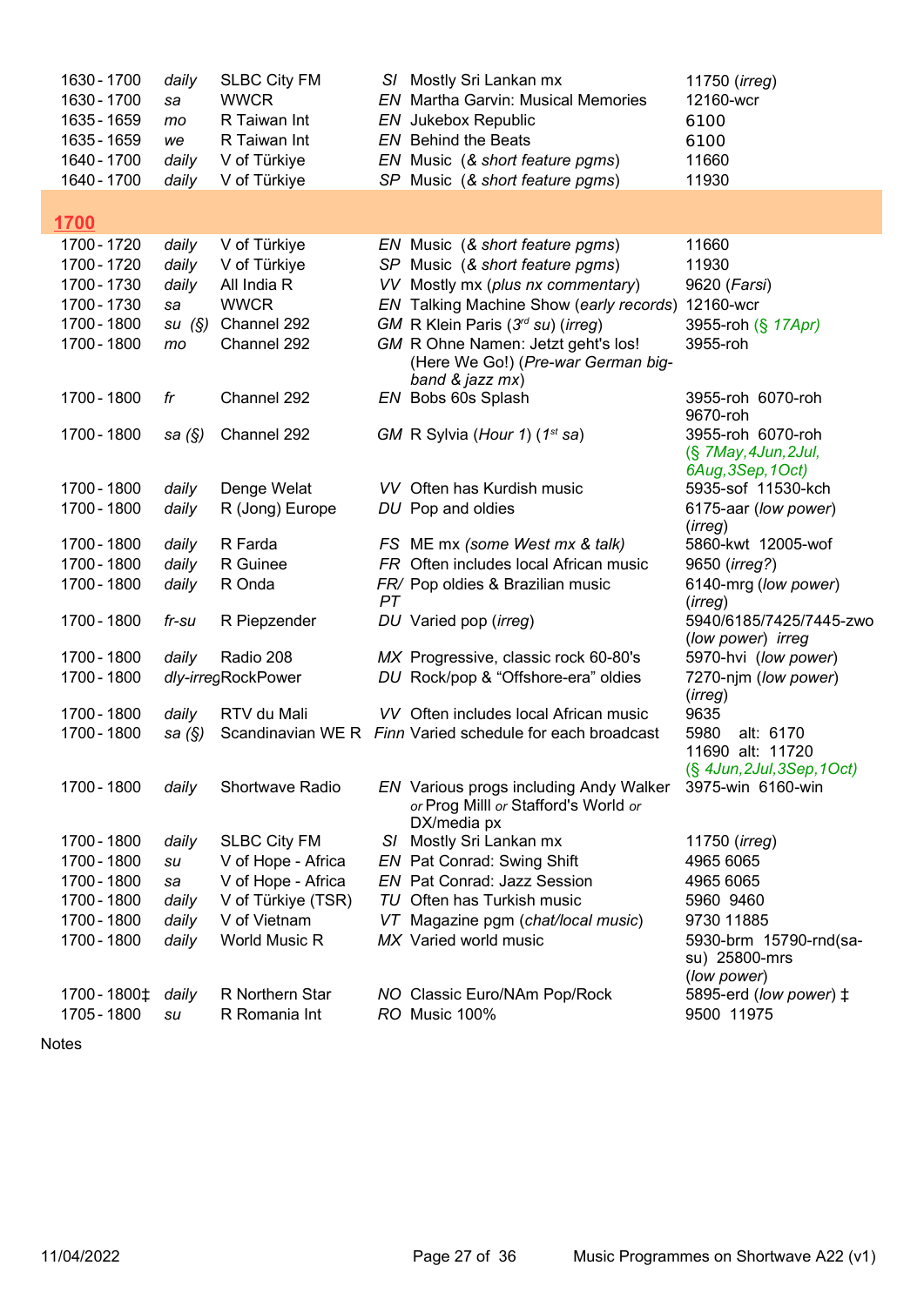| | | | | | |
|---|---|---|---|---|---|
| 1630 - 1700 | *daily* | SLBC City FM | *SI* | Mostly Sri Lankan mx | 11750 (*irreg*) |
| 1630 - 1700 | *sa* | WWCR | *EN* | Martha Garvin: Musical Memories | 12160-wcr |
| 1635 - 1659 | *mo* | R Taiwan Int | *EN* | Jukebox Republic | 6100 |
| 1635 - 1659 | *we* | R Taiwan Int | *EN* | Behind the Beats | 6100 |
| 1640 - 1700 | *daily* | V of Türkiye | *EN* | Music (*& short feature pgms*) | 11660 |
| 1640 - 1700 | *daily* | V of Türkiye | *SP* | Music (*& short feature pgms*) | 11930 |

## 1700

| | | | | | |
|---|---|---|---|---|---|
| 1700 - 1720 | *daily* | V of Türkiye | *EN* | Music (*& short feature pgms*) | 11660 |
| 1700 - 1720 | *daily* | V of Türkiye | *SP* | Music (*& short feature pgms*) | 11930 |
| 1700 - 1730 | *daily* | All India R | *VV* | Mostly mx (*plus nx commentary*) | 9620 (*Farsi*) |
| 1700 - 1730 | *sa* | WWCR | *EN* | Talking Machine Show (*early records*) | 12160-wcr |
| 1700 - 1800 | *su (§)* | Channel 292 | *GM* | R Klein Paris (*3rd su*) (*irreg*) | 3955-roh (§ 17Apr) |
| 1700 - 1800 | *mo* | Channel 292 | *GM* | R Ohne Namen: Jetzt geht's los! (Here We Go!) (*Pre-war German big-band & jazz mx*) | 3955-roh |
| 1700 - 1800 | *fr* | Channel 292 | *EN* | Bobs 60s Splash | 3955-roh 6070-roh 9670-roh |
| 1700 - 1800 | *sa (§)* | Channel 292 | *GM* | R Sylvia (*Hour 1*) (*1st sa*) | 3955-roh 6070-roh (*§ 7May,4Jun,2Jul, 6Aug,3Sep,1Oct*) |
| 1700 - 1800 | *daily* | Denge Welat | *VV* | Often has Kurdish music | 5935-sof 11530-kch |
| 1700 - 1800 | *daily* | R (Jong) Europe | *DU* | Pop and oldies | 6175-aar (*low power*) (*irreg*) |
| 1700 - 1800 | *daily* | R Farda | *FS* | ME mx (*some West mx & talk*) | 5860-kwt 12005-wof |
| 1700 - 1800 | *daily* | R Guinee | *FR* | Often includes local African music | 9650 (*irreg?*) |
| 1700 - 1800 | *daily* | R Onda | *FR/ PT* | Pop oldies & Brazilian music | 6140-mrg (*low power*) (*irreg*) |
| 1700 - 1800 | *fr-su* | R Piepzender | *DU* | Varied pop (*irreg*) | 5940/6185/7425/7445-zwo (*low power*) *irreg* |
| 1700 - 1800 | *daily* | Radio 208 | *MX* | Progressive, classic rock 60-80's | 5970-hvi (*low power*) |
| 1700 - 1800 | *dly-irreg* | RockPower | *DU* | Rock/pop & "Offshore-era" oldies | 7270-njm (*low power*) (*irreg*) |
| 1700 - 1800 | *daily* | RTV du Mali | *VV* | Often includes local African music | 9635 |
| 1700 - 1800 | *sa (§)* | Scandinavian WE R | *Finn* | Varied schedule for each broadcast | 5980 alt: 6170 11690 alt: 11720 (*§ 4Jun,2Jul,3Sep,1Oct*) |
| 1700 - 1800 | *daily* | Shortwave Radio | *EN* | Various progs including Andy Walker *or* Prog Milll *or* Stafford's World *or* DX/media px | 3975-win 6160-win |
| 1700 - 1800 | *daily* | SLBC City FM | *SI* | Mostly Sri Lankan mx | 11750 (*irreg*) |
| 1700 - 1800 | *su* | V of Hope - Africa | *EN* | Pat Conrad: Swing Shift | 4965 6065 |
| 1700 - 1800 | *sa* | V of Hope - Africa | *EN* | Pat Conrad: Jazz Session | 4965 6065 |
| 1700 - 1800 | *daily* | V of Türkiye (TSR) | *TU* | Often has Turkish music | 5960 9460 |
| 1700 - 1800 | *daily* | V of Vietnam | *VT* | Magazine pgm (*chat/local music*) | 9730 11885 |
| 1700 - 1800 | *daily* | World Music R | *MX* | Varied world music | 5930-brm 15790-rnd(sa-su) 25800-mrs (*low power*) |
| 1700 - 1800‡ | *daily* | R Northern Star | *NO* | Classic Euro/NAm Pop/Rock | 5895-erd (*low power*) ‡ |
| 1705 - 1800 | *su* | R Romania Int | *RO* | Music 100% | 9500 11975 |

Notes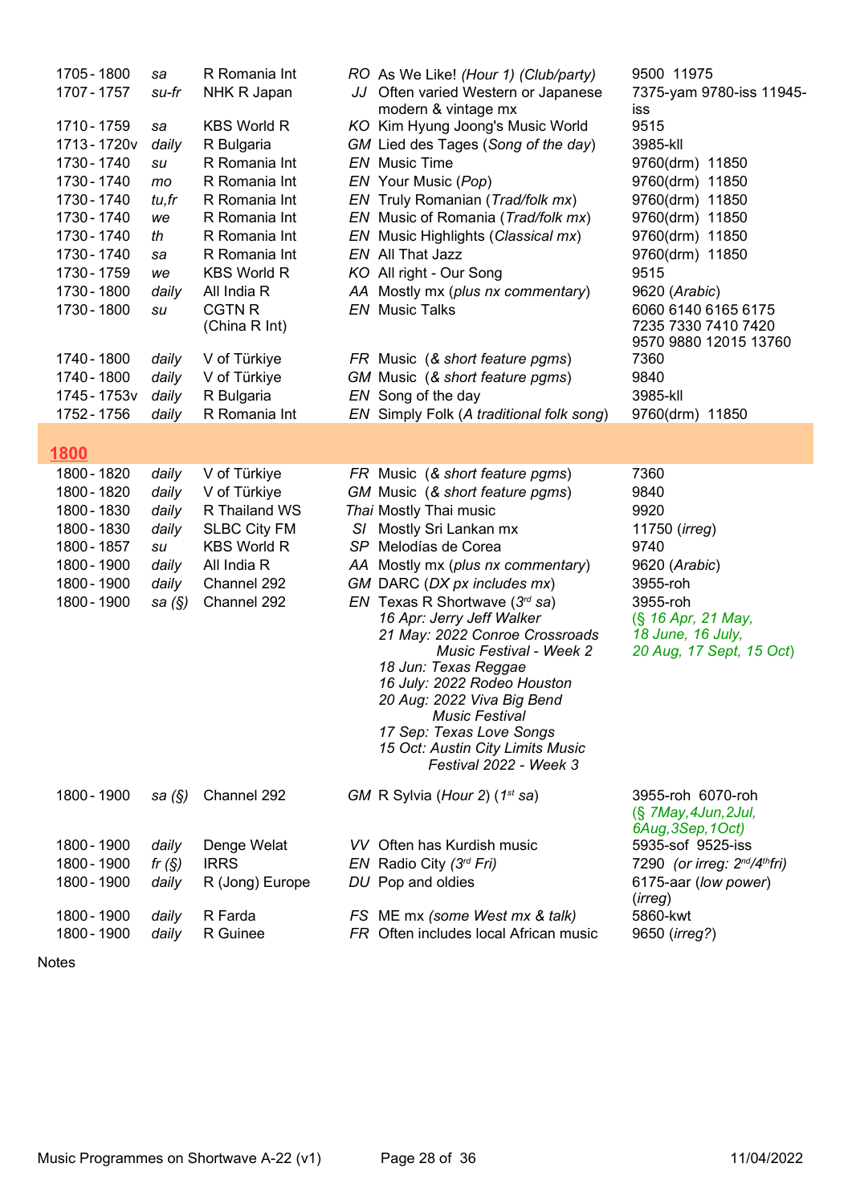| Time | Days | Station | Lang | Programme | Frequencies |
|---|---|---|---|---|---|
| 1705 - 1800 | *sa* | R Romania Int | *RO* | As We Like! *(Hour 1) (Club/party)* | 9500 11975 |
| 1707 - 1757 | *su-fr* | NHK R Japan | *JJ* | Often varied Western or Japanese modern & vintage mx | 7375-yam 9780-iss 11945-iss |
| 1710 - 1759 | *sa* | KBS World R | *KO* | Kim Hyung Joong's Music World | 9515 |
| 1713 - 1720v | *daily* | R Bulgaria | *GM* | Lied des Tages (*Song of the day*) | 3985-kll |
| 1730 - 1740 | *su* | R Romania Int | *EN* | Music Time | 9760(drm) 11850 |
| 1730 - 1740 | *mo* | R Romania Int | *EN* | Your Music (*Pop*) | 9760(drm) 11850 |
| 1730 - 1740 | *tu,fr* | R Romania Int | *EN* | Truly Romanian (*Trad/folk mx*) | 9760(drm) 11850 |
| 1730 - 1740 | *we* | R Romania Int | *EN* | Music of Romania (*Trad/folk mx*) | 9760(drm) 11850 |
| 1730 - 1740 | *th* | R Romania Int | *EN* | Music Highlights (*Classical mx*) | 9760(drm) 11850 |
| 1730 - 1740 | *sa* | R Romania Int | *EN* | All That Jazz | 9760(drm) 11850 |
| 1730 - 1759 | *we* | KBS World R | *KO* | All right - Our Song | 9515 |
| 1730 - 1800 | *daily* | All India R | *AA* | Mostly mx (*plus nx commentary*) | 9620 (*Arabic*) |
| 1730 - 1800 | *su* | CGTN R (China R Int) | *EN* | Music Talks | 6060 6140 6165 6175 7235 7330 7410 7420 9570 9880 12015 13760 |
| 1740 - 1800 | *daily* | V of Türkiye | *FR* | Music (*& short feature pgms*) | 7360 |
| 1740 - 1800 | *daily* | V of Türkiye | *GM* | Music (*& short feature pgms*) | 9840 |
| 1745 - 1753v | *daily* | R Bulgaria | *EN* | Song of the day | 3985-kll |
| 1752 - 1756 | *daily* | R Romania Int | *EN* | Simply Folk (*A traditional folk song*) | 9760(drm) 11850 |

## 1800

| Time | Days | Station | Lang | Programme | Frequencies |
|---|---|---|---|---|---|
| 1800 - 1820 | *daily* | V of Türkiye | *FR* | Music (*& short feature pgms*) | 7360 |
| 1800 - 1820 | *daily* | V of Türkiye | *GM* | Music (*& short feature pgms*) | 9840 |
| 1800 - 1830 | *daily* | R Thailand WS | *Thai* | Mostly Thai music | 9920 |
| 1800 - 1830 | *daily* | SLBC City FM | *SI* | Mostly Sri Lankan mx | 11750 (*irreg*) |
| 1800 - 1857 | *su* | KBS World R | *SP* | Melodías de Corea | 9740 |
| 1800 - 1900 | *daily* | All India R | *AA* | Mostly mx (*plus nx commentary*) | 9620 (*Arabic*) |
| 1800 - 1900 | *daily* | Channel 292 | *GM* | DARC (*DX px includes mx*) | 3955-roh |
| 1800 - 1900 | *sa (§)* | Channel 292 | *EN* | Texas R Shortwave (*3rd sa*) *16 Apr: Jerry Jeff Walker; 21 May: 2022 Conroe Crossroads Music Festival - Week 2; 18 Jun: Texas Reggae; 16 July: 2022 Rodeo Houston; 20 Aug: 2022 Viva Big Bend Music Festival; 17 Sep: Texas Love Songs; 15 Oct: Austin City Limits Music Festival 2022 - Week 3* | 3955-roh (*§ 16 Apr, 21 May, 18 June, 16 July, 20 Aug, 17 Sept, 15 Oct*) |
| 1800 - 1900 | *sa (§)* | Channel 292 | *GM* | R Sylvia (*Hour 2*) (*1st sa*) | 3955-roh 6070-roh (*§ 7May, 4Jun, 2Jul, 6Aug, 3Sep, 1Oct*) |
| 1800 - 1900 | *daily* | Denge Welat | *VV* | Often has Kurdish music | 5935-sof 9525-iss |
| 1800 - 1900 | *fr (§)* | IRRS | *EN* | Radio City (*3rd Fri*) | 7290 (*or irreg: 2nd/4th fri*) |
| 1800 - 1900 | *daily* | R (Jong) Europe | *DU* | Pop and oldies | 6175-aar (*low power*) (*irreg*) |
| 1800 - 1900 | *daily* | R Farda | *FS* | ME mx *(some West mx & talk)* | 5860-kwt |
| 1800 - 1900 | *daily* | R Guinee | *FR* | Often includes local African music | 9650 (*irreg?*) |

Notes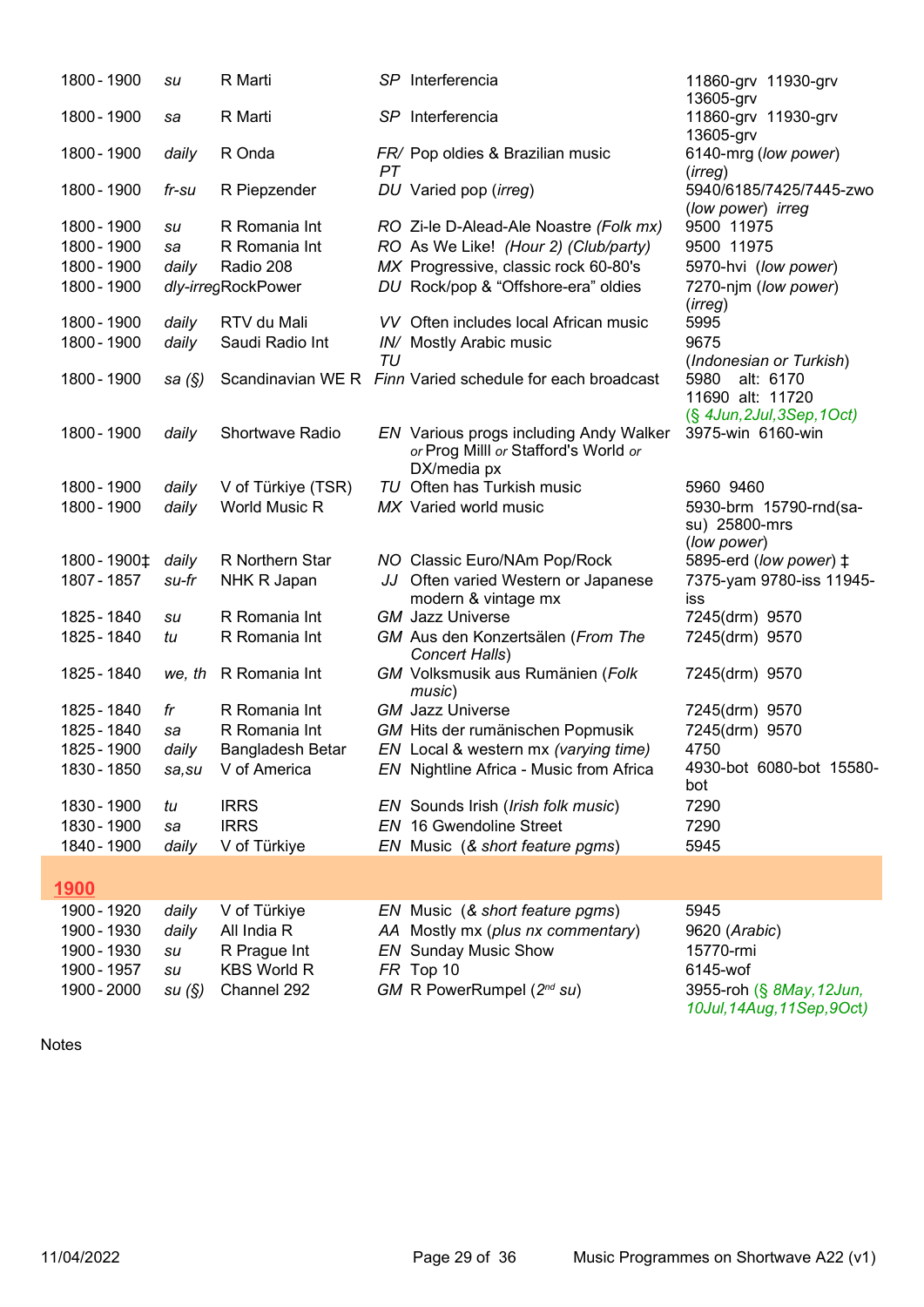| | | | | | |
|---|---|---|---|---|---|
| 1800 - 1900 | *su* | R Marti | *SP* | Interferencia | 11860-grv 11930-grv 13605-grv |
| 1800 - 1900 | *sa* | R Marti | *SP* | Interferencia | 11860-grv 11930-grv 13605-grv |
| 1800 - 1900 | *daily* | R Onda | *FR/ PT* | Pop oldies & Brazilian music | 6140-mrg (*low power*) (*irreg*) |
| 1800 - 1900 | *fr-su* | R Piepzender | *DU* | Varied pop (*irreg*) | 5940/6185/7425/7445-zwo (*low power*) *irreg* |
| 1800 - 1900 | *su* | R Romania Int | *RO* | Zi-le D-Alead-Ale Noastre *(Folk mx)* | 9500 11975 |
| 1800 - 1900 | *sa* | R Romania Int | *RO* | As We Like! *(Hour 2) (Club/party)* | 9500 11975 |
| 1800 - 1900 | *daily* | Radio 208 | *MX* | Progressive, classic rock 60-80's | 5970-hvi (*low power*) |
| 1800 - 1900 | *dly-irreg* | RockPower | *DU* | Rock/pop & "Offshore-era" oldies | 7270-njm (*low power*) (*irreg*) |
| 1800 - 1900 | *daily* | RTV du Mali | *VV* | Often includes local African music | 5995 |
| 1800 - 1900 | *daily* | Saudi Radio Int | *IN/ TU* | Mostly Arabic music | 9675 (*Indonesian or Turkish*) |
| 1800 - 1900 | *sa (§)* | Scandinavian WE R | *Finn* | Varied schedule for each broadcast | 5980 alt: 6170 11690 alt: 11720 (*§ 4Jun,2Jul,3Sep,1Oct*) |
| 1800 - 1900 | *daily* | Shortwave Radio | *EN* | Various progs including Andy Walker *or* Prog Milll *or* Stafford's World *or* DX/media px | 3975-win 6160-win |
| 1800 - 1900 | *daily* | V of Türkiye (TSR) | *TU* | Often has Turkish music | 5960 9460 |
| 1800 - 1900 | *daily* | World Music R | *MX* | Varied world music | 5930-brm 15790-rnd(sa-su) 25800-mrs (*low power*) |
| 1800 - 1900‡ | *daily* | R Northern Star | *NO* | Classic Euro/NAm Pop/Rock | 5895-erd (*low power*) ‡ |
| 1807 - 1857 | *su-fr* | NHK R Japan | *JJ* | Often varied Western or Japanese modern & vintage mx | 7375-yam 9780-iss 11945-iss |
| 1825 - 1840 | *su* | R Romania Int | *GM* | Jazz Universe | 7245(drm) 9570 |
| 1825 - 1840 | *tu* | R Romania Int | *GM* | Aus den Konzertsälen (*From The Concert Halls*) | 7245(drm) 9570 |
| 1825 - 1840 | *we, th* | R Romania Int | *GM* | Volksmusik aus Rumänien (*Folk music*) | 7245(drm) 9570 |
| 1825 - 1840 | *fr* | R Romania Int | *GM* | Jazz Universe | 7245(drm) 9570 |
| 1825 - 1840 | *sa* | R Romania Int | *GM* | Hits der rumänischen Popmusik | 7245(drm) 9570 |
| 1825 - 1900 | *daily* | Bangladesh Betar | *EN* | Local & western mx *(varying time)* | 4750 |
| 1830 - 1850 | *sa,su* | V of America | *EN* | Nightline Africa - Music from Africa | 4930-bot 6080-bot 15580-bot |
| 1830 - 1900 | *tu* | IRRS | *EN* | Sounds Irish (*Irish folk music*) | 7290 |
| 1830 - 1900 | *sa* | IRRS | *EN* | 16 Gwendoline Street | 7290 |
| 1840 - 1900 | *daily* | V of Türkiye | *EN* | Music (*& short feature pgms*) | 5945 |

## 1900

| | | | | | |
|---|---|---|---|---|---|
| 1900 - 1920 | *daily* | V of Türkiye | *EN* | Music (*& short feature pgms*) | 5945 |
| 1900 - 1930 | *daily* | All India R | *AA* | Mostly mx (*plus nx commentary*) | 9620 (*Arabic*) |
| 1900 - 1930 | *su* | R Prague Int | *EN* | Sunday Music Show | 15770-rmi |
| 1900 - 1957 | *su* | KBS World R | *FR* | Top 10 | 6145-wof |
| 1900 - 2000 | *su (§)* | Channel 292 | *GM* | R PowerRumpel (2nd *su*) | 3955-roh (*§ 8May,12Jun, 10Jul,14Aug,11Sep,9Oct*) |

Notes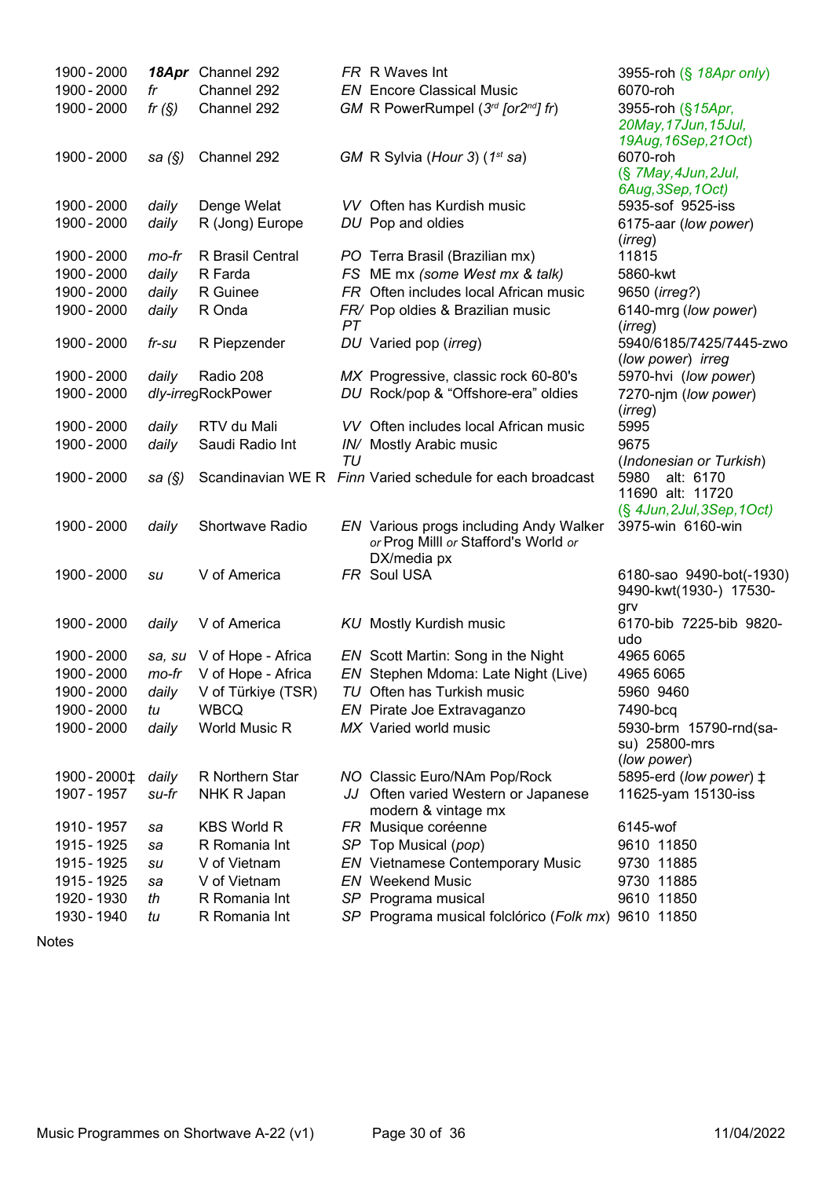| | | | | | |
|---|---|---|---|---|---|
| 1900 - 2000 | ***18Apr*** | Channel 292 | *FR* | R Waves Int | 3955-roh (§ *18Apr only*) |
| 1900 - 2000 | *fr* | Channel 292 | *EN* | Encore Classical Music | 6070-roh |
| 1900 - 2000 | *fr (§)* | Channel 292 | *GM* | R PowerRumpel (*3rd [or2nd] fr*) | 3955-roh (§*15Apr, 20May,17Jun,15Jul, 19Aug,16Sep,21Oct*) |
| 1900 - 2000 | *sa (§)* | Channel 292 | *GM* | R Sylvia (*Hour 3*) (*1st sa*) | 6070-roh (§ *7May,4Jun,2Jul, 6Aug,3Sep,1Oct*) |
| 1900 - 2000 | *daily* | Denge Welat | *VV* | Often has Kurdish music | 5935-sof 9525-iss |
| 1900 - 2000 | *daily* | R (Jong) Europe | *DU* | Pop and oldies | 6175-aar (*low power*) (*irreg*) |
| 1900 - 2000 | *mo-fr* | R Brasil Central | *PO* | Terra Brasil (Brazilian mx) | 11815 |
| 1900 - 2000 | *daily* | R Farda | *FS* | ME mx *(some West mx & talk)* | 5860-kwt |
| 1900 - 2000 | *daily* | R Guinee | *FR* | Often includes local African music | 9650 (*irreg?*) |
| 1900 - 2000 | *daily* | R Onda | *FR/ PT* | Pop oldies & Brazilian music | 6140-mrg (*low power*) (*irreg*) |
| 1900 - 2000 | *fr-su* | R Piepzender | *DU* | Varied pop (*irreg*) | 5940/6185/7425/7445-zwo (*low power*) *irreg* |
| 1900 - 2000 | *daily* | Radio 208 | *MX* | Progressive, classic rock 60-80's | 5970-hvi (*low power*) |
| 1900 - 2000 | *dly-irreg* | RockPower | *DU* | Rock/pop & "Offshore-era" oldies | 7270-njm (*low power*) (*irreg*) |
| 1900 - 2000 | *daily* | RTV du Mali | *VV* | Often includes local African music | 5995 |
| 1900 - 2000 | *daily* | Saudi Radio Int | *IN/ TU* | Mostly Arabic music | 9675 (*Indonesian or Turkish*) |
| 1900 - 2000 | *sa (§)* | Scandinavian WE R | *Finn* | Varied schedule for each broadcast | 5980 alt: 6170 11690 alt: 11720 (§ *4Jun,2Jul,3Sep,1Oct*) |
| 1900 - 2000 | *daily* | Shortwave Radio | *EN* | Various progs including Andy Walker *or* Prog Milll *or* Stafford's World *or* DX/media px | 3975-win 6160-win |
| 1900 - 2000 | *su* | V of America | *FR* | Soul USA | 6180-sao 9490-bot(-1930) 9490-kwt(1930-) 17530-grv |
| 1900 - 2000 | *daily* | V of America | *KU* | Mostly Kurdish music | 6170-bib 7225-bib 9820-udo |
| 1900 - 2000 | *sa, su* | V of Hope - Africa | *EN* | Scott Martin: Song in the Night | 4965 6065 |
| 1900 - 2000 | *mo-fr* | V of Hope - Africa | *EN* | Stephen Mdoma: Late Night (Live) | 4965 6065 |
| 1900 - 2000 | *daily* | V of Türkiye (TSR) | *TU* | Often has Turkish music | 5960 9460 |
| 1900 - 2000 | *tu* | WBCQ | *EN* | Pirate Joe Extravaganzo | 7490-bcq |
| 1900 - 2000 | *daily* | World Music R | *MX* | Varied world music | 5930-brm 15790-rnd(sa-su) 25800-mrs (*low power*) |
| 1900 - 2000‡ | *daily* | R Northern Star | *NO* | Classic Euro/NAm Pop/Rock | 5895-erd (*low power*) ‡ |
| 1907 - 1957 | *su-fr* | NHK R Japan | *JJ* | Often varied Western or Japanese modern & vintage mx | 11625-yam 15130-iss |
| 1910 - 1957 | *sa* | KBS World R | *FR* | Musique coréenne | 6145-wof |
| 1915 - 1925 | *sa* | R Romania Int | *SP* | Top Musical (*pop*) | 9610 11850 |
| 1915 - 1925 | *su* | V of Vietnam | *EN* | Vietnamese Contemporary Music | 9730 11885 |
| 1915 - 1925 | *sa* | V of Vietnam | *EN* | Weekend Music | 9730 11885 |
| 1920 - 1930 | *th* | R Romania Int | *SP* | Programa musical | 9610 11850 |
| 1930 - 1940 | *tu* | R Romania Int | *SP* | Programa musical folclórico (*Folk mx*) | 9610 11850 |

Notes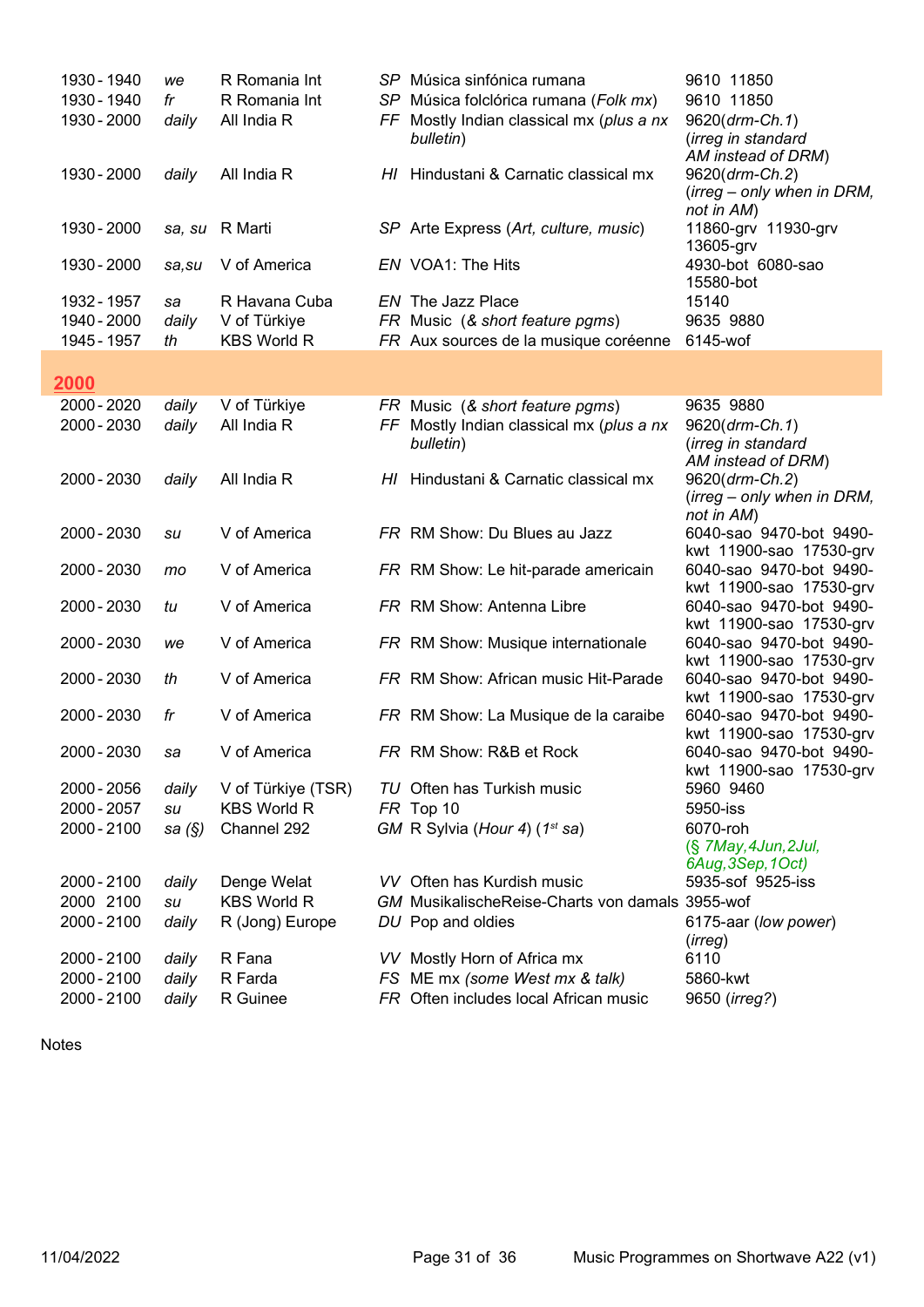| | | | | | |
|---|---|---|---|---|---|
| 1930 - 1940 | *we* | R Romania Int | *SP* | Música sinfónica rumana | 9610 11850 |
| 1930 - 1940 | *fr* | R Romania Int | *SP* | Música folclórica rumana (*Folk mx*) | 9610 11850 |
| 1930 - 2000 | *daily* | All India R | *FF* | Mostly Indian classical mx (*plus a nx bulletin*) | 9620(*drm-Ch.1*) (*irreg in standard AM instead of DRM*) |
| 1930 - 2000 | *daily* | All India R | *HI* | Hindustani & Carnatic classical mx | 9620(*drm-Ch.2*) (*irreg – only when in DRM, not in AM*) |
| 1930 - 2000 | *sa, su* | R Marti | *SP* | Arte Express (*Art, culture, music*) | 11860-grv 11930-grv 13605-grv |
| 1930 - 2000 | *sa,su* | V of America | *EN* | VOA1: The Hits | 4930-bot 6080-sao 15580-bot |
| 1932 - 1957 | *sa* | R Havana Cuba | *EN* | The Jazz Place | 15140 |
| 1940 - 2000 | *daily* | V of Türkiye | *FR* | Music (*& short feature pgms*) | 9635 9880 |
| 1945 - 1957 | *th* | KBS World R | *FR* | Aux sources de la musique coréenne | 6145-wof |

## 2000

| | | | | | |
|---|---|---|---|---|---|
| 2000 - 2020 | *daily* | V of Türkiye | *FR* | Music (*& short feature pgms*) | 9635 9880 |
| 2000 - 2030 | *daily* | All India R | *FF* | Mostly Indian classical mx (*plus a nx bulletin*) | 9620(*drm-Ch.1*) (*irreg in standard AM instead of DRM*) |
| 2000 - 2030 | *daily* | All India R | *HI* | Hindustani & Carnatic classical mx | 9620(*drm-Ch.2*) (*irreg – only when in DRM, not in AM*) |
| 2000 - 2030 | *su* | V of America | *FR* | RM Show: Du Blues au Jazz | 6040-sao 9470-bot 9490-kwt 11900-sao 17530-grv |
| 2000 - 2030 | *mo* | V of America | *FR* | RM Show: Le hit-parade americain | 6040-sao 9470-bot 9490-kwt 11900-sao 17530-grv |
| 2000 - 2030 | *tu* | V of America | *FR* | RM Show: Antenna Libre | 6040-sao 9470-bot 9490-kwt 11900-sao 17530-grv |
| 2000 - 2030 | *we* | V of America | *FR* | RM Show: Musique internationale | 6040-sao 9470-bot 9490-kwt 11900-sao 17530-grv |
| 2000 - 2030 | *th* | V of America | *FR* | RM Show: African music Hit-Parade | 6040-sao 9470-bot 9490-kwt 11900-sao 17530-grv |
| 2000 - 2030 | *fr* | V of America | *FR* | RM Show: La Musique de la caraibe | 6040-sao 9470-bot 9490-kwt 11900-sao 17530-grv |
| 2000 - 2030 | *sa* | V of America | *FR* | RM Show: R&B et Rock | 6040-sao 9470-bot 9490-kwt 11900-sao 17530-grv |
| 2000 - 2056 | *daily* | V of Türkiye (TSR) | *TU* | Often has Turkish music | 5960 9460 |
| 2000 - 2057 | *su* | KBS World R | *FR* | Top 10 | 5950-iss |
| 2000 - 2100 | *sa (§)* | Channel 292 | *GM* | R Sylvia (*Hour 4*) (*1st sa*) | 6070-roh (*§ 7May,4Jun,2Jul, 6Aug,3Sep,1Oct*) |
| 2000 - 2100 | *daily* | Denge Welat | *VV* | Often has Kurdish music | 5935-sof 9525-iss |
| 2000 2100 | *su* | KBS World R | *GM* | MusikalischeReise-Charts von damals | 3955-wof |
| 2000 - 2100 | *daily* | R (Jong) Europe | *DU* | Pop and oldies | 6175-aar (*low power*) (*irreg*) |
| 2000 - 2100 | *daily* | R Fana | *VV* | Mostly Horn of Africa mx | 6110 |
| 2000 - 2100 | *daily* | R Farda | *FS* | ME mx *(some West mx & talk)* | 5860-kwt |
| 2000 - 2100 | *daily* | R Guinee | *FR* | Often includes local African music | 9650 (*irreg?*) |

Notes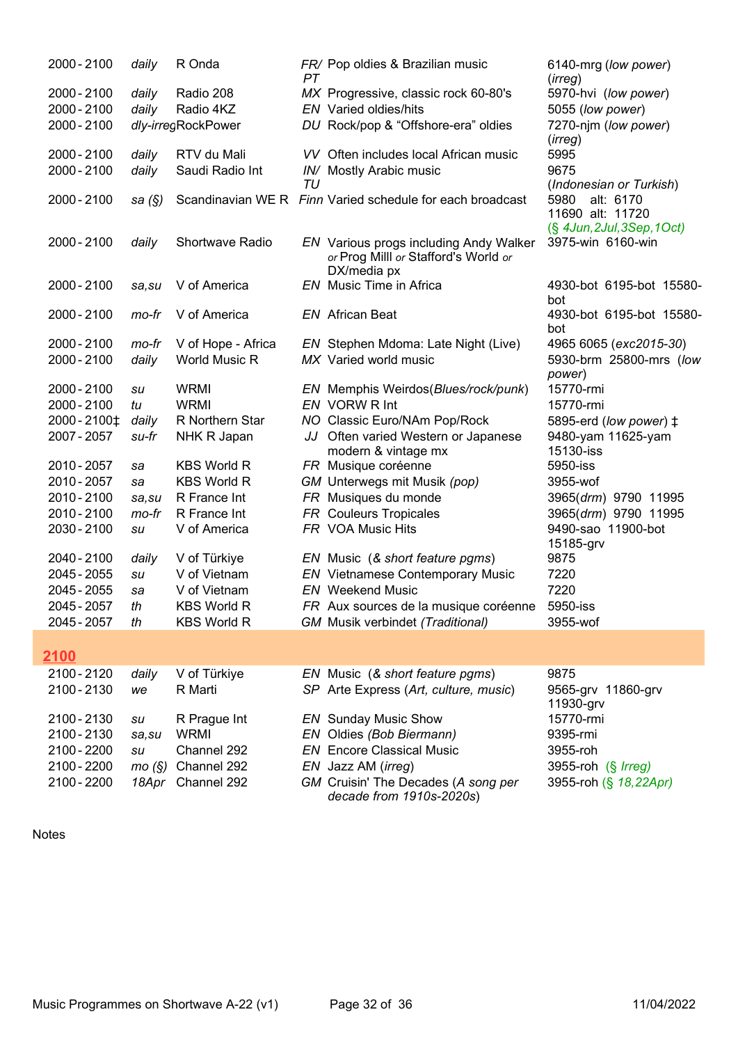| | | | | | |
|---|---|---|---|---|---|
| 2000 - 2100 | *daily* | R Onda | *FR/ PT* | Pop oldies & Brazilian music | 6140-mrg (*low power*) (*irreg*) |
| 2000 - 2100 | *daily* | Radio 208 | *MX* | Progressive, classic rock 60-80's | 5970-hvi (*low power*) |
| 2000 - 2100 | *daily* | Radio 4KZ | *EN* | Varied oldies/hits | 5055 (*low power*) |
| 2000 - 2100 | *dly-irreg* | RockPower | *DU* | Rock/pop & "Offshore-era" oldies | 7270-njm (*low power*) (*irreg*) |
| 2000 - 2100 | *daily* | RTV du Mali | *VV* | Often includes local African music | 5995 |
| 2000 - 2100 | *daily* | Saudi Radio Int | *IN/ TU* | Mostly Arabic music | 9675 (*Indonesian or Turkish*) |
| 2000 - 2100 | *sa (§)* | Scandinavian WE R | *Finn* | Varied schedule for each broadcast | 5980 alt: 6170 11690 alt: 11720 (*§ 4Jun,2Jul,3Sep,1Oct*) |
| 2000 - 2100 | *daily* | Shortwave Radio | *EN* | Various progs including Andy Walker *or* Prog Milll *or* Stafford's World *or* DX/media px | 3975-win 6160-win |
| 2000 - 2100 | *sa,su* | V of America | *EN* | Music Time in Africa | 4930-bot 6195-bot 15580-bot |
| 2000 - 2100 | *mo-fr* | V of America | *EN* | African Beat | 4930-bot 6195-bot 15580-bot |
| 2000 - 2100 | *mo-fr* | V of Hope - Africa | *EN* | Stephen Mdoma: Late Night (Live) | 4965 6065 (*exc2015-30*) |
| 2000 - 2100 | *daily* | World Music R | *MX* | Varied world music | 5930-brm 25800-mrs (*low power*) |
| 2000 - 2100 | *su* | WRMI | *EN* | Memphis Weirdos(*Blues/rock/punk*) | 15770-rmi |
| 2000 - 2100 | *tu* | WRMI | *EN* | VORW R Int | 15770-rmi |
| 2000 - 2100‡ | *daily* | R Northern Star | *NO* | Classic Euro/NAm Pop/Rock | 5895-erd (*low power*) ‡ |
| 2007 - 2057 | *su-fr* | NHK R Japan | *JJ* | Often varied Western or Japanese modern & vintage mx | 9480-yam 11625-yam 15130-iss |
| 2010 - 2057 | *sa* | KBS World R | *FR* | Musique coréenne | 5950-iss |
| 2010 - 2057 | *sa* | KBS World R | *GM* | Unterwegs mit Musik *(pop)* | 3955-wof |
| 2010 - 2100 | *sa,su* | R France Int | *FR* | Musiques du monde | 3965(*drm*) 9790 11995 |
| 2010 - 2100 | *mo-fr* | R France Int | *FR* | Couleurs Tropicales | 3965(*drm*) 9790 11995 |
| 2030 - 2100 | *su* | V of America | *FR* | VOA Music Hits | 9490-sao 11900-bot 15185-grv |
| 2040 - 2100 | *daily* | V of Türkiye | *EN* | Music (*& short feature pgms*) | 9875 |
| 2045 - 2055 | *su* | V of Vietnam | *EN* | Vietnamese Contemporary Music | 7220 |
| 2045 - 2055 | *sa* | V of Vietnam | *EN* | Weekend Music | 7220 |
| 2045 - 2057 | *th* | KBS World R | *FR* | Aux sources de la musique coréenne | 5950-iss |
| 2045 - 2057 | *th* | KBS World R | *GM* | Musik verbindet *(Traditional)* | 3955-wof |

## 2100

| | | | | | |
|---|---|---|---|---|---|
| 2100 - 2120 | *daily* | V of Türkiye | *EN* | Music (*& short feature pgms*) | 9875 |
| 2100 - 2130 | *we* | R Marti | *SP* | Arte Express (*Art, culture, music*) | 9565-grv 11860-grv 11930-grv |
| 2100 - 2130 | *su* | R Prague Int | *EN* | Sunday Music Show | 15770-rmi |
| 2100 - 2130 | *sa,su* | WRMI | *EN* | Oldies *(Bob Biermann)* | 9395-rmi |
| 2100 - 2200 | *su* | Channel 292 | *EN* | Encore Classical Music | 3955-roh |
| 2100 - 2200 | *mo (§)* | Channel 292 | *EN* | Jazz AM (*irreg*) | 3955-roh (*§ Irreg*) |
| 2100 - 2200 | *18Apr* | Channel 292 | *GM* | Cruisin' The Decades (*A song per decade from 1910s-2020s*) | 3955-roh (*§ 18,22Apr*) |

Notes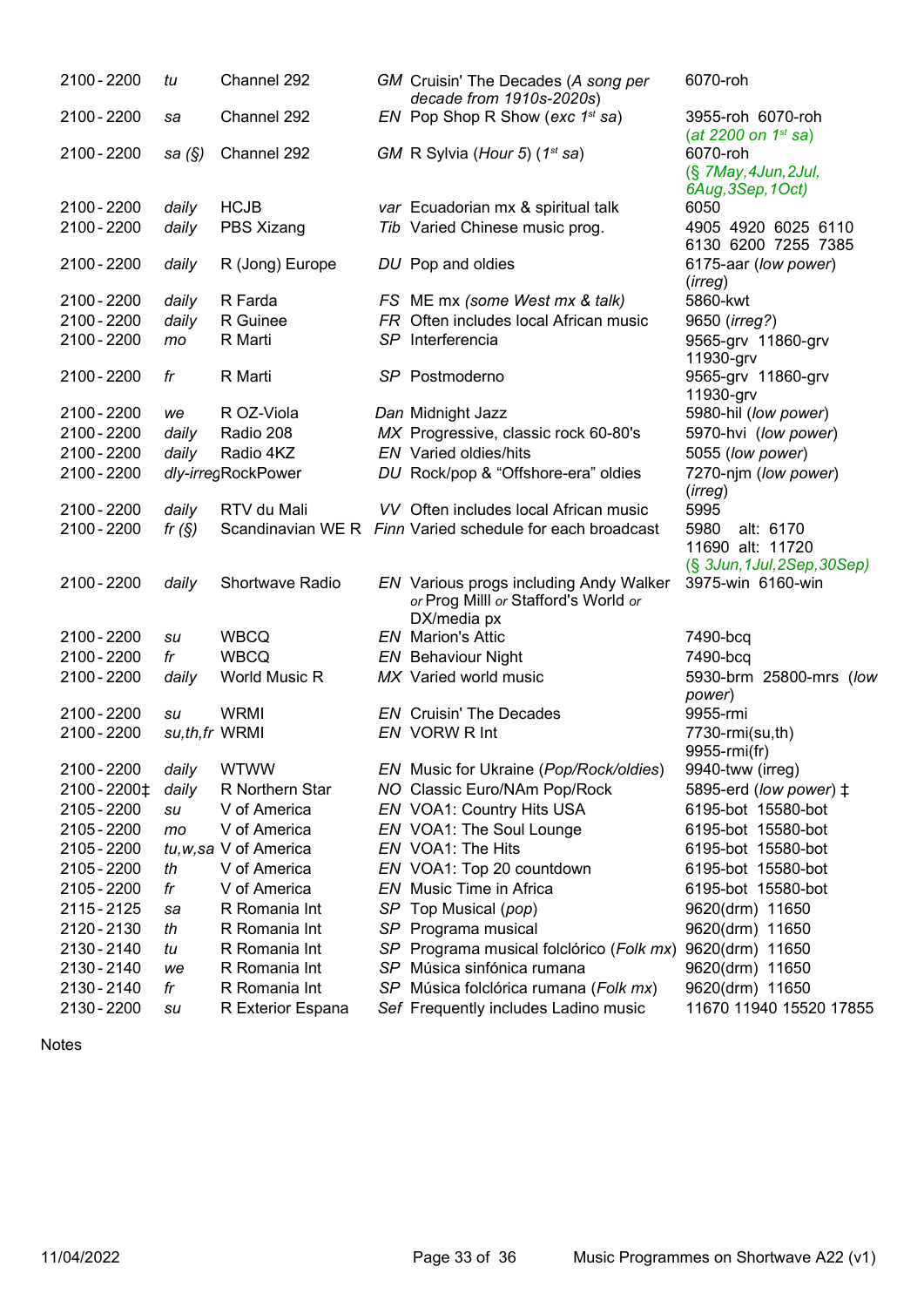| | | | | | |
|---|---|---|---|---|---|
| 2100 - 2200 | *tu* | Channel 292 | *GM* | Cruisin' The Decades (*A song per decade from 1910s-2020s*) | 6070-roh |
| 2100 - 2200 | *sa* | Channel 292 | *EN* | Pop Shop R Show (*exc 1st sa*) | 3955-roh 6070-roh (*at 2200 on 1st sa*) |
| 2100 - 2200 | *sa (§)* | Channel 292 | *GM* | R Sylvia (*Hour 5*) (*1st sa*) | 6070-roh (*§ 7May,4Jun,2Jul, 6Aug,3Sep,1Oct*) |
| 2100 - 2200 | *daily* | HCJB | *var* | Ecuadorian mx & spiritual talk | 6050 |
| 2100 - 2200 | *daily* | PBS Xizang | *Tib* | Varied Chinese music prog. | 4905 4920 6025 6110 6130 6200 7255 7385 |
| 2100 - 2200 | *daily* | R (Jong) Europe | *DU* | Pop and oldies | 6175-aar (*low power*) (*irreg*) |
| 2100 - 2200 | *daily* | R Farda | *FS* | ME mx *(some West mx & talk)* | 5860-kwt |
| 2100 - 2200 | *daily* | R Guinee | *FR* | Often includes local African music | 9650 (*irreg?*) |
| 2100 - 2200 | *mo* | R Marti | *SP* | Interferencia | 9565-grv 11860-grv 11930-grv |
| 2100 - 2200 | *fr* | R Marti | *SP* | Postmoderno | 9565-grv 11860-grv 11930-grv |
| 2100 - 2200 | *we* | R OZ-Viola | *Dan* | Midnight Jazz | 5980-hil (*low power*) |
| 2100 - 2200 | *daily* | Radio 208 | *MX* | Progressive, classic rock 60-80's | 5970-hvi (*low power*) |
| 2100 - 2200 | *daily* | Radio 4KZ | *EN* | Varied oldies/hits | 5055 (*low power*) |
| 2100 - 2200 | *dly-irreg* | RockPower | *DU* | Rock/pop & "Offshore-era" oldies | 7270-njm (*low power*) (*irreg*) |
| 2100 - 2200 | *daily* | RTV du Mali | *VV* | Often includes local African music | 5995 |
| 2100 - 2200 | *fr (§)* | Scandinavian WE R | *Finn* | Varied schedule for each broadcast | 5980 alt: 6170 11690 alt: 11720 (*§ 3Jun,1Jul,2Sep,30Sep*) |
| 2100 - 2200 | *daily* | Shortwave Radio | *EN* | Various progs including Andy Walker *or* Prog Milll *or* Stafford's World *or* DX/media px | 3975-win 6160-win |
| 2100 - 2200 | *su* | WBCQ | *EN* | Marion's Attic | 7490-bcq |
| 2100 - 2200 | *fr* | WBCQ | *EN* | Behaviour Night | 7490-bcq |
| 2100 - 2200 | *daily* | World Music R | *MX* | Varied world music | 5930-brm 25800-mrs (*low power*) |
| 2100 - 2200 | *su* | WRMI | *EN* | Cruisin' The Decades | 9955-rmi |
| 2100 - 2200 | *su,th,fr* | WRMI | *EN* | VORW R Int | 7730-rmi(su,th) 9955-rmi(fr) |
| 2100 - 2200 | *daily* | WTWW | *EN* | Music for Ukraine (*Pop/Rock/oldies*) | 9940-tww (irreg) |
| 2100 - 2200‡ | *daily* | R Northern Star | *NO* | Classic Euro/NAm Pop/Rock | 5895-erd (*low power*) ‡ |
| 2105 - 2200 | *su* | V of America | *EN* | VOA1: Country Hits USA | 6195-bot 15580-bot |
| 2105 - 2200 | *mo* | V of America | *EN* | VOA1: The Soul Lounge | 6195-bot 15580-bot |
| 2105 - 2200 | *tu,w,sa* | V of America | *EN* | VOA1: The Hits | 6195-bot 15580-bot |
| 2105 - 2200 | *th* | V of America | *EN* | VOA1: Top 20 countdown | 6195-bot 15580-bot |
| 2105 - 2200 | *fr* | V of America | *EN* | Music Time in Africa | 6195-bot 15580-bot |
| 2115 - 2125 | *sa* | R Romania Int | *SP* | Top Musical (*pop*) | 9620(drm) 11650 |
| 2120 - 2130 | *th* | R Romania Int | *SP* | Programa musical | 9620(drm) 11650 |
| 2130 - 2140 | *tu* | R Romania Int | *SP* | Programa musical folclórico (*Folk mx*) | 9620(drm) 11650 |
| 2130 - 2140 | *we* | R Romania Int | *SP* | Música sinfónica rumana | 9620(drm) 11650 |
| 2130 - 2140 | *fr* | R Romania Int | *SP* | Música folclórica rumana (*Folk mx*) | 9620(drm) 11650 |
| 2130 - 2200 | *su* | R Exterior Espana | *Sef* | Frequently includes Ladino music | 11670 11940 15520 17855 |

Notes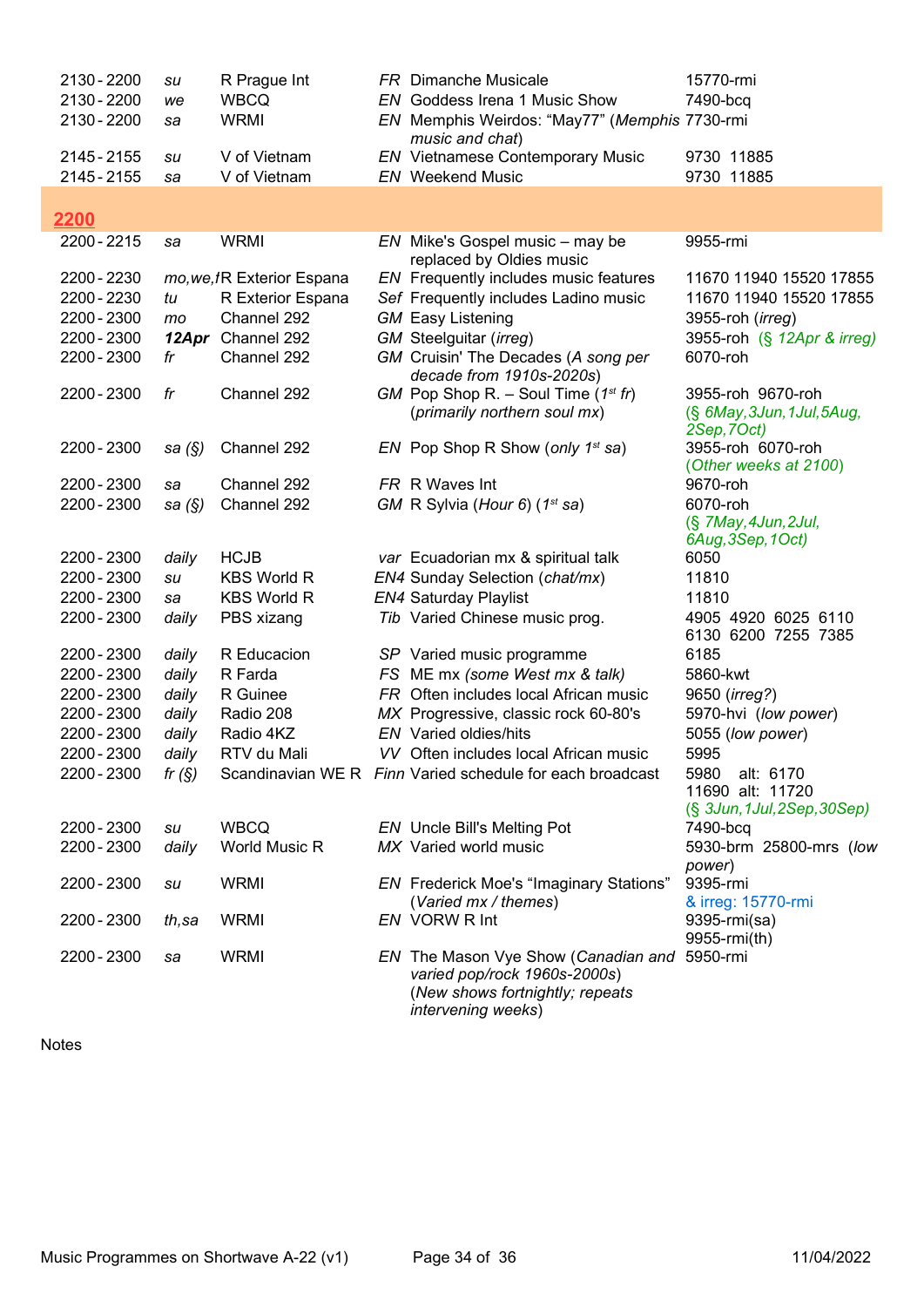| | | | | | |
|---|---|---|---|---|---|
| 2130 - 2200 | *su* | R Prague Int | *FR* | Dimanche Musicale | 15770-rmi |
| 2130 - 2200 | *we* | WBCQ | *EN* | Goddess Irena 1 Music Show | 7490-bcq |
| 2130 - 2200 | *sa* | WRMI | *EN* | Memphis Weirdos: "May77" (*Memphis music and chat*) | 7730-rmi |
| 2145 - 2155 | *su* | V of Vietnam | *EN* | Vietnamese Contemporary Music | 9730 11885 |
| 2145 - 2155 | *sa* | V of Vietnam | *EN* | Weekend Music | 9730 11885 |

## 2200

| | | | | | |
|---|---|---|---|---|---|
| 2200 - 2215 | *sa* | WRMI | *EN* | Mike's Gospel music – may be replaced by Oldies music | 9955-rmi |
| 2200 - 2230 | *mo,we,f* | R Exterior Espana | *EN* | Frequently includes music features | 11670 11940 15520 17855 |
| 2200 - 2230 | *tu* | R Exterior Espana | *Sef* | Frequently includes Ladino music | 11670 11940 15520 17855 |
| 2200 - 2300 | *mo* | Channel 292 | *GM* | Easy Listening | 3955-roh (*irreg*) |
| 2200 - 2300 | ***12Apr*** | Channel 292 | *GM* | Steelguitar (*irreg*) | 3955-roh (§ *12Apr & irreg*) |
| 2200 - 2300 | *fr* | Channel 292 | *GM* | Cruisin' The Decades (*A song per decade from 1910s-2020s*) | 6070-roh |
| 2200 - 2300 | *fr* | Channel 292 | *GM* | Pop Shop R. – Soul Time (*1st fr*) (*primarily northern soul mx*) | 3955-roh 9670-roh (§ *6May,3Jun,1Jul,5Aug, 2Sep,7Oct*) |
| 2200 - 2300 | *sa (§)* | Channel 292 | *EN* | Pop Shop R Show (*only 1st sa*) | 3955-roh 6070-roh (*Other weeks at 2100*) |
| 2200 - 2300 | *sa* | Channel 292 | *FR* | R Waves Int | 9670-roh |
| 2200 - 2300 | *sa (§)* | Channel 292 | *GM* | R Sylvia (*Hour 6*) (*1st sa*) | 6070-roh (§ *7May,4Jun,2Jul, 6Aug,3Sep,1Oct*) |
| 2200 - 2300 | *daily* | HCJB | *var* | Ecuadorian mx & spiritual talk | 6050 |
| 2200 - 2300 | *su* | KBS World R | *EN4* | Sunday Selection (*chat/mx*) | 11810 |
| 2200 - 2300 | *sa* | KBS World R | *EN4* | Saturday Playlist | 11810 |
| 2200 - 2300 | *daily* | PBS xizang | *Tib* | Varied Chinese music prog. | 4905 4920 6025 6110 6130 6200 7255 7385 |
| 2200 - 2300 | *daily* | R Educacion | *SP* | Varied music programme | 6185 |
| 2200 - 2300 | *daily* | R Farda | *FS* | ME mx *(some West mx & talk)* | 5860-kwt |
| 2200 - 2300 | *daily* | R Guinee | *FR* | Often includes local African music | 9650 (*irreg?*) |
| 2200 - 2300 | *daily* | Radio 208 | *MX* | Progressive, classic rock 60-80's | 5970-hvi (*low power*) |
| 2200 - 2300 | *daily* | Radio 4KZ | *EN* | Varied oldies/hits | 5055 (*low power*) |
| 2200 - 2300 | *daily* | RTV du Mali | *VV* | Often includes local African music | 5995 |
| 2200 - 2300 | *fr (§)* | Scandinavian WE R | *Finn* | Varied schedule for each broadcast | 5980 alt: 6170 11690 alt: 11720 (§ *3Jun,1Jul,2Sep,30Sep*) |
| 2200 - 2300 | *su* | WBCQ | *EN* | Uncle Bill's Melting Pot | 7490-bcq |
| 2200 - 2300 | *daily* | World Music R | *MX* | Varied world music | 5930-brm 25800-mrs (*low power*) |
| 2200 - 2300 | *su* | WRMI | *EN* | Frederick Moe's "Imaginary Stations" (*Varied mx / themes*) | 9395-rmi & irreg: 15770-rmi |
| 2200 - 2300 | *th,sa* | WRMI | *EN* | VORW R Int | 9395-rmi(sa) 9955-rmi(th) |
| 2200 - 2300 | *sa* | WRMI | *EN* | The Mason Vye Show (*Canadian and varied pop/rock 1960s-2000s*) (*New shows fortnightly; repeats intervening weeks*) | 5950-rmi |

Notes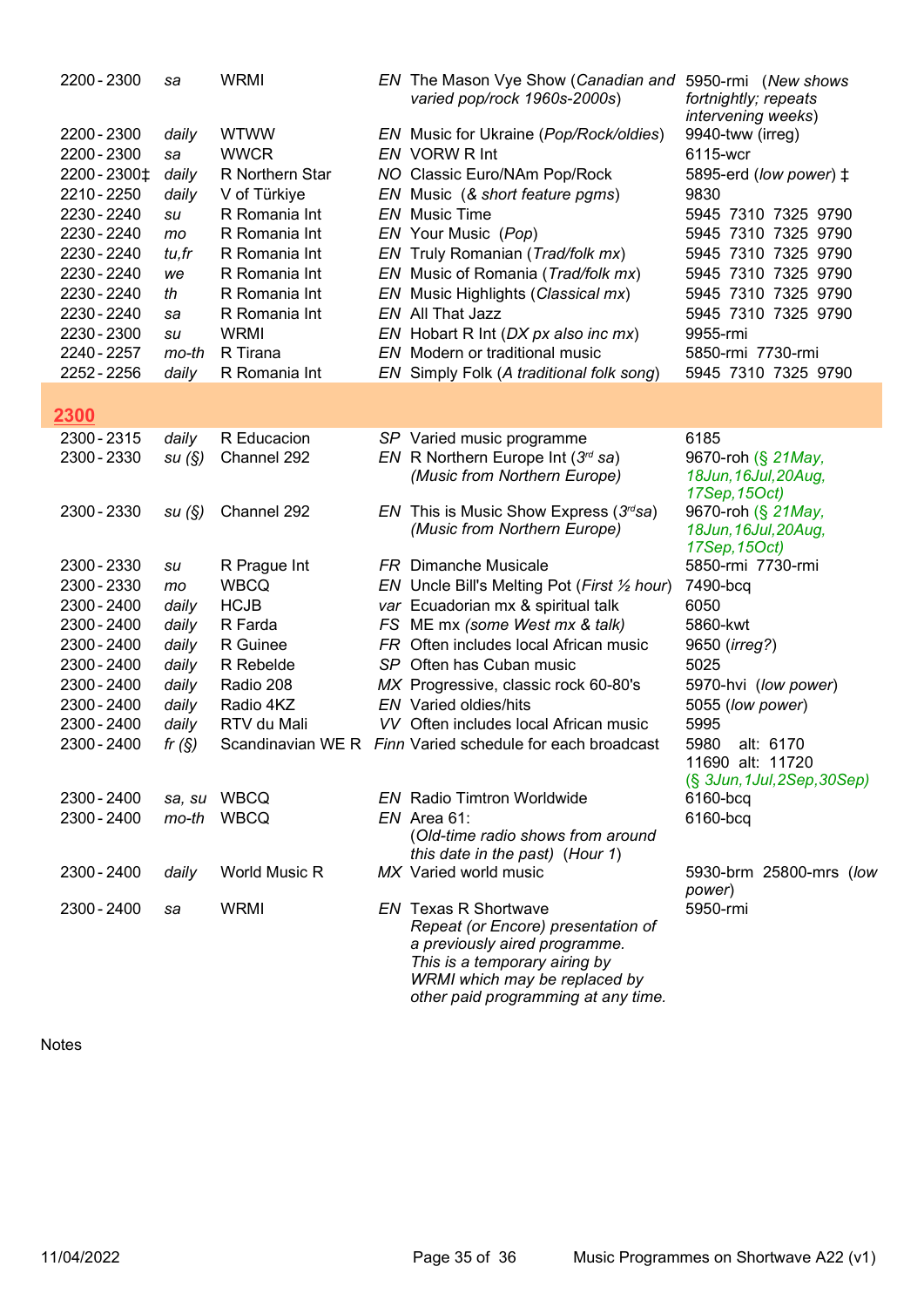| | | | | | |
|---|---|---|---|---|---|
| 2200 - 2300 | *sa* | WRMI | *EN* | The Mason Vye Show (*Canadian and varied pop/rock 1960s-2000s*) | 5950-rmi (*New shows fortnightly; repeats intervening weeks*) |
| 2200 - 2300 | *daily* | WTWW | *EN* | Music for Ukraine (*Pop/Rock/oldies*) | 9940-tww (irreg) |
| 2200 - 2300 | *sa* | WWCR | *EN* | VORW R Int | 6115-wcr |
| 2200 - 2300‡ | *daily* | R Northern Star | *NO* | Classic Euro/NAm Pop/Rock | 5895-erd (*low power*) ‡ |
| 2210 - 2250 | *daily* | V of Türkiye | *EN* | Music (*& short feature pgms*) | 9830 |
| 2230 - 2240 | *su* | R Romania Int | *EN* | Music Time | 5945 7310 7325 9790 |
| 2230 - 2240 | *mo* | R Romania Int | *EN* | Your Music (*Pop*) | 5945 7310 7325 9790 |
| 2230 - 2240 | *tu,fr* | R Romania Int | *EN* | Truly Romanian (*Trad/folk mx*) | 5945 7310 7325 9790 |
| 2230 - 2240 | *we* | R Romania Int | *EN* | Music of Romania (*Trad/folk mx*) | 5945 7310 7325 9790 |
| 2230 - 2240 | *th* | R Romania Int | *EN* | Music Highlights (*Classical mx*) | 5945 7310 7325 9790 |
| 2230 - 2240 | *sa* | R Romania Int | *EN* | All That Jazz | 5945 7310 7325 9790 |
| 2230 - 2300 | *su* | WRMI | *EN* | Hobart R Int (*DX px also inc mx*) | 9955-rmi |
| 2240 - 2257 | *mo-th* | R Tirana | *EN* | Modern or traditional music | 5850-rmi 7730-rmi |
| 2252 - 2256 | *daily* | R Romania Int | *EN* | Simply Folk (*A traditional folk song*) | 5945 7310 7325 9790 |

## 2300

| | | | | | |
|---|---|---|---|---|---|
| 2300 - 2315 | *daily* | R Educacion | *SP* | Varied music programme | 6185 |
| 2300 - 2330 | *su (§)* | Channel 292 | *EN* | R Northern Europe Int (3rd *sa*) (*Music from Northern Europe*) | 9670-roh (*§ 21May, 18Jun,16Jul,20Aug, 17Sep,15Oct*) |
| 2300 - 2330 | *su (§)* | Channel 292 | *EN* | This is Music Show Express (3rd *sa*) (*Music from Northern Europe*) | 9670-roh (*§ 21May, 18Jun,16Jul,20Aug, 17Sep,15Oct*) |
| 2300 - 2330 | *su* | R Prague Int | *FR* | Dimanche Musicale | 5850-rmi 7730-rmi |
| 2300 - 2330 | *mo* | WBCQ | *EN* | Uncle Bill's Melting Pot (*First ½ hour*) | 7490-bcq |
| 2300 - 2400 | *daily* | HCJB | *var* | Ecuadorian mx & spiritual talk | 6050 |
| 2300 - 2400 | *daily* | R Farda | *FS* | ME mx (*some West mx & talk*) | 5860-kwt |
| 2300 - 2400 | *daily* | R Guinee | *FR* | Often includes local African music | 9650 (*irreg?*) |
| 2300 - 2400 | *daily* | R Rebelde | *SP* | Often has Cuban music | 5025 |
| 2300 - 2400 | *daily* | Radio 208 | *MX* | Progressive, classic rock 60-80's | 5970-hvi (*low power*) |
| 2300 - 2400 | *daily* | Radio 4KZ | *EN* | Varied oldies/hits | 5055 (*low power*) |
| 2300 - 2400 | *daily* | RTV du Mali | *VV* | Often includes local African music | 5995 |
| 2300 - 2400 | *fr (§)* | Scandinavian WE R | *Finn* | Varied schedule for each broadcast | 5980 alt: 6170 11690 alt: 11720 (*§ 3Jun,1Jul,2Sep,30Sep*) |
| 2300 - 2400 | *sa, su* | WBCQ | *EN* | Radio Timtron Worldwide | 6160-bcq |
| 2300 - 2400 | *mo-th* | WBCQ | *EN* | Area 61: (*Old-time radio shows from around this date in the past*) (*Hour 1*) | 6160-bcq |
| 2300 - 2400 | *daily* | World Music R | *MX* | Varied world music | 5930-brm 25800-mrs (*low power*) |
| 2300 - 2400 | *sa* | WRMI | *EN* | Texas R Shortwave *Repeat (or Encore) presentation of a previously aired programme. This is a temporary airing by WRMI which may be replaced by other paid programming at any time.* | 5950-rmi |

Notes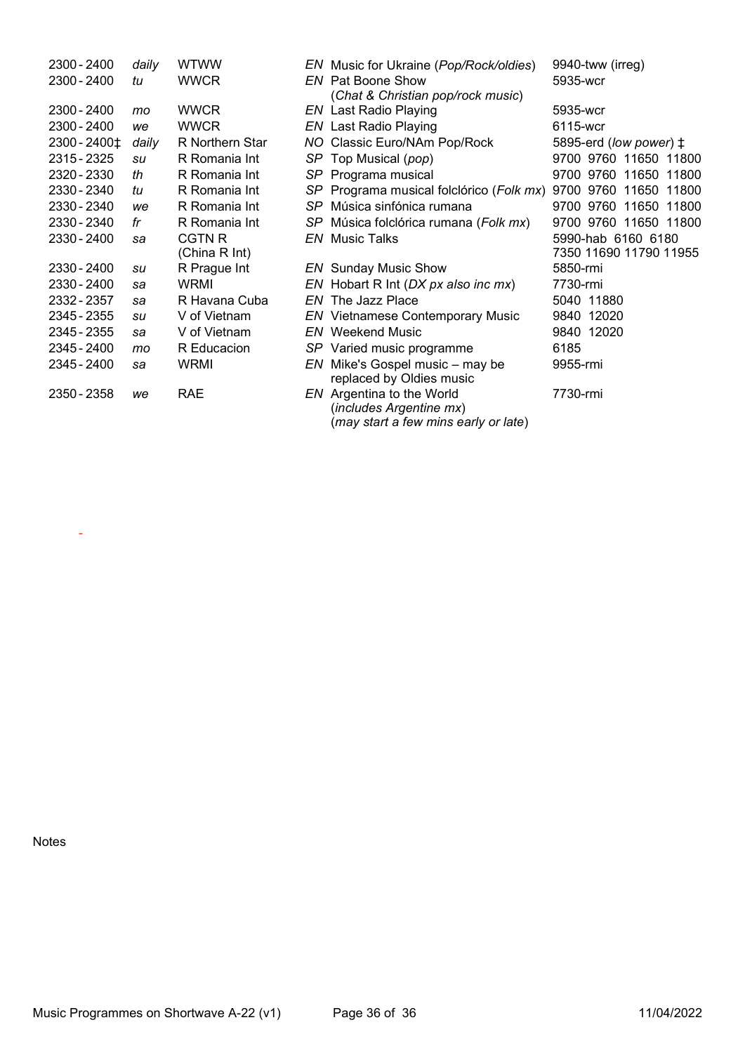| | | | | | |
|---|---|---|---|---|---|
| 2300 - 2400 | *daily* | WTWW | *EN* | Music for Ukraine (*Pop/Rock/oldies*) | 9940-tww (irreg) |
| 2300 - 2400 | *tu* | WWCR | *EN* | Pat Boone Show (*Chat & Christian pop/rock music*) | 5935-wcr |
| 2300 - 2400 | *mo* | WWCR | *EN* | Last Radio Playing | 5935-wcr |
| 2300 - 2400 | *we* | WWCR | *EN* | Last Radio Playing | 6115-wcr |
| 2300 - 2400‡ | *daily* | R Northern Star | *NO* | Classic Euro/NAm Pop/Rock | 5895-erd (*low power*) ‡ |
| 2315 - 2325 | *su* | R Romania Int | *SP* | Top Musical (*pop*) | 9700 9760 11650 11800 |
| 2320 - 2330 | *th* | R Romania Int | *SP* | Programa musical | 9700 9760 11650 11800 |
| 2330 - 2340 | *tu* | R Romania Int | *SP* | Programa musical folclórico (*Folk mx*) | 9700 9760 11650 11800 |
| 2330 - 2340 | *we* | R Romania Int | *SP* | Música sinfónica rumana | 9700 9760 11650 11800 |
| 2330 - 2340 | *fr* | R Romania Int | *SP* | Música folclórica rumana (*Folk mx*) | 9700 9760 11650 11800 |
| 2330 - 2400 | *sa* | CGTN R (China R Int) | *EN* | Music Talks | 5990-hab 6160 6180 7350 11690 11790 11955 |
| 2330 - 2400 | *su* | R Prague Int | *EN* | Sunday Music Show | 5850-rmi |
| 2330 - 2400 | *sa* | WRMI | *EN* | Hobart R Int (*DX px also inc mx*) | 7730-rmi |
| 2332 - 2357 | *sa* | R Havana Cuba | *EN* | The Jazz Place | 5040 11880 |
| 2345 - 2355 | *su* | V of Vietnam | *EN* | Vietnamese Contemporary Music | 9840 12020 |
| 2345 - 2355 | *sa* | V of Vietnam | *EN* | Weekend Music | 9840 12020 |
| 2345 - 2400 | *mo* | R Educacion | *SP* | Varied music programme | 6185 |
| 2345 - 2400 | *sa* | WRMI | *EN* | Mike's Gospel music – may be replaced by Oldies music | 9955-rmi |
| 2350 - 2358 | *we* | RAE | *EN* | Argentina to the World (*includes Argentine mx*) (*may start a few mins early or late*) | 7730-rmi |

-

Notes